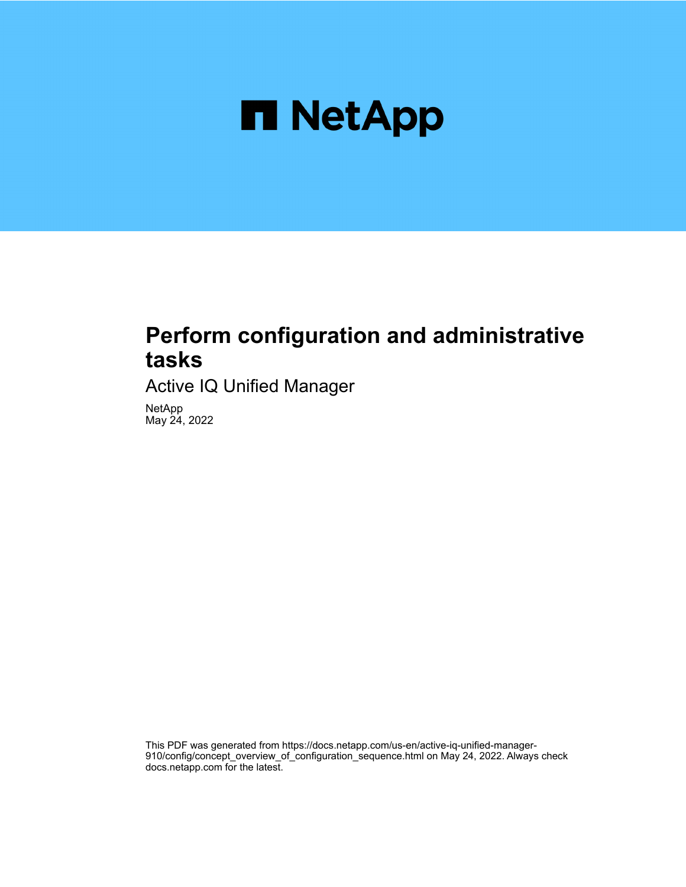# Perform configuration and administrative tasks

## Active IQ Unified Manager

NetApp
May 24, 2022

This PDF was generated from https://docs.netapp.com/us-en/active-iq-unified-manager-910/config/concept_overview_of_configuration_sequence.html on May 24, 2022. Always check docs.netapp.com for the latest.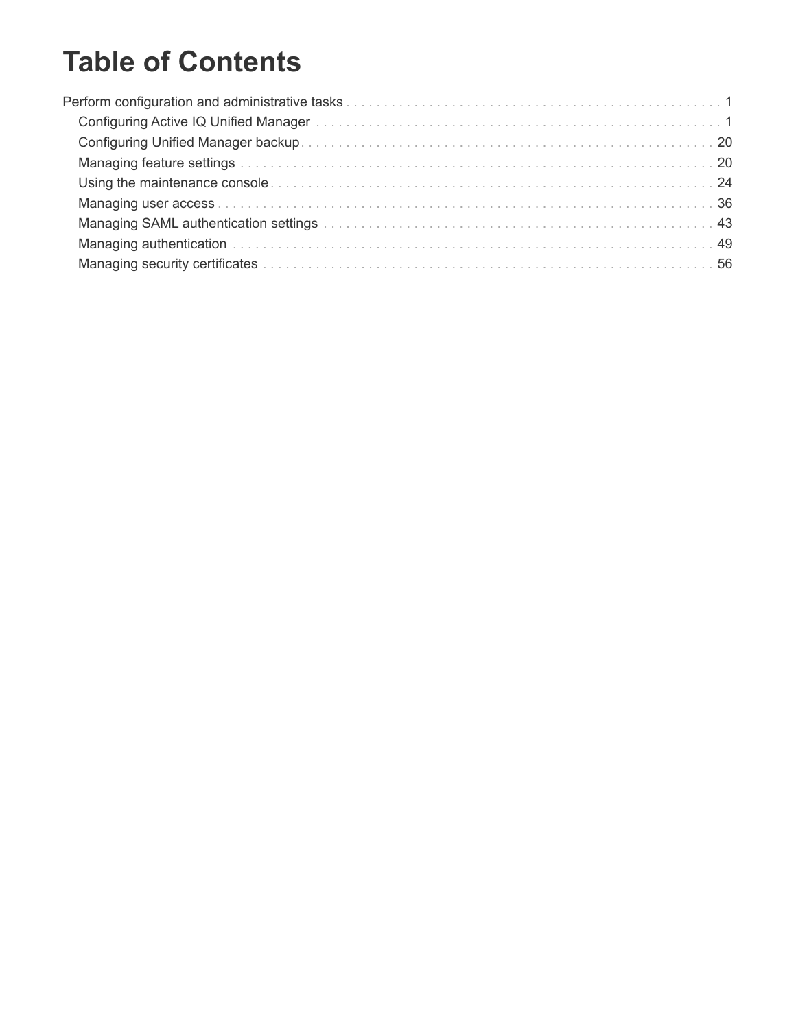# Table of Contents

- Perform configuration and administrative tasks . . . . . . . . . . 1
  - Configuring Active IQ Unified Manager . . . . . . . . . . 1
  - Configuring Unified Manager backup . . . . . . . . . . 20
  - Managing feature settings . . . . . . . . . . 20
  - Using the maintenance console . . . . . . . . . . 24
  - Managing user access . . . . . . . . . . 36
  - Managing SAML authentication settings . . . . . . . . . . 43
  - Managing authentication . . . . . . . . . . 49
  - Managing security certificates . . . . . . . . . . 56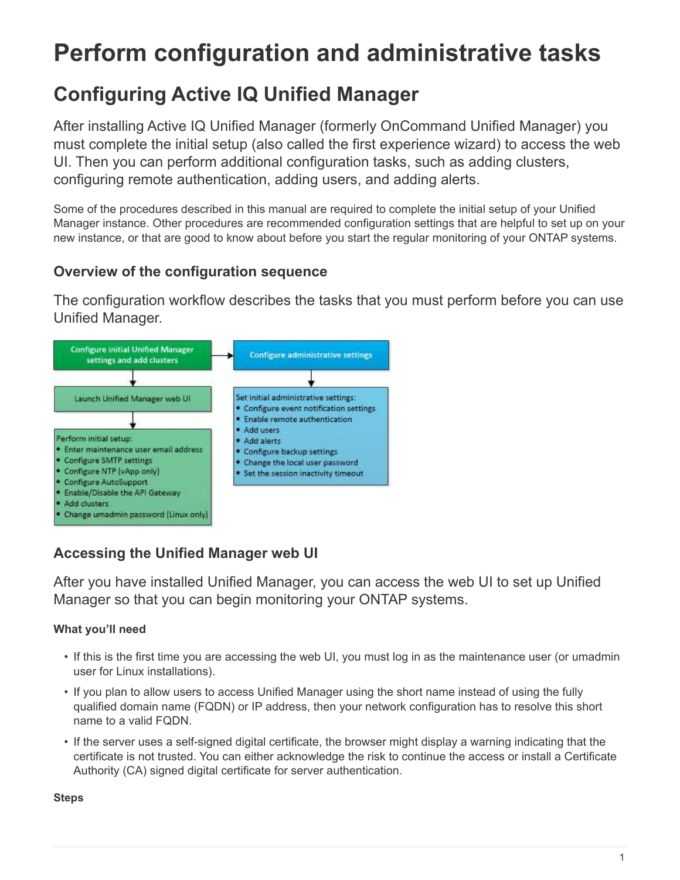# Perform configuration and administrative tasks

## Configuring Active IQ Unified Manager

After installing Active IQ Unified Manager (formerly OnCommand Unified Manager) you must complete the initial setup (also called the first experience wizard) to access the web UI. Then you can perform additional configuration tasks, such as adding clusters, configuring remote authentication, adding users, and adding alerts.

Some of the procedures described in this manual are required to complete the initial setup of your Unified Manager instance. Other procedures are recommended configuration settings that are helpful to set up on your new instance, or that are good to know about before you start the regular monitoring of your ONTAP systems.

### Overview of the configuration sequence

The configuration workflow describes the tasks that you must perform before you can use Unified Manager.

Configure initial Unified Manager settings and add clusters → Configure administrative settings

Launch Unified Manager web UI

Perform initial setup:

- Enter maintenance user email address
- Configure SMTP settings
- Configure NTP (vApp only)
- Configure AutoSupport
- Enable/Disable the API Gateway
- Add clusters
- Change umadmin password (Linux only)

Set initial administrative settings:

- Configure event notification settings
- Enable remote authentication
- Add users
- Add alerts
- Configure backup settings
- Change the local user password
- Set the session inactivity timeout

### Accessing the Unified Manager web UI

After you have installed Unified Manager, you can access the web UI to set up Unified Manager so that you can begin monitoring your ONTAP systems.

#### What you'll need

- If this is the first time you are accessing the web UI, you must log in as the maintenance user (or umadmin user for Linux installations).
- If you plan to allow users to access Unified Manager using the short name instead of using the fully qualified domain name (FQDN) or IP address, then your network configuration has to resolve this short name to a valid FQDN.
- If the server uses a self-signed digital certificate, the browser might display a warning indicating that the certificate is not trusted. You can either acknowledge the risk to continue the access or install a Certificate Authority (CA) signed digital certificate for server authentication.

#### Steps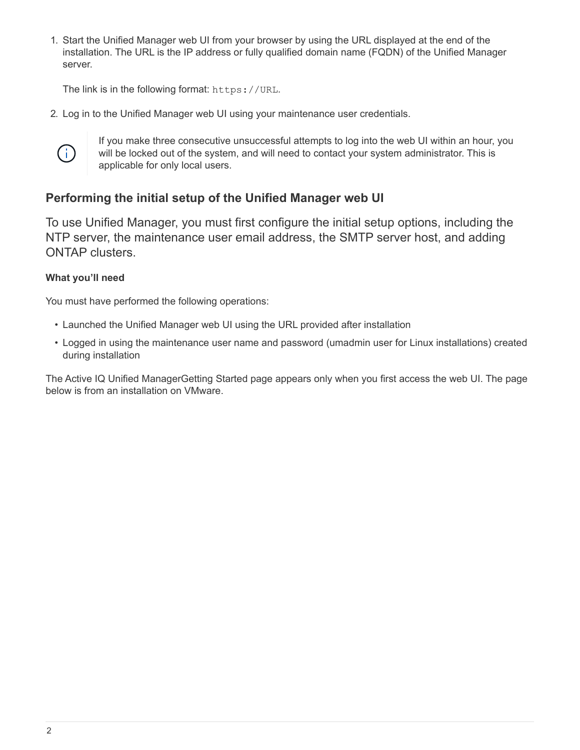1. Start the Unified Manager web UI from your browser by using the URL displayed at the end of the installation. The URL is the IP address or fully qualified domain name (FQDN) of the Unified Manager server.

   The link is in the following format: `https://URL`.

2. Log in to the Unified Manager web UI using your maintenance user credentials.

   > If you make three consecutive unsuccessful attempts to log into the web UI within an hour, you will be locked out of the system, and will need to contact your system administrator. This is applicable for only local users.

## Performing the initial setup of the Unified Manager web UI

To use Unified Manager, you must first configure the initial setup options, including the NTP server, the maintenance user email address, the SMTP server host, and adding ONTAP clusters.

#### What you'll need

You must have performed the following operations:

- Launched the Unified Manager web UI using the URL provided after installation
- Logged in using the maintenance user name and password (umadmin user for Linux installations) created during installation

The Active IQ Unified ManagerGetting Started page appears only when you first access the web UI. The page below is from an installation on VMware.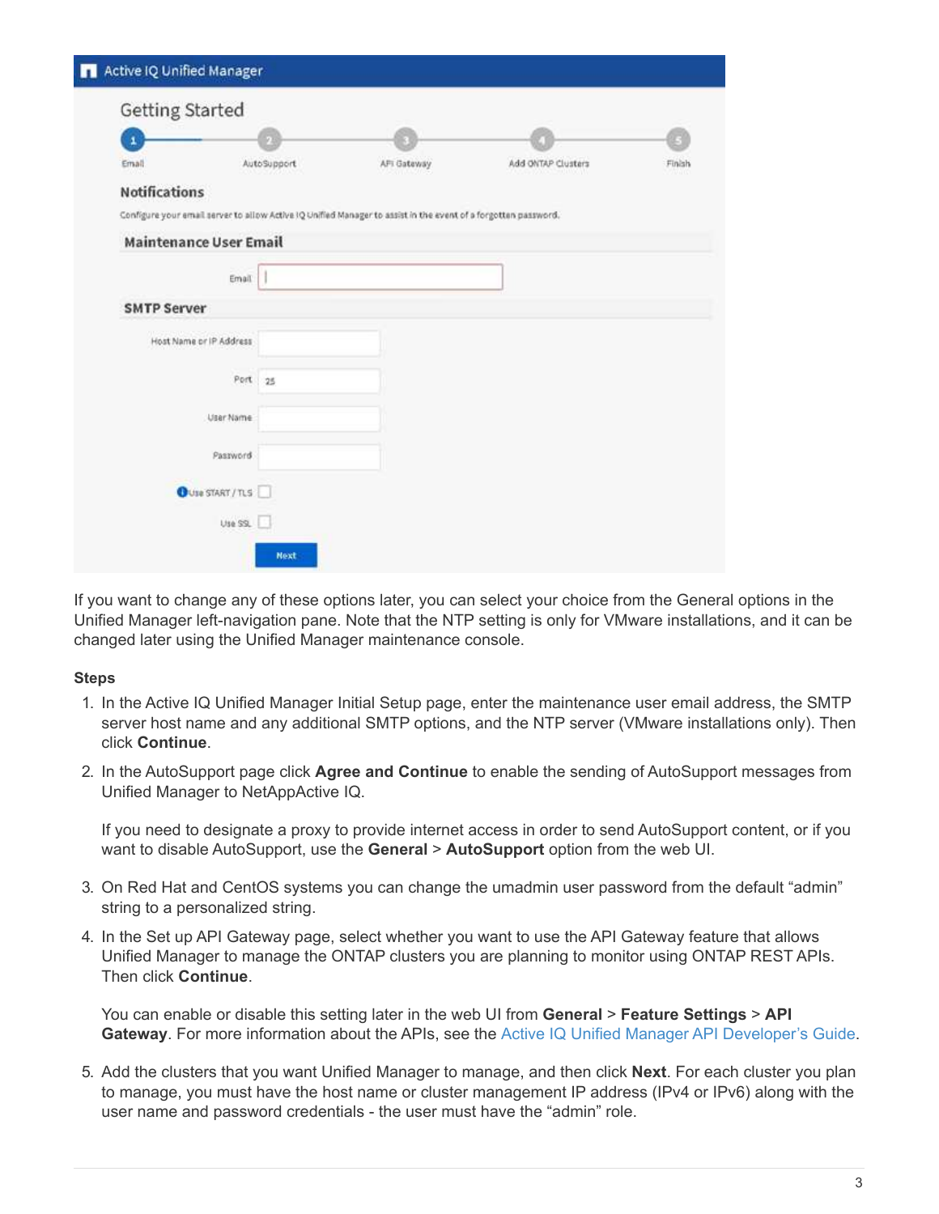If you want to change any of these options later, you can select your choice from the General options in the Unified Manager left-navigation pane. Note that the NTP setting is only for VMware installations, and it can be changed later using the Unified Manager maintenance console.

**Steps**

1. In the Active IQ Unified Manager Initial Setup page, enter the maintenance user email address, the SMTP server host name and any additional SMTP options, and the NTP server (VMware installations only). Then click **Continue**.
2. In the AutoSupport page click **Agree and Continue** to enable the sending of AutoSupport messages from Unified Manager to NetAppActive IQ.

   If you need to designate a proxy to provide internet access in order to send AutoSupport content, or if you want to disable AutoSupport, use the **General** > **AutoSupport** option from the web UI.

3. On Red Hat and CentOS systems you can change the umadmin user password from the default “admin” string to a personalized string.
4. In the Set up API Gateway page, select whether you want to use the API Gateway feature that allows Unified Manager to manage the ONTAP clusters you are planning to monitor using ONTAP REST APIs. Then click **Continue**.

   You can enable or disable this setting later in the web UI from **General** > **Feature Settings** > **API Gateway**. For more information about the APIs, see the Active IQ Unified Manager API Developer’s Guide.

5. Add the clusters that you want Unified Manager to manage, and then click **Next**. For each cluster you plan to manage, you must have the host name or cluster management IP address (IPv4 or IPv6) along with the user name and password credentials - the user must have the “admin” role.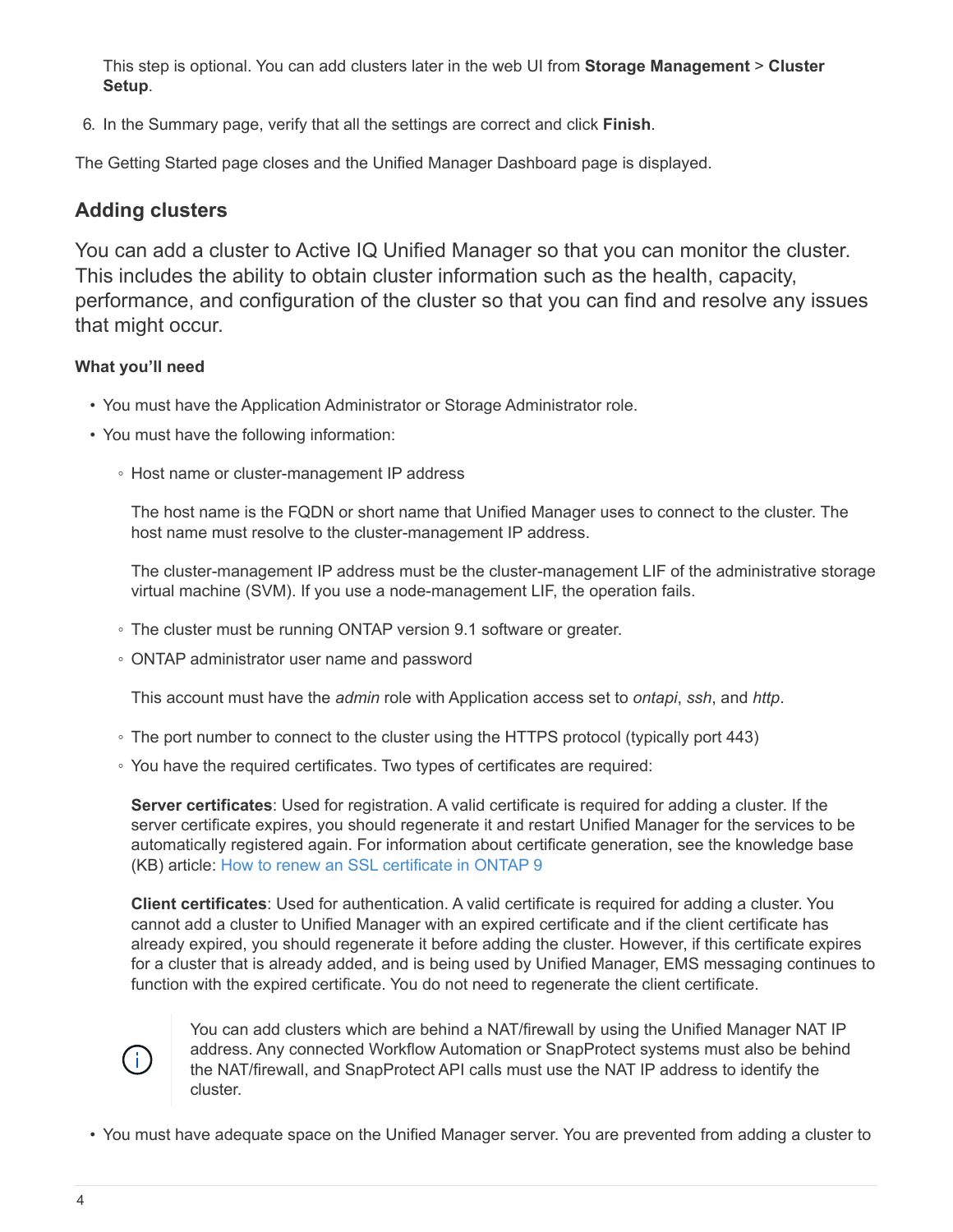This step is optional. You can add clusters later in the web UI from **Storage Management** > **Cluster Setup**.

6. In the Summary page, verify that all the settings are correct and click **Finish**.

The Getting Started page closes and the Unified Manager Dashboard page is displayed.

## Adding clusters

You can add a cluster to Active IQ Unified Manager so that you can monitor the cluster. This includes the ability to obtain cluster information such as the health, capacity, performance, and configuration of the cluster so that you can find and resolve any issues that might occur.

#### What you'll need

- You must have the Application Administrator or Storage Administrator role.
- You must have the following information:
  - Host name or cluster-management IP address

    The host name is the FQDN or short name that Unified Manager uses to connect to the cluster. The host name must resolve to the cluster-management IP address.

    The cluster-management IP address must be the cluster-management LIF of the administrative storage virtual machine (SVM). If you use a node-management LIF, the operation fails.

  - The cluster must be running ONTAP version 9.1 software or greater.
  - ONTAP administrator user name and password

    This account must have the *admin* role with Application access set to *ontapi*, *ssh*, and *http*.

  - The port number to connect to the cluster using the HTTPS protocol (typically port 443)
  - You have the required certificates. Two types of certificates are required:

    **Server certificates**: Used for registration. A valid certificate is required for adding a cluster. If the server certificate expires, you should regenerate it and restart Unified Manager for the services to be automatically registered again. For information about certificate generation, see the knowledge base (KB) article: How to renew an SSL certificate in ONTAP 9

    **Client certificates**: Used for authentication. A valid certificate is required for adding a cluster. You cannot add a cluster to Unified Manager with an expired certificate and if the client certificate has already expired, you should regenerate it before adding the cluster. However, if this certificate expires for a cluster that is already added, and is being used by Unified Manager, EMS messaging continues to function with the expired certificate. You do not need to regenerate the client certificate.

    > You can add clusters which are behind a NAT/firewall by using the Unified Manager NAT IP address. Any connected Workflow Automation or SnapProtect systems must also be behind the NAT/firewall, and SnapProtect API calls must use the NAT IP address to identify the cluster.

- You must have adequate space on the Unified Manager server. You are prevented from adding a cluster to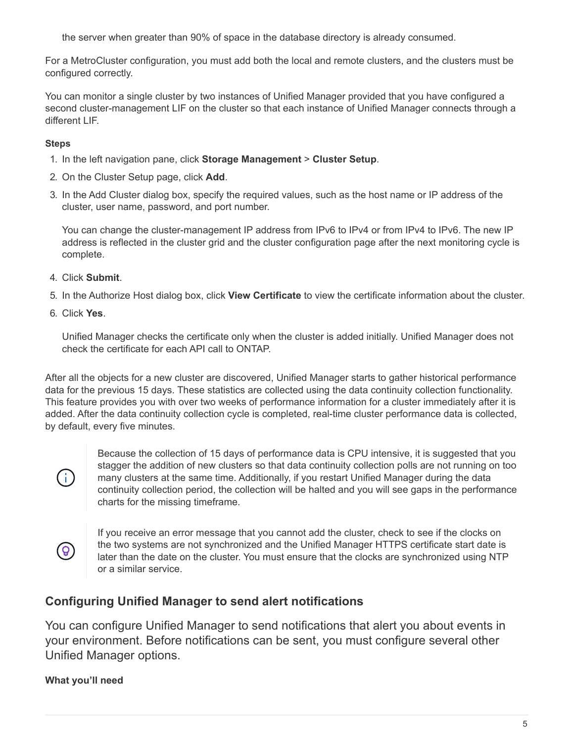the server when greater than 90% of space in the database directory is already consumed.

For a MetroCluster configuration, you must add both the local and remote clusters, and the clusters must be configured correctly.

You can monitor a single cluster by two instances of Unified Manager provided that you have configured a second cluster-management LIF on the cluster so that each instance of Unified Manager connects through a different LIF.

**Steps**

1. In the left navigation pane, click **Storage Management** > **Cluster Setup**.
2. On the Cluster Setup page, click **Add**.
3. In the Add Cluster dialog box, specify the required values, such as the host name or IP address of the cluster, user name, password, and port number.

   You can change the cluster-management IP address from IPv6 to IPv4 or from IPv4 to IPv6. The new IP address is reflected in the cluster grid and the cluster configuration page after the next monitoring cycle is complete.

4. Click **Submit**.
5. In the Authorize Host dialog box, click **View Certificate** to view the certificate information about the cluster.
6. Click **Yes**.

   Unified Manager checks the certificate only when the cluster is added initially. Unified Manager does not check the certificate for each API call to ONTAP.

After all the objects for a new cluster are discovered, Unified Manager starts to gather historical performance data for the previous 15 days. These statistics are collected using the data continuity collection functionality. This feature provides you with over two weeks of performance information for a cluster immediately after it is added. After the data continuity collection cycle is completed, real-time cluster performance data is collected, by default, every five minutes.

> Because the collection of 15 days of performance data is CPU intensive, it is suggested that you stagger the addition of new clusters so that data continuity collection polls are not running on too many clusters at the same time. Additionally, if you restart Unified Manager during the data continuity collection period, the collection will be halted and you will see gaps in the performance charts for the missing timeframe.

> If you receive an error message that you cannot add the cluster, check to see if the clocks on the two systems are not synchronized and the Unified Manager HTTPS certificate start date is later than the date on the cluster. You must ensure that the clocks are synchronized using NTP or a similar service.

## Configuring Unified Manager to send alert notifications

You can configure Unified Manager to send notifications that alert you about events in your environment. Before notifications can be sent, you must configure several other Unified Manager options.

**What you'll need**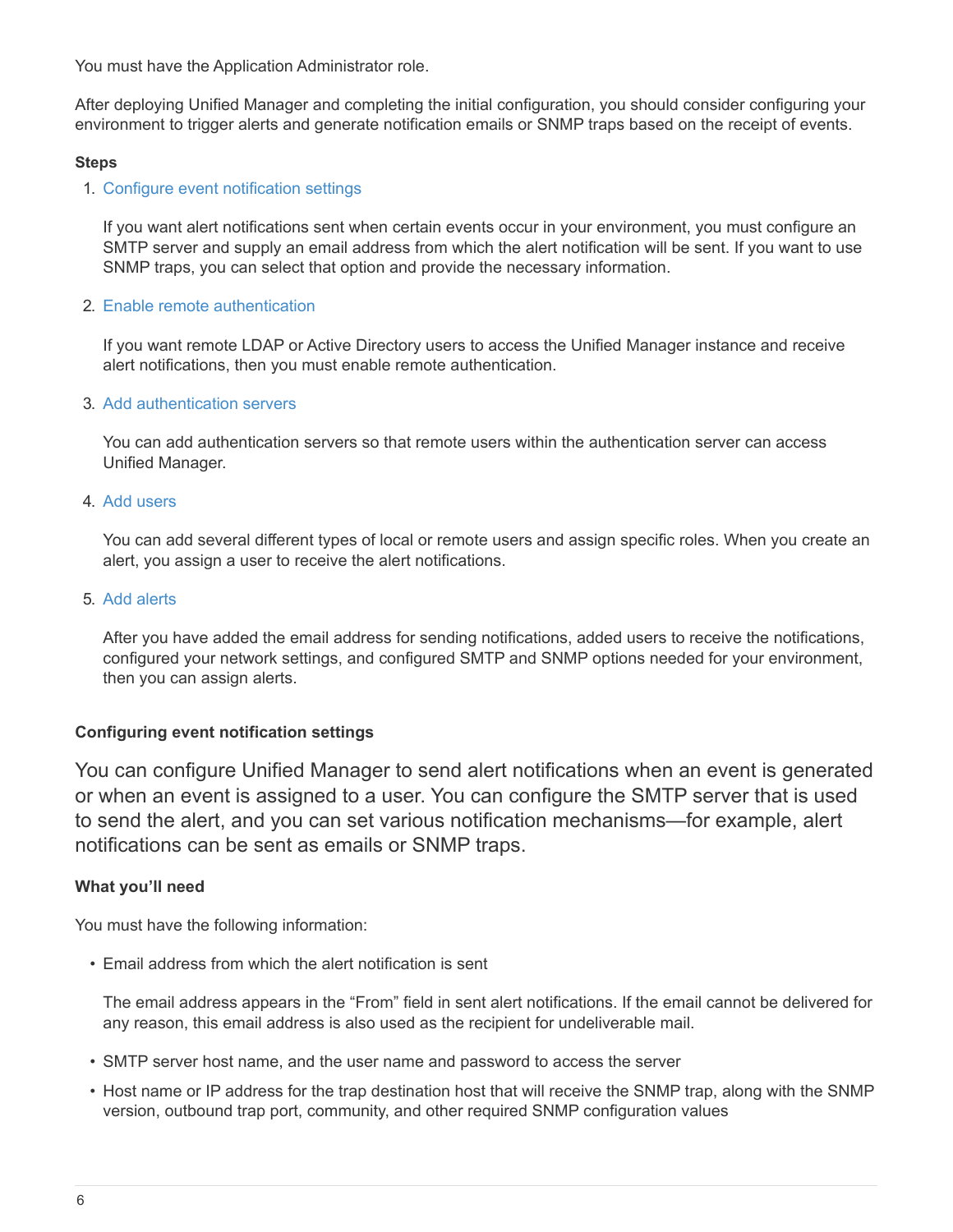You must have the Application Administrator role.

After deploying Unified Manager and completing the initial configuration, you should consider configuring your environment to trigger alerts and generate notification emails or SNMP traps based on the receipt of events.

**Steps**

1. Configure event notification settings

   If you want alert notifications sent when certain events occur in your environment, you must configure an SMTP server and supply an email address from which the alert notification will be sent. If you want to use SNMP traps, you can select that option and provide the necessary information.

2. Enable remote authentication

   If you want remote LDAP or Active Directory users to access the Unified Manager instance and receive alert notifications, then you must enable remote authentication.

3. Add authentication servers

   You can add authentication servers so that remote users within the authentication server can access Unified Manager.

4. Add users

   You can add several different types of local or remote users and assign specific roles. When you create an alert, you assign a user to receive the alert notifications.

5. Add alerts

   After you have added the email address for sending notifications, added users to receive the notifications, configured your network settings, and configured SMTP and SNMP options needed for your environment, then you can assign alerts.

### Configuring event notification settings

You can configure Unified Manager to send alert notifications when an event is generated or when an event is assigned to a user. You can configure the SMTP server that is used to send the alert, and you can set various notification mechanisms—for example, alert notifications can be sent as emails or SNMP traps.

**What you'll need**

You must have the following information:

- Email address from which the alert notification is sent

  The email address appears in the "From" field in sent alert notifications. If the email cannot be delivered for any reason, this email address is also used as the recipient for undeliverable mail.

- SMTP server host name, and the user name and password to access the server
- Host name or IP address for the trap destination host that will receive the SNMP trap, along with the SNMP version, outbound trap port, community, and other required SNMP configuration values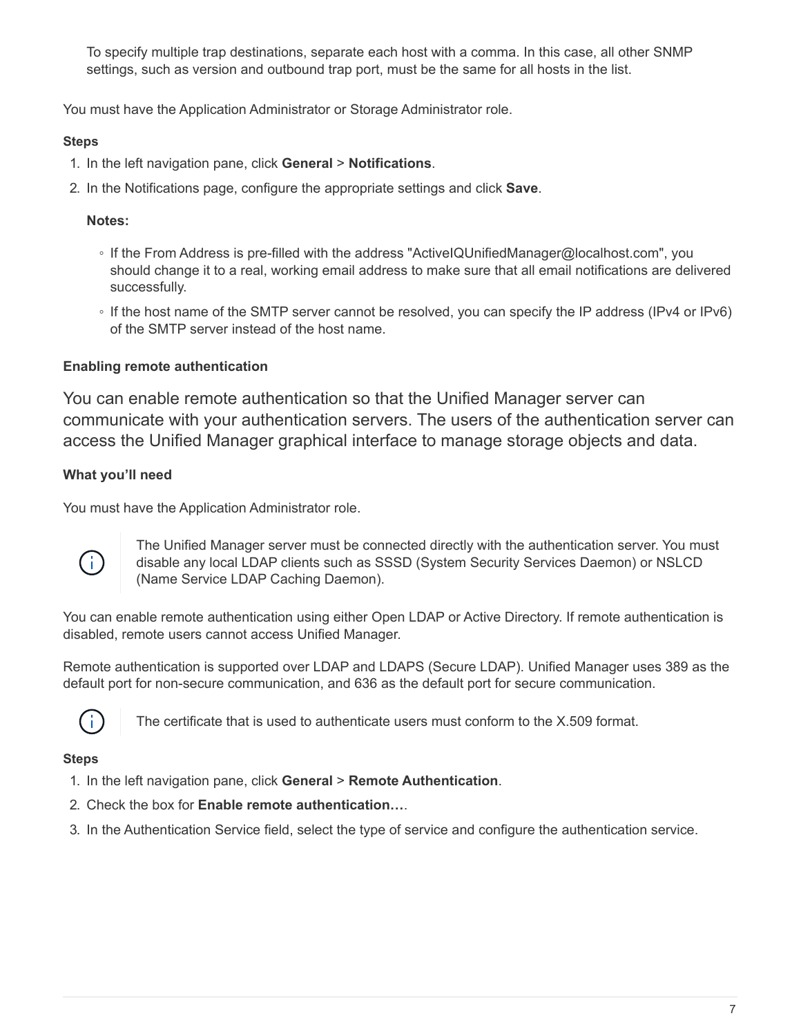To specify multiple trap destinations, separate each host with a comma. In this case, all other SNMP settings, such as version and outbound trap port, must be the same for all hosts in the list.

You must have the Application Administrator or Storage Administrator role.

#### Steps

1. In the left navigation pane, click **General** > **Notifications**.
2. In the Notifications page, configure the appropriate settings and click **Save**.

   **Notes:**

   - If the From Address is pre-filled with the address "ActiveIQUnifiedManager@localhost.com", you should change it to a real, working email address to make sure that all email notifications are delivered successfully.
   - If the host name of the SMTP server cannot be resolved, you can specify the IP address (IPv4 or IPv6) of the SMTP server instead of the host name.

### Enabling remote authentication

You can enable remote authentication so that the Unified Manager server can communicate with your authentication servers. The users of the authentication server can access the Unified Manager graphical interface to manage storage objects and data.

#### What you'll need

You must have the Application Administrator role.

> The Unified Manager server must be connected directly with the authentication server. You must disable any local LDAP clients such as SSSD (System Security Services Daemon) or NSLCD (Name Service LDAP Caching Daemon).

You can enable remote authentication using either Open LDAP or Active Directory. If remote authentication is disabled, remote users cannot access Unified Manager.

Remote authentication is supported over LDAP and LDAPS (Secure LDAP). Unified Manager uses 389 as the default port for non-secure communication, and 636 as the default port for secure communication.

> The certificate that is used to authenticate users must conform to the X.509 format.

#### Steps

1. In the left navigation pane, click **General** > **Remote Authentication**.
2. Check the box for **Enable remote authentication…**.
3. In the Authentication Service field, select the type of service and configure the authentication service.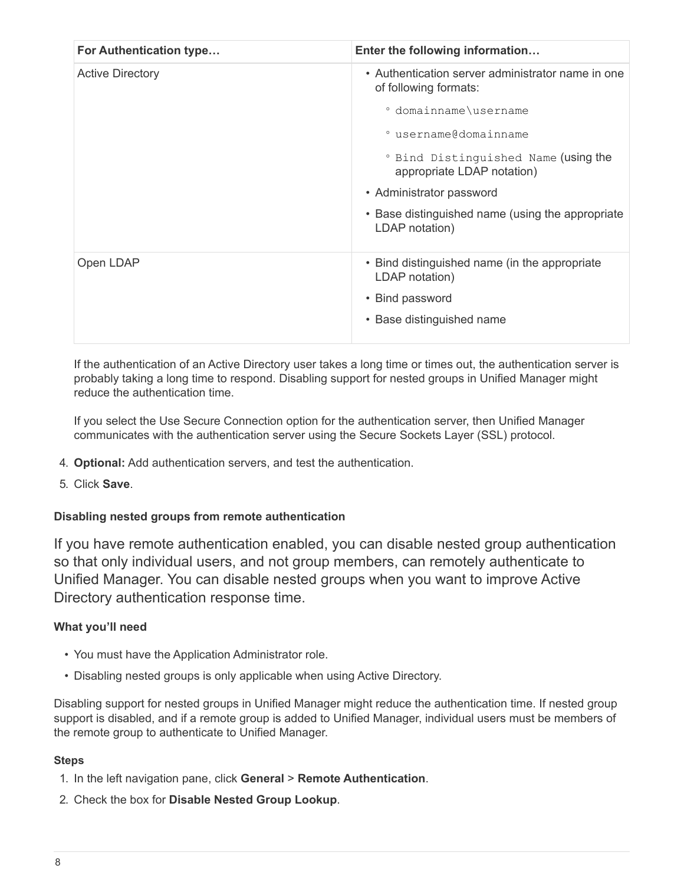| For Authentication type… | Enter the following information… |
| --- | --- |
| Active Directory | • Authentication server administrator name in one of following formats:<br>  ◦ `domainname\username`<br>  ◦ `username@domainname`<br>  ◦ `Bind Distinguished Name` (using the appropriate LDAP notation)<br>• Administrator password<br>• Base distinguished name (using the appropriate LDAP notation) |
| Open LDAP | • Bind distinguished name (in the appropriate LDAP notation)<br>• Bind password<br>• Base distinguished name |

If the authentication of an Active Directory user takes a long time or times out, the authentication server is probably taking a long time to respond. Disabling support for nested groups in Unified Manager might reduce the authentication time.

If you select the Use Secure Connection option for the authentication server, then Unified Manager communicates with the authentication server using the Secure Sockets Layer (SSL) protocol.

4. **Optional:** Add authentication servers, and test the authentication.
5. Click **Save**.

#### Disabling nested groups from remote authentication

If you have remote authentication enabled, you can disable nested group authentication so that only individual users, and not group members, can remotely authenticate to Unified Manager. You can disable nested groups when you want to improve Active Directory authentication response time.

**What you'll need**

- You must have the Application Administrator role.
- Disabling nested groups is only applicable when using Active Directory.

Disabling support for nested groups in Unified Manager might reduce the authentication time. If nested group support is disabled, and if a remote group is added to Unified Manager, individual users must be members of the remote group to authenticate to Unified Manager.

**Steps**

1. In the left navigation pane, click **General** > **Remote Authentication**.
2. Check the box for **Disable Nested Group Lookup**.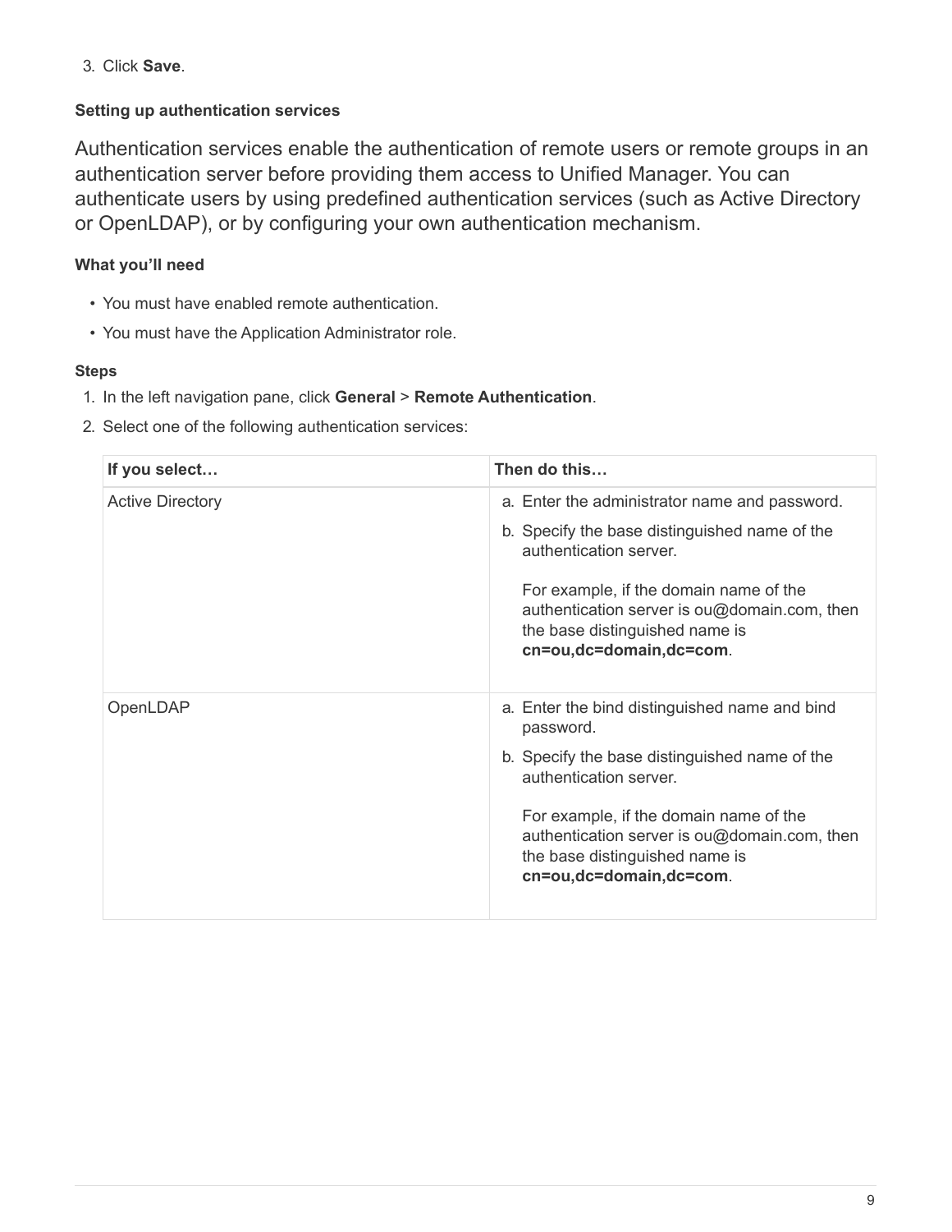3. Click **Save**.

### Setting up authentication services

Authentication services enable the authentication of remote users or remote groups in an authentication server before providing them access to Unified Manager. You can authenticate users by using predefined authentication services (such as Active Directory or OpenLDAP), or by configuring your own authentication mechanism.

#### What you'll need

- You must have enabled remote authentication.
- You must have the Application Administrator role.

#### Steps

1. In the left navigation pane, click **General** > **Remote Authentication**.
2. Select one of the following authentication services:

| If you select… | Then do this… |
|---|---|
| Active Directory | a. Enter the administrator name and password.<br>b. Specify the base distinguished name of the authentication server.<br><br>For example, if the domain name of the authentication server is ou@domain.com, then the base distinguished name is **cn=ou,dc=domain,dc=com**. |
| OpenLDAP | a. Enter the bind distinguished name and bind password.<br>b. Specify the base distinguished name of the authentication server.<br><br>For example, if the domain name of the authentication server is ou@domain.com, then the base distinguished name is **cn=ou,dc=domain,dc=com**. |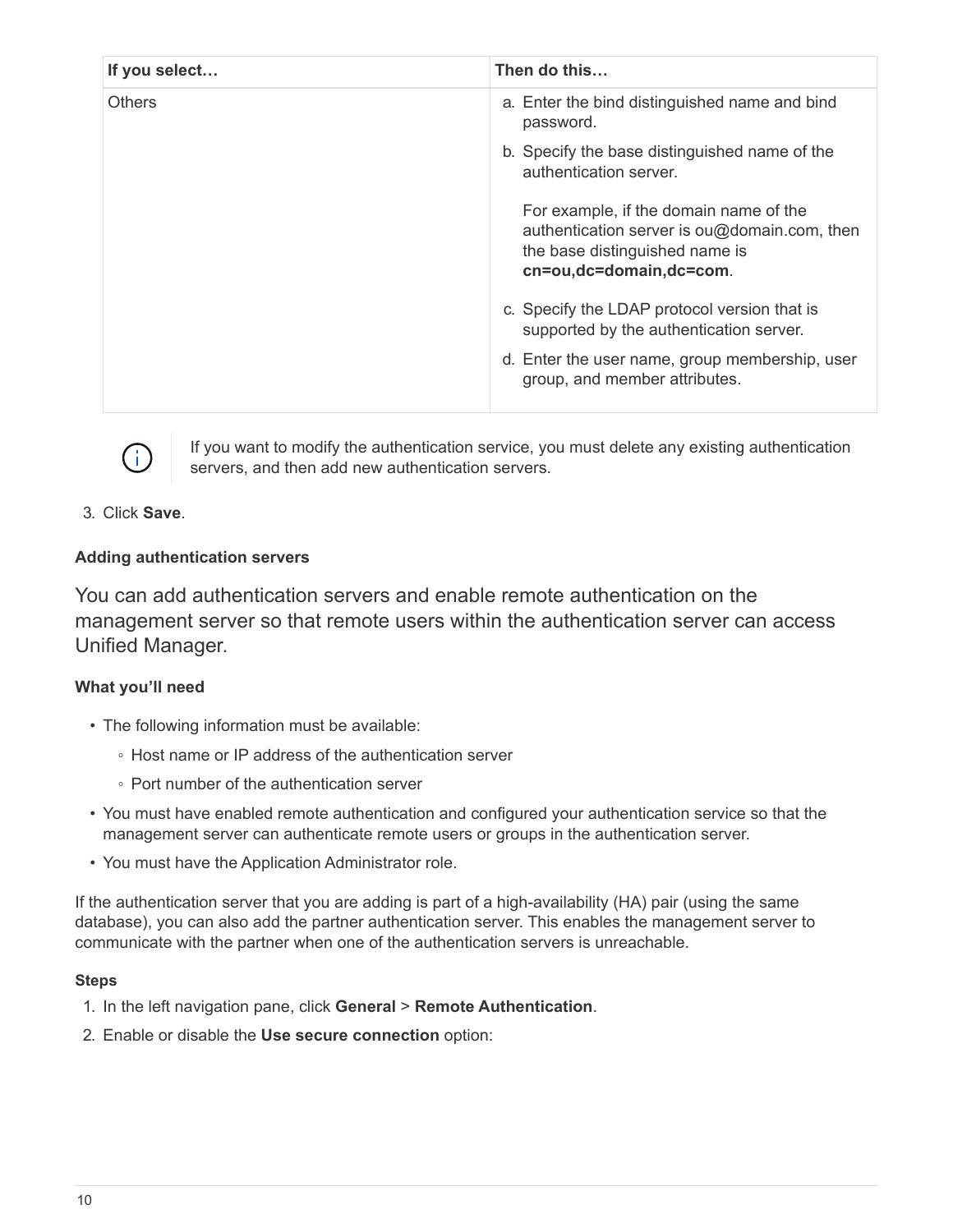| If you select… | Then do this… |
| --- | --- |
| Others | a. Enter the bind distinguished name and bind password.<br>b. Specify the base distinguished name of the authentication server.<br><br>For example, if the domain name of the authentication server is ou@domain.com, then the base distinguished name is **cn=ou,dc=domain,dc=com**.<br>c. Specify the LDAP protocol version that is supported by the authentication server.<br>d. Enter the user name, group membership, user group, and member attributes. |

> If you want to modify the authentication service, you must delete any existing authentication servers, and then add new authentication servers.

3. Click **Save**.

#### Adding authentication servers

You can add authentication servers and enable remote authentication on the management server so that remote users within the authentication server can access Unified Manager.

##### What you'll need

- The following information must be available:
  - Host name or IP address of the authentication server
  - Port number of the authentication server
- You must have enabled remote authentication and configured your authentication service so that the management server can authenticate remote users or groups in the authentication server.
- You must have the Application Administrator role.

If the authentication server that you are adding is part of a high-availability (HA) pair (using the same database), you can also add the partner authentication server. This enables the management server to communicate with the partner when one of the authentication servers is unreachable.

##### Steps

1. In the left navigation pane, click **General** > **Remote Authentication**.
2. Enable or disable the **Use secure connection** option: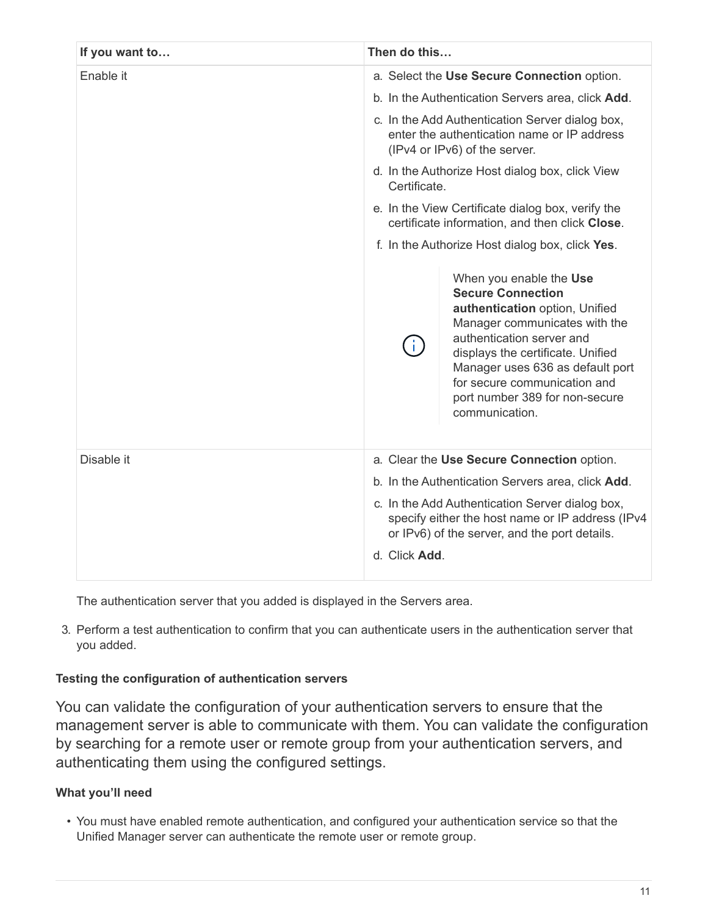| If you want to… | Then do this… |
| --- | --- |
| Enable it | a. Select the **Use Secure Connection** option.<br>b. In the Authentication Servers area, click **Add**.<br>c. In the Add Authentication Server dialog box, enter the authentication name or IP address (IPv4 or IPv6) of the server.<br>d. In the Authorize Host dialog box, click View Certificate.<br>e. In the View Certificate dialog box, verify the certificate information, and then click **Close**.<br>f. In the Authorize Host dialog box, click **Yes**.<br><br>When you enable the **Use Secure Connection authentication** option, Unified Manager communicates with the authentication server and displays the certificate. Unified Manager uses 636 as default port for secure communication and port number 389 for non-secure communication. |
| Disable it | a. Clear the **Use Secure Connection** option.<br>b. In the Authentication Servers area, click **Add**.<br>c. In the Add Authentication Server dialog box, specify either the host name or IP address (IPv4 or IPv6) of the server, and the port details.<br>d. Click **Add**. |

The authentication server that you added is displayed in the Servers area.

3. Perform a test authentication to confirm that you can authenticate users in the authentication server that you added.

#### Testing the configuration of authentication servers

You can validate the configuration of your authentication servers to ensure that the management server is able to communicate with them. You can validate the configuration by searching for a remote user or remote group from your authentication servers, and authenticating them using the configured settings.

##### What you'll need

- You must have enabled remote authentication, and configured your authentication service so that the Unified Manager server can authenticate the remote user or remote group.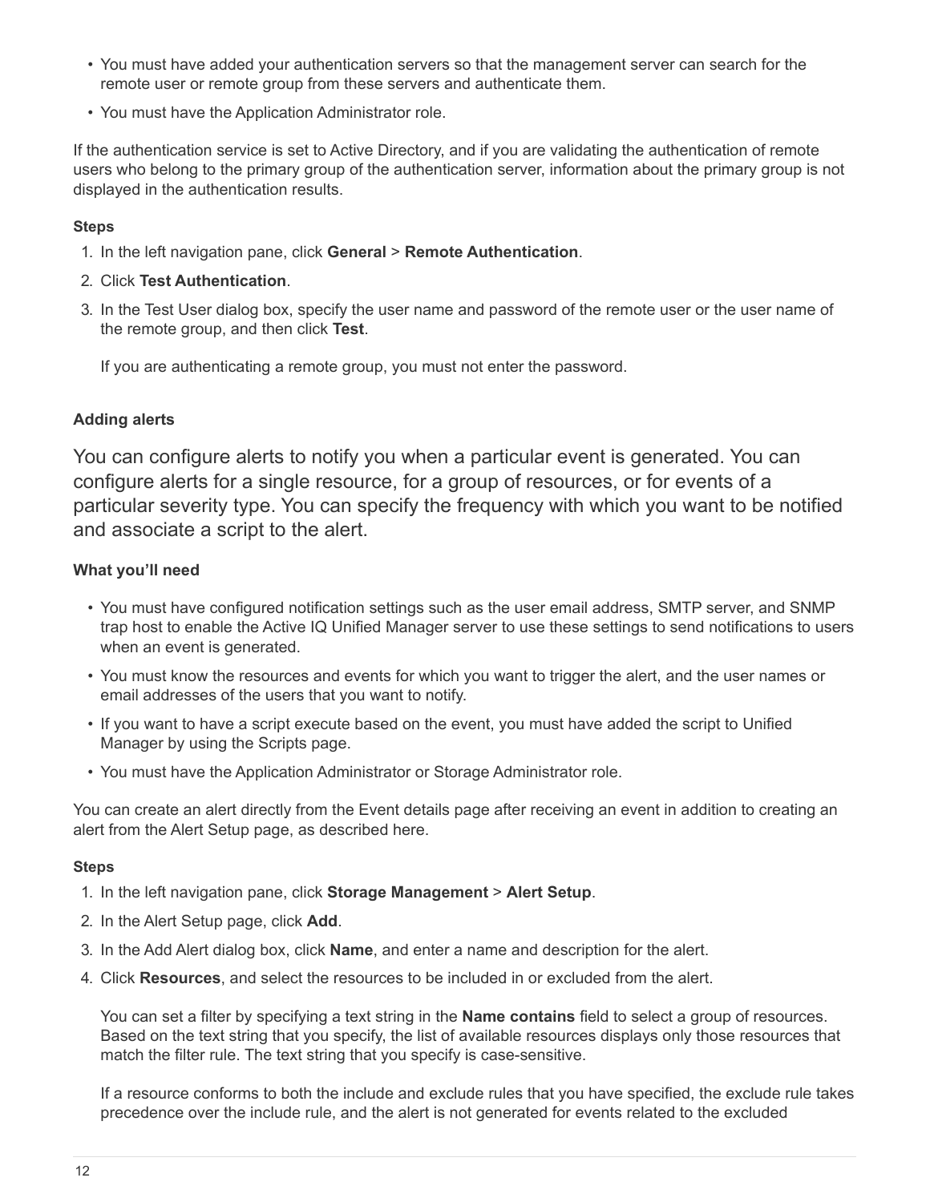- You must have added your authentication servers so that the management server can search for the remote user or remote group from these servers and authenticate them.
- You must have the Application Administrator role.

If the authentication service is set to Active Directory, and if you are validating the authentication of remote users who belong to the primary group of the authentication server, information about the primary group is not displayed in the authentication results.

#### Steps

1. In the left navigation pane, click **General** > **Remote Authentication**.
2. Click **Test Authentication**.
3. In the Test User dialog box, specify the user name and password of the remote user or the user name of the remote group, and then click **Test**.

   If you are authenticating a remote group, you must not enter the password.

### Adding alerts

You can configure alerts to notify you when a particular event is generated. You can configure alerts for a single resource, for a group of resources, or for events of a particular severity type. You can specify the frequency with which you want to be notified and associate a script to the alert.

#### What you'll need

- You must have configured notification settings such as the user email address, SMTP server, and SNMP trap host to enable the Active IQ Unified Manager server to use these settings to send notifications to users when an event is generated.
- You must know the resources and events for which you want to trigger the alert, and the user names or email addresses of the users that you want to notify.
- If you want to have a script execute based on the event, you must have added the script to Unified Manager by using the Scripts page.
- You must have the Application Administrator or Storage Administrator role.

You can create an alert directly from the Event details page after receiving an event in addition to creating an alert from the Alert Setup page, as described here.

#### Steps

1. In the left navigation pane, click **Storage Management** > **Alert Setup**.
2. In the Alert Setup page, click **Add**.
3. In the Add Alert dialog box, click **Name**, and enter a name and description for the alert.
4. Click **Resources**, and select the resources to be included in or excluded from the alert.

   You can set a filter by specifying a text string in the **Name contains** field to select a group of resources. Based on the text string that you specify, the list of available resources displays only those resources that match the filter rule. The text string that you specify is case-sensitive.

   If a resource conforms to both the include and exclude rules that you have specified, the exclude rule takes precedence over the include rule, and the alert is not generated for events related to the excluded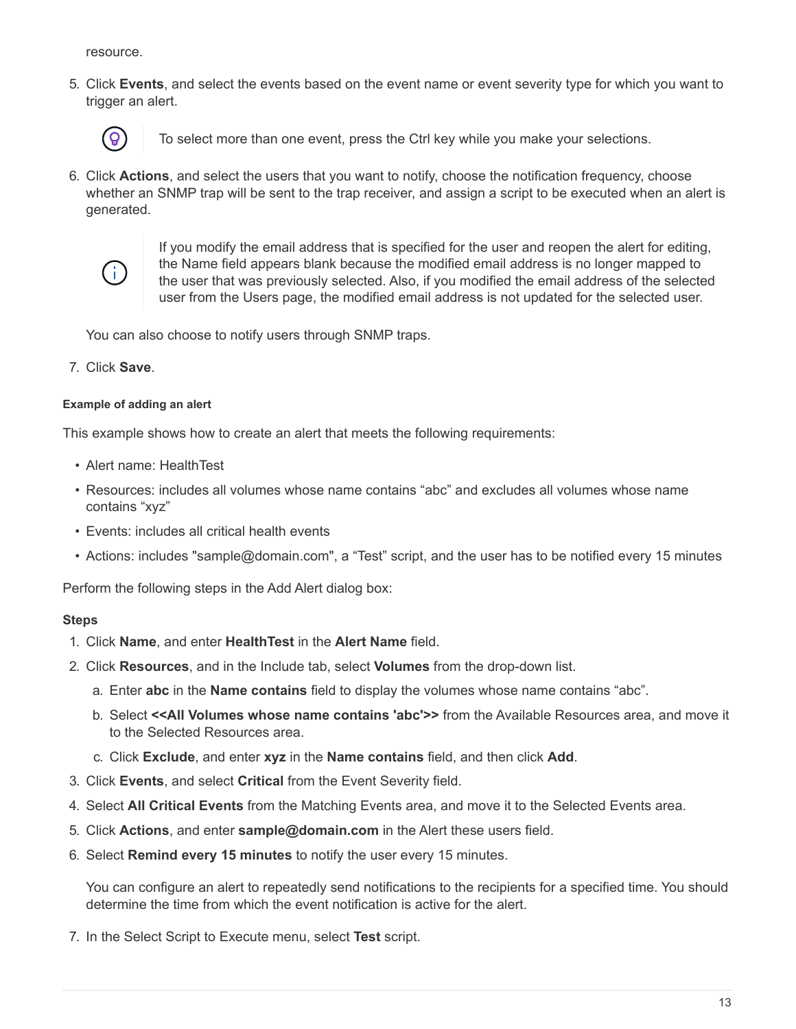resource.

5. Click **Events**, and select the events based on the event name or event severity type for which you want to trigger an alert.

   > To select more than one event, press the Ctrl key while you make your selections.

6. Click **Actions**, and select the users that you want to notify, choose the notification frequency, choose whether an SNMP trap will be sent to the trap receiver, and assign a script to be executed when an alert is generated.

   > If you modify the email address that is specified for the user and reopen the alert for editing, the Name field appears blank because the modified email address is no longer mapped to the user that was previously selected. Also, if you modified the email address of the selected user from the Users page, the modified email address is not updated for the selected user.

   You can also choose to notify users through SNMP traps.

7. Click **Save**.

#### Example of adding an alert

This example shows how to create an alert that meets the following requirements:

- Alert name: HealthTest
- Resources: includes all volumes whose name contains “abc” and excludes all volumes whose name contains “xyz”
- Events: includes all critical health events
- Actions: includes "sample@domain.com", a “Test” script, and the user has to be notified every 15 minutes

Perform the following steps in the Add Alert dialog box:

**Steps**

1. Click **Name**, and enter **HealthTest** in the **Alert Name** field.
2. Click **Resources**, and in the Include tab, select **Volumes** from the drop-down list.
   a. Enter **abc** in the **Name contains** field to display the volumes whose name contains “abc”.
   b. Select **<<All Volumes whose name contains 'abc'>>** from the Available Resources area, and move it to the Selected Resources area.
   c. Click **Exclude**, and enter **xyz** in the **Name contains** field, and then click **Add**.
3. Click **Events**, and select **Critical** from the Event Severity field.
4. Select **All Critical Events** from the Matching Events area, and move it to the Selected Events area.
5. Click **Actions**, and enter **sample@domain.com** in the Alert these users field.
6. Select **Remind every 15 minutes** to notify the user every 15 minutes.

   You can configure an alert to repeatedly send notifications to the recipients for a specified time. You should determine the time from which the event notification is active for the alert.

7. In the Select Script to Execute menu, select **Test** script.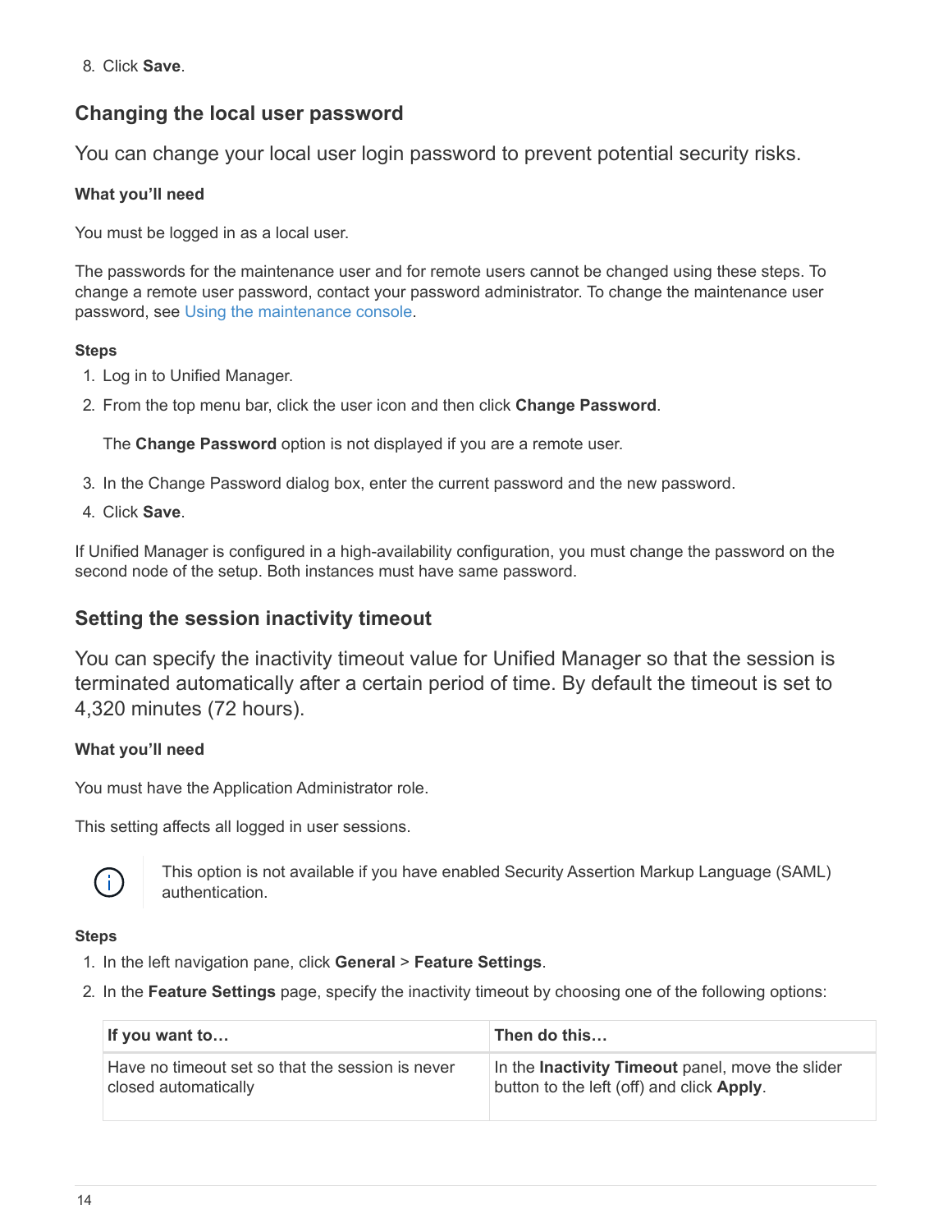8. Click **Save**.

## Changing the local user password

You can change your local user login password to prevent potential security risks.

#### What you'll need

You must be logged in as a local user.

The passwords for the maintenance user and for remote users cannot be changed using these steps. To change a remote user password, contact your password administrator. To change the maintenance user password, see Using the maintenance console.

#### Steps

1. Log in to Unified Manager.
2. From the top menu bar, click the user icon and then click **Change Password**.

   The **Change Password** option is not displayed if you are a remote user.

3. In the Change Password dialog box, enter the current password and the new password.
4. Click **Save**.

If Unified Manager is configured in a high-availability configuration, you must change the password on the second node of the setup. Both instances must have same password.

## Setting the session inactivity timeout

You can specify the inactivity timeout value for Unified Manager so that the session is terminated automatically after a certain period of time. By default the timeout is set to 4,320 minutes (72 hours).

#### What you'll need

You must have the Application Administrator role.

This setting affects all logged in user sessions.

> This option is not available if you have enabled Security Assertion Markup Language (SAML) authentication.

#### Steps

1. In the left navigation pane, click **General** > **Feature Settings**.
2. In the **Feature Settings** page, specify the inactivity timeout by choosing one of the following options:

| If you want to… | Then do this… |
|---|---|
| Have no timeout set so that the session is never closed automatically | In the **Inactivity Timeout** panel, move the slider button to the left (off) and click **Apply**. |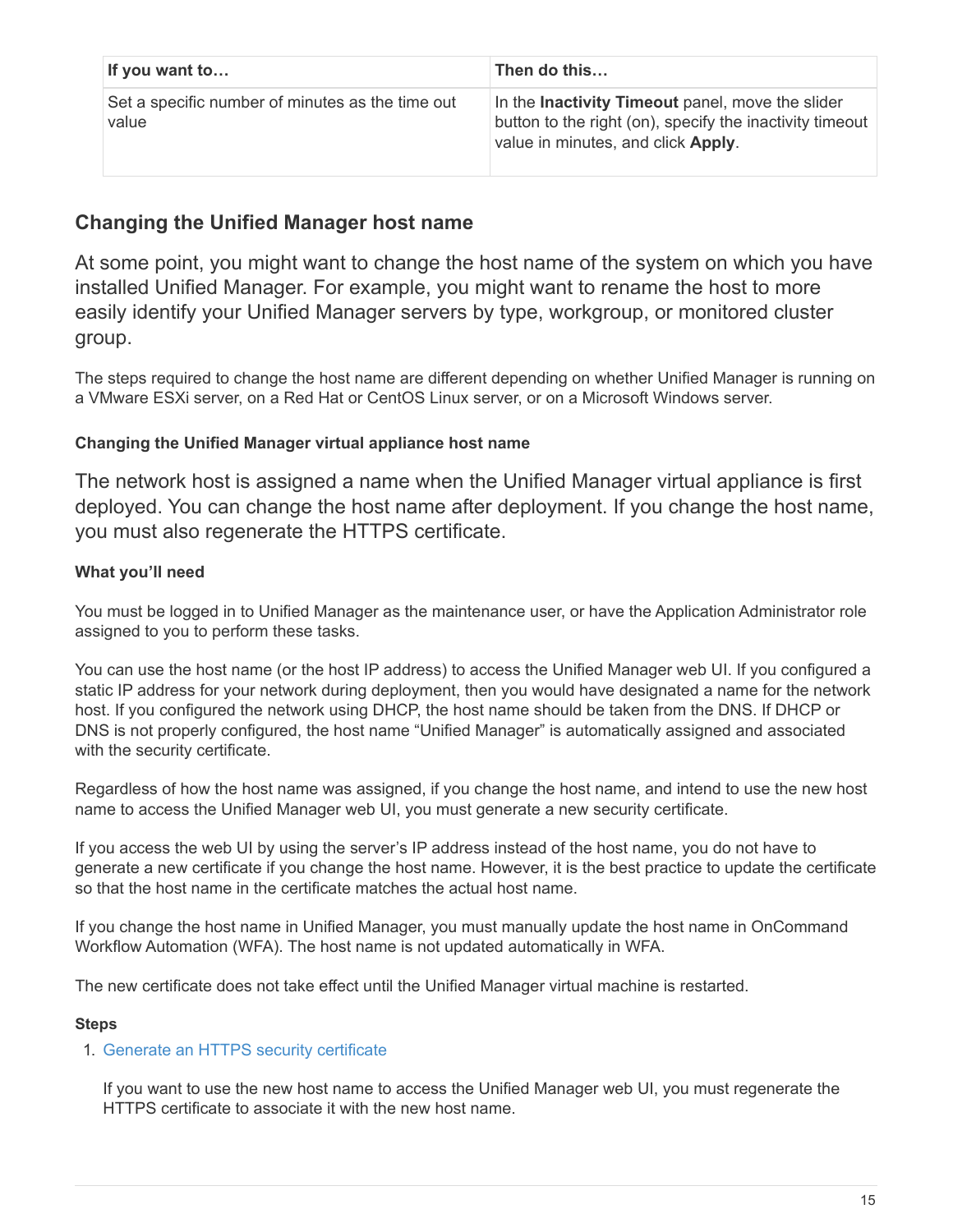| If you want to… | Then do this… |
| --- | --- |
| Set a specific number of minutes as the time out value | In the **Inactivity Timeout** panel, move the slider button to the right (on), specify the inactivity timeout value in minutes, and click **Apply**. |

## Changing the Unified Manager host name

At some point, you might want to change the host name of the system on which you have installed Unified Manager. For example, you might want to rename the host to more easily identify your Unified Manager servers by type, workgroup, or monitored cluster group.

The steps required to change the host name are different depending on whether Unified Manager is running on a VMware ESXi server, on a Red Hat or CentOS Linux server, or on a Microsoft Windows server.

### Changing the Unified Manager virtual appliance host name

The network host is assigned a name when the Unified Manager virtual appliance is first deployed. You can change the host name after deployment. If you change the host name, you must also regenerate the HTTPS certificate.

#### What you'll need

You must be logged in to Unified Manager as the maintenance user, or have the Application Administrator role assigned to you to perform these tasks.

You can use the host name (or the host IP address) to access the Unified Manager web UI. If you configured a static IP address for your network during deployment, then you would have designated a name for the network host. If you configured the network using DHCP, the host name should be taken from the DNS. If DHCP or DNS is not properly configured, the host name "Unified Manager" is automatically assigned and associated with the security certificate.

Regardless of how the host name was assigned, if you change the host name, and intend to use the new host name to access the Unified Manager web UI, you must generate a new security certificate.

If you access the web UI by using the server's IP address instead of the host name, you do not have to generate a new certificate if you change the host name. However, it is the best practice to update the certificate so that the host name in the certificate matches the actual host name.

If you change the host name in Unified Manager, you must manually update the host name in OnCommand Workflow Automation (WFA). The host name is not updated automatically in WFA.

The new certificate does not take effect until the Unified Manager virtual machine is restarted.

#### Steps

1. Generate an HTTPS security certificate

   If you want to use the new host name to access the Unified Manager web UI, you must regenerate the HTTPS certificate to associate it with the new host name.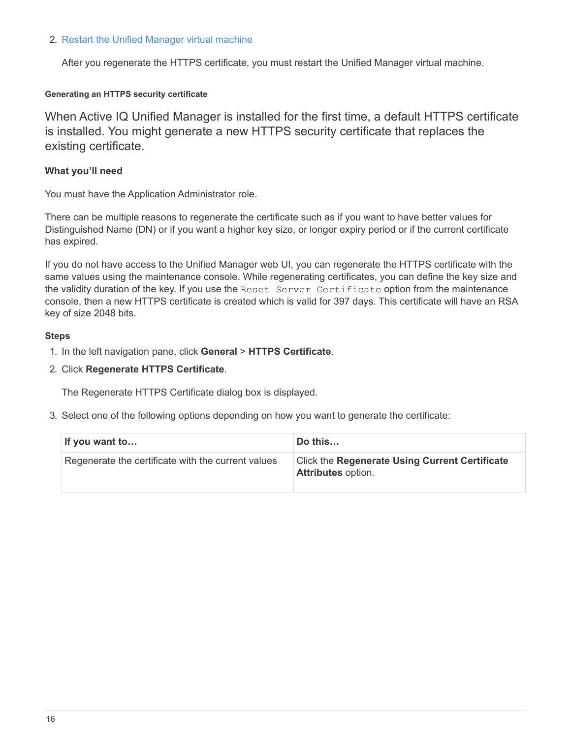2. Restart the Unified Manager virtual machine

   After you regenerate the HTTPS certificate, you must restart the Unified Manager virtual machine.

#### Generating an HTTPS security certificate

When Active IQ Unified Manager is installed for the first time, a default HTTPS certificate is installed. You might generate a new HTTPS security certificate that replaces the existing certificate.

**What you'll need**

You must have the Application Administrator role.

There can be multiple reasons to regenerate the certificate such as if you want to have better values for Distinguished Name (DN) or if you want a higher key size, or longer expiry period or if the current certificate has expired.

If you do not have access to the Unified Manager web UI, you can regenerate the HTTPS certificate with the same values using the maintenance console. While regenerating certificates, you can define the key size and the validity duration of the key. If you use the `Reset Server Certificate` option from the maintenance console, then a new HTTPS certificate is created which is valid for 397 days. This certificate will have an RSA key of size 2048 bits.

**Steps**

1. In the left navigation pane, click **General** > **HTTPS Certificate**.
2. Click **Regenerate HTTPS Certificate**.

   The Regenerate HTTPS Certificate dialog box is displayed.

3. Select one of the following options depending on how you want to generate the certificate:

| If you want to… | Do this… |
| --- | --- |
| Regenerate the certificate with the current values | Click the **Regenerate Using Current Certificate Attributes** option. |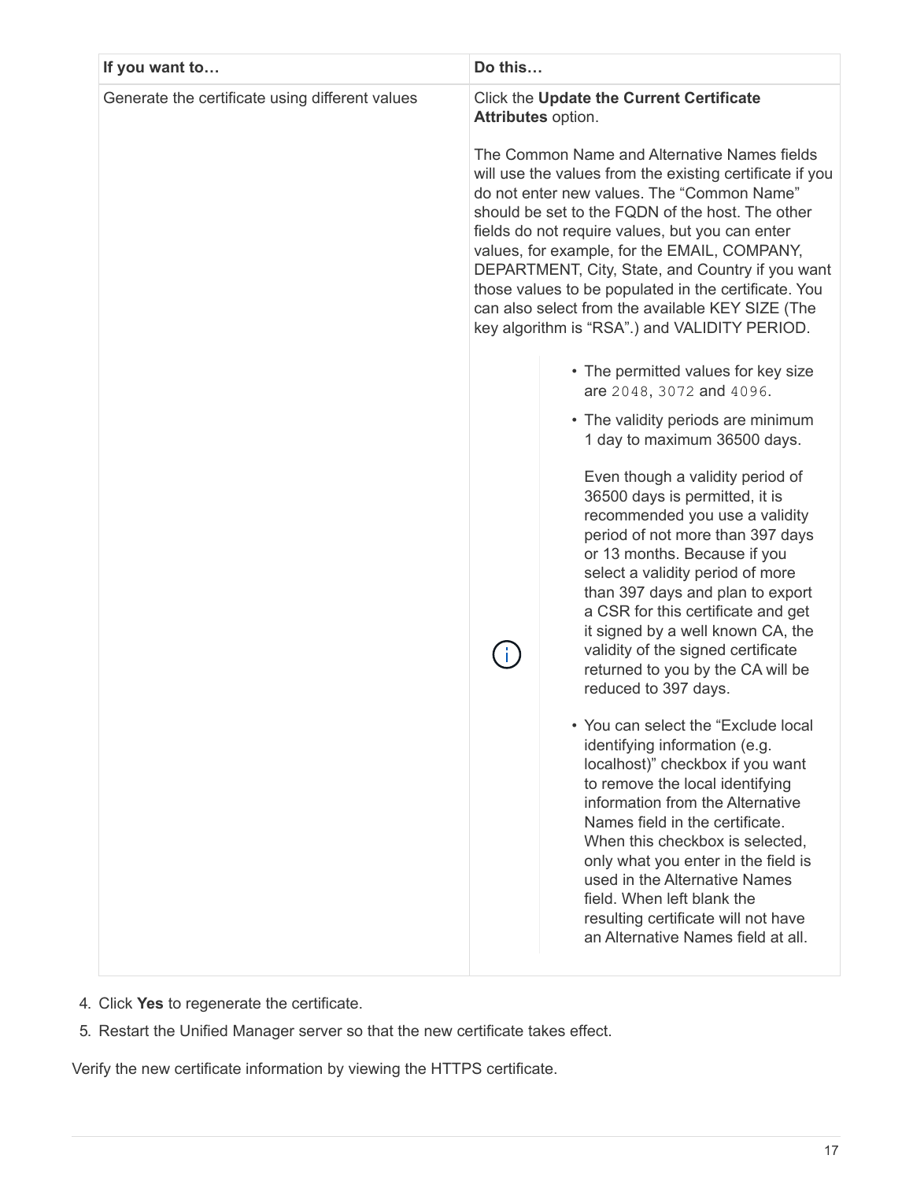| If you want to… | Do this… |
| --- | --- |
| Generate the certificate using different values | Click the **Update the Current Certificate Attributes** option.<br><br>The Common Name and Alternative Names fields will use the values from the existing certificate if you do not enter new values. The “Common Name” should be set to the FQDN of the host. The other fields do not require values, but you can enter values, for example, for the EMAIL, COMPANY, DEPARTMENT, City, State, and Country if you want those values to be populated in the certificate. You can also select from the available KEY SIZE (The key algorithm is “RSA”.) and VALIDITY PERIOD.<br><br>• The permitted values for key size are `2048`, `3072` and `4096`.<br>• The validity periods are minimum 1 day to maximum 36500 days.<br><br>Even though a validity period of 36500 days is permitted, it is recommended you use a validity period of not more than 397 days or 13 months. Because if you select a validity period of more than 397 days and plan to export a CSR for this certificate and get it signed by a well known CA, the validity of the signed certificate returned to you by the CA will be reduced to 397 days.<br><br>• You can select the “Exclude local identifying information (e.g. localhost)” checkbox if you want to remove the local identifying information from the Alternative Names field in the certificate. When this checkbox is selected, only what you enter in the field is used in the Alternative Names field. When left blank the resulting certificate will not have an Alternative Names field at all. |

4. Click **Yes** to regenerate the certificate.
5. Restart the Unified Manager server so that the new certificate takes effect.

Verify the new certificate information by viewing the HTTPS certificate.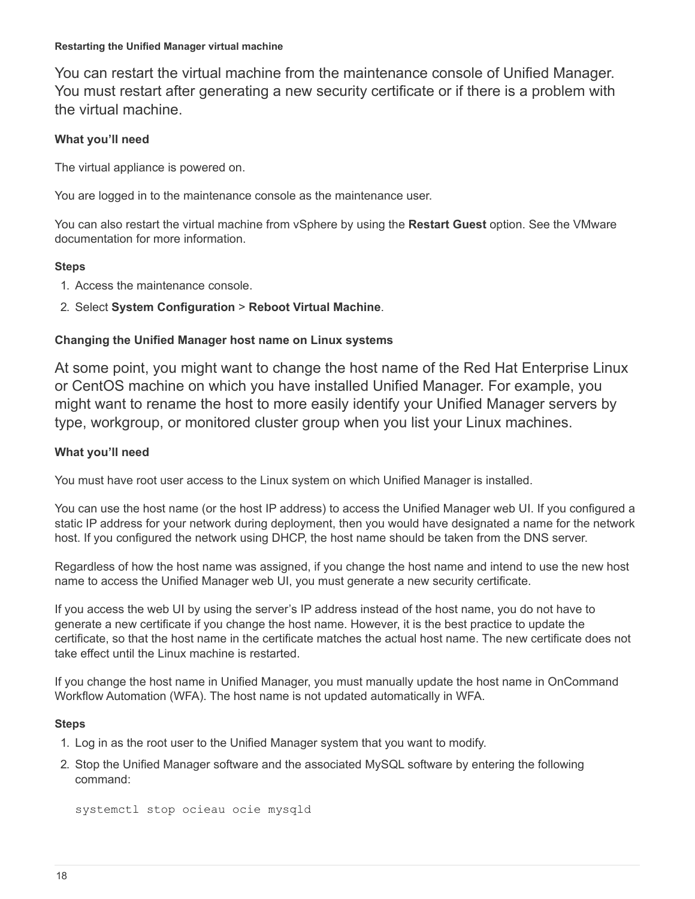#### Restarting the Unified Manager virtual machine

You can restart the virtual machine from the maintenance console of Unified Manager. You must restart after generating a new security certificate or if there is a problem with the virtual machine.

**What you'll need**

The virtual appliance is powered on.

You are logged in to the maintenance console as the maintenance user.

You can also restart the virtual machine from vSphere by using the **Restart Guest** option. See the VMware documentation for more information.

**Steps**

1. Access the maintenance console.
2. Select **System Configuration** > **Reboot Virtual Machine**.

#### Changing the Unified Manager host name on Linux systems

At some point, you might want to change the host name of the Red Hat Enterprise Linux or CentOS machine on which you have installed Unified Manager. For example, you might want to rename the host to more easily identify your Unified Manager servers by type, workgroup, or monitored cluster group when you list your Linux machines.

**What you'll need**

You must have root user access to the Linux system on which Unified Manager is installed.

You can use the host name (or the host IP address) to access the Unified Manager web UI. If you configured a static IP address for your network during deployment, then you would have designated a name for the network host. If you configured the network using DHCP, the host name should be taken from the DNS server.

Regardless of how the host name was assigned, if you change the host name and intend to use the new host name to access the Unified Manager web UI, you must generate a new security certificate.

If you access the web UI by using the server's IP address instead of the host name, you do not have to generate a new certificate if you change the host name. However, it is the best practice to update the certificate, so that the host name in the certificate matches the actual host name. The new certificate does not take effect until the Linux machine is restarted.

If you change the host name in Unified Manager, you must manually update the host name in OnCommand Workflow Automation (WFA). The host name is not updated automatically in WFA.

**Steps**

1. Log in as the root user to the Unified Manager system that you want to modify.
2. Stop the Unified Manager software and the associated MySQL software by entering the following command:

   ```
   systemctl stop ocieau ocie mysqld
   ```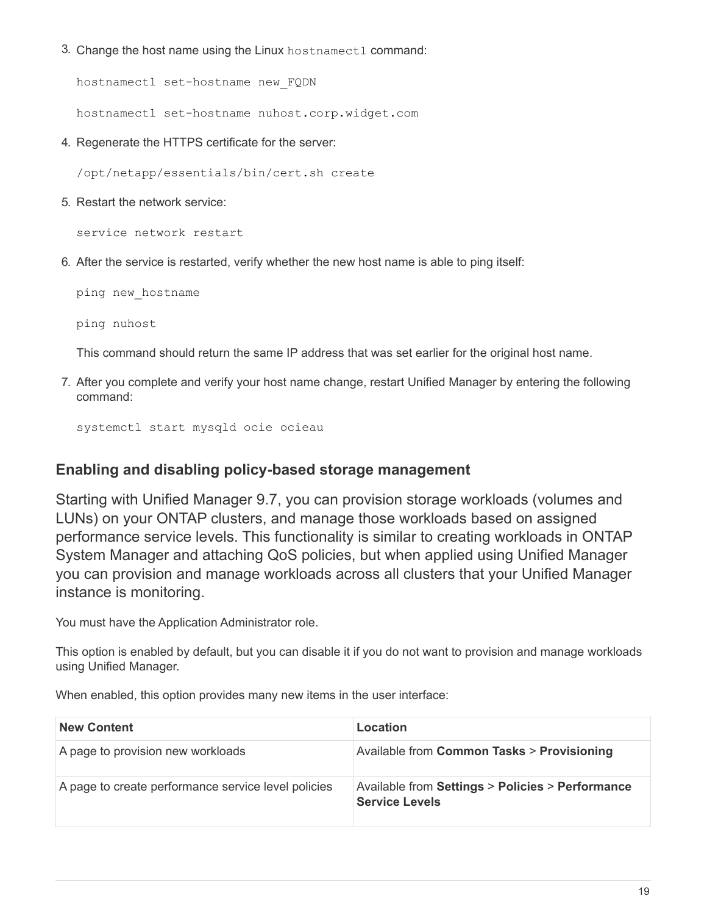3. Change the host name using the Linux `hostnamectl` command:

   ```
   hostnamectl set-hostname new_FQDN
   ```

   ```
   hostnamectl set-hostname nuhost.corp.widget.com
   ```

4. Regenerate the HTTPS certificate for the server:

   ```
   /opt/netapp/essentials/bin/cert.sh create
   ```

5. Restart the network service:

   ```
   service network restart
   ```

6. After the service is restarted, verify whether the new host name is able to ping itself:

   ```
   ping new_hostname
   ```

   ```
   ping nuhost
   ```

   This command should return the same IP address that was set earlier for the original host name.

7. After you complete and verify your host name change, restart Unified Manager by entering the following command:

   ```
   systemctl start mysqld ocie ocieau
   ```

## Enabling and disabling policy-based storage management

Starting with Unified Manager 9.7, you can provision storage workloads (volumes and LUNs) on your ONTAP clusters, and manage those workloads based on assigned performance service levels. This functionality is similar to creating workloads in ONTAP System Manager and attaching QoS policies, but when applied using Unified Manager you can provision and manage workloads across all clusters that your Unified Manager instance is monitoring.

You must have the Application Administrator role.

This option is enabled by default, but you can disable it if you do not want to provision and manage workloads using Unified Manager.

When enabled, this option provides many new items in the user interface:

| New Content | Location |
| --- | --- |
| A page to provision new workloads | Available from **Common Tasks** > **Provisioning** |
| A page to create performance service level policies | Available from **Settings** > **Policies** > **Performance Service Levels** |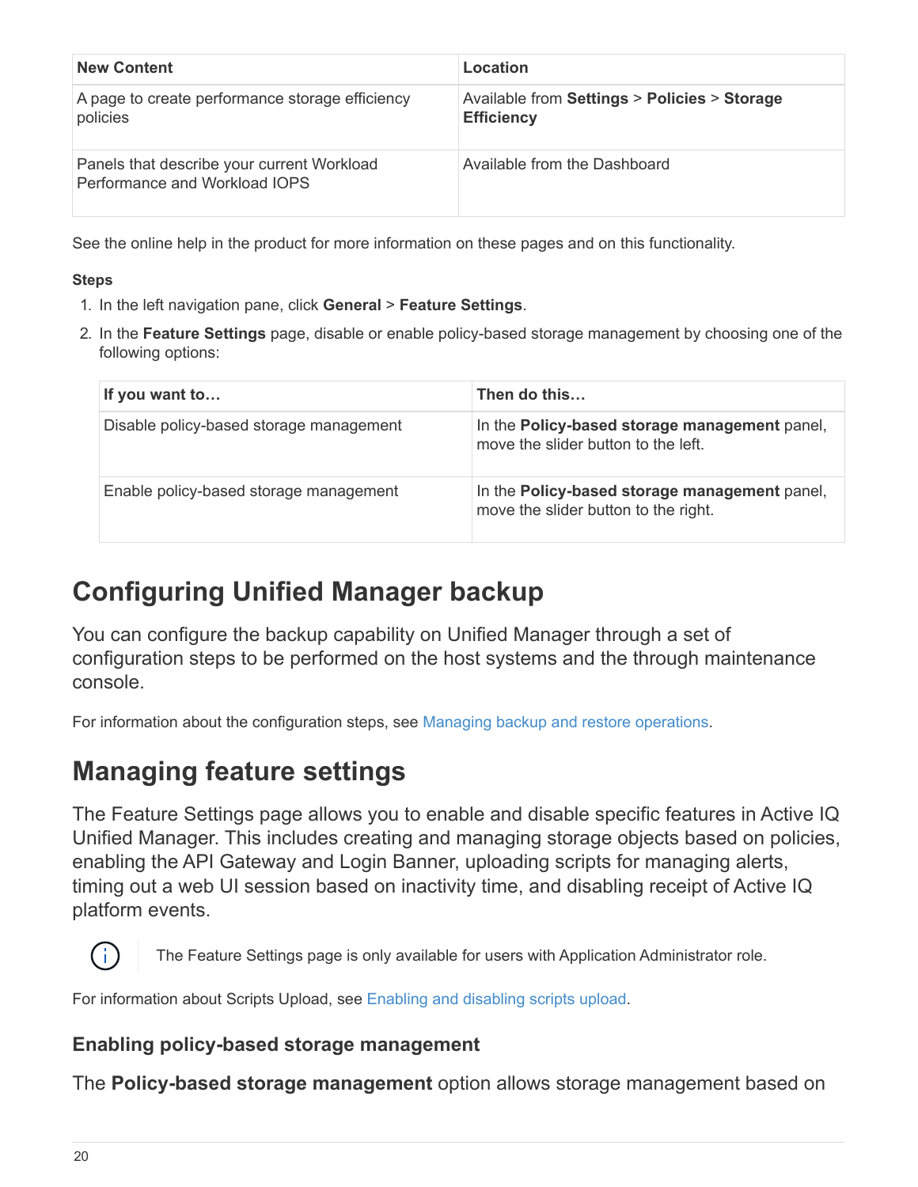| New Content | Location |
| --- | --- |
| A page to create performance storage efficiency policies | Available from **Settings** > **Policies** > **Storage Efficiency** |
| Panels that describe your current Workload Performance and Workload IOPS | Available from the Dashboard |

See the online help in the product for more information on these pages and on this functionality.

**Steps**

1. In the left navigation pane, click **General** > **Feature Settings**.
2. In the **Feature Settings** page, disable or enable policy-based storage management by choosing one of the following options:

| If you want to… | Then do this… |
| --- | --- |
| Disable policy-based storage management | In the **Policy-based storage management** panel, move the slider button to the left. |
| Enable policy-based storage management | In the **Policy-based storage management** panel, move the slider button to the right. |

# Configuring Unified Manager backup

You can configure the backup capability on Unified Manager through a set of configuration steps to be performed on the host systems and the through maintenance console.

For information about the configuration steps, see Managing backup and restore operations.

# Managing feature settings

The Feature Settings page allows you to enable and disable specific features in Active IQ Unified Manager. This includes creating and managing storage objects based on policies, enabling the API Gateway and Login Banner, uploading scripts for managing alerts, timing out a web UI session based on inactivity time, and disabling receipt of Active IQ platform events.

> The Feature Settings page is only available for users with Application Administrator role.

For information about Scripts Upload, see Enabling and disabling scripts upload.

## Enabling policy-based storage management

The **Policy-based storage management** option allows storage management based on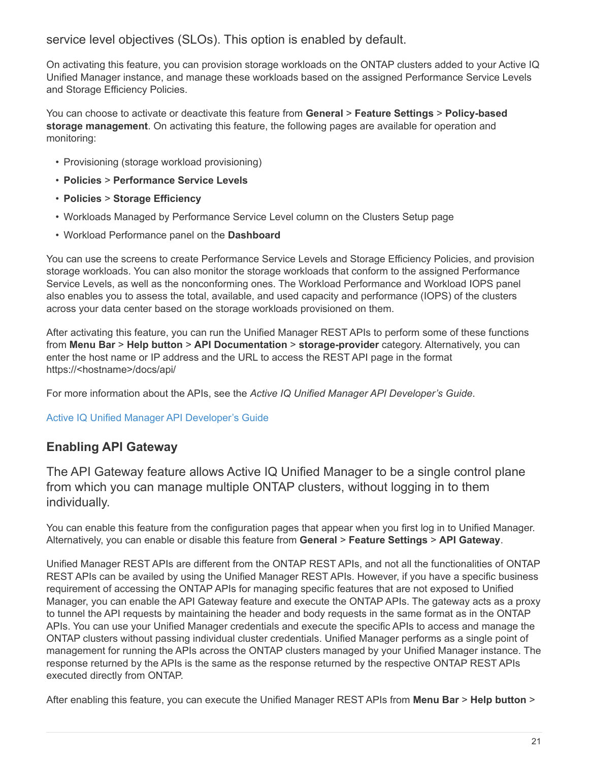service level objectives (SLOs). This option is enabled by default.

On activating this feature, you can provision storage workloads on the ONTAP clusters added to your Active IQ Unified Manager instance, and manage these workloads based on the assigned Performance Service Levels and Storage Efficiency Policies.

You can choose to activate or deactivate this feature from **General** > **Feature Settings** > **Policy-based storage management**. On activating this feature, the following pages are available for operation and monitoring:

- Provisioning (storage workload provisioning)
- **Policies** > **Performance Service Levels**
- **Policies** > **Storage Efficiency**
- Workloads Managed by Performance Service Level column on the Clusters Setup page
- Workload Performance panel on the **Dashboard**

You can use the screens to create Performance Service Levels and Storage Efficiency Policies, and provision storage workloads. You can also monitor the storage workloads that conform to the assigned Performance Service Levels, as well as the nonconforming ones. The Workload Performance and Workload IOPS panel also enables you to assess the total, available, and used capacity and performance (IOPS) of the clusters across your data center based on the storage workloads provisioned on them.

After activating this feature, you can run the Unified Manager REST APIs to perform some of these functions from **Menu Bar** > **Help button** > **API Documentation** > **storage-provider** category. Alternatively, you can enter the host name or IP address and the URL to access the REST API page in the format https://<hostname>/docs/api/

For more information about the APIs, see the *Active IQ Unified Manager API Developer's Guide*.

Active IQ Unified Manager API Developer's Guide

## Enabling API Gateway

The API Gateway feature allows Active IQ Unified Manager to be a single control plane from which you can manage multiple ONTAP clusters, without logging in to them individually.

You can enable this feature from the configuration pages that appear when you first log in to Unified Manager. Alternatively, you can enable or disable this feature from **General** > **Feature Settings** > **API Gateway**.

Unified Manager REST APIs are different from the ONTAP REST APIs, and not all the functionalities of ONTAP REST APIs can be availed by using the Unified Manager REST APIs. However, if you have a specific business requirement of accessing the ONTAP APIs for managing specific features that are not exposed to Unified Manager, you can enable the API Gateway feature and execute the ONTAP APIs. The gateway acts as a proxy to tunnel the API requests by maintaining the header and body requests in the same format as in the ONTAP APIs. You can use your Unified Manager credentials and execute the specific APIs to access and manage the ONTAP clusters without passing individual cluster credentials. Unified Manager performs as a single point of management for running the APIs across the ONTAP clusters managed by your Unified Manager instance. The response returned by the APIs is the same as the response returned by the respective ONTAP REST APIs executed directly from ONTAP.

After enabling this feature, you can execute the Unified Manager REST APIs from **Menu Bar** > **Help button** >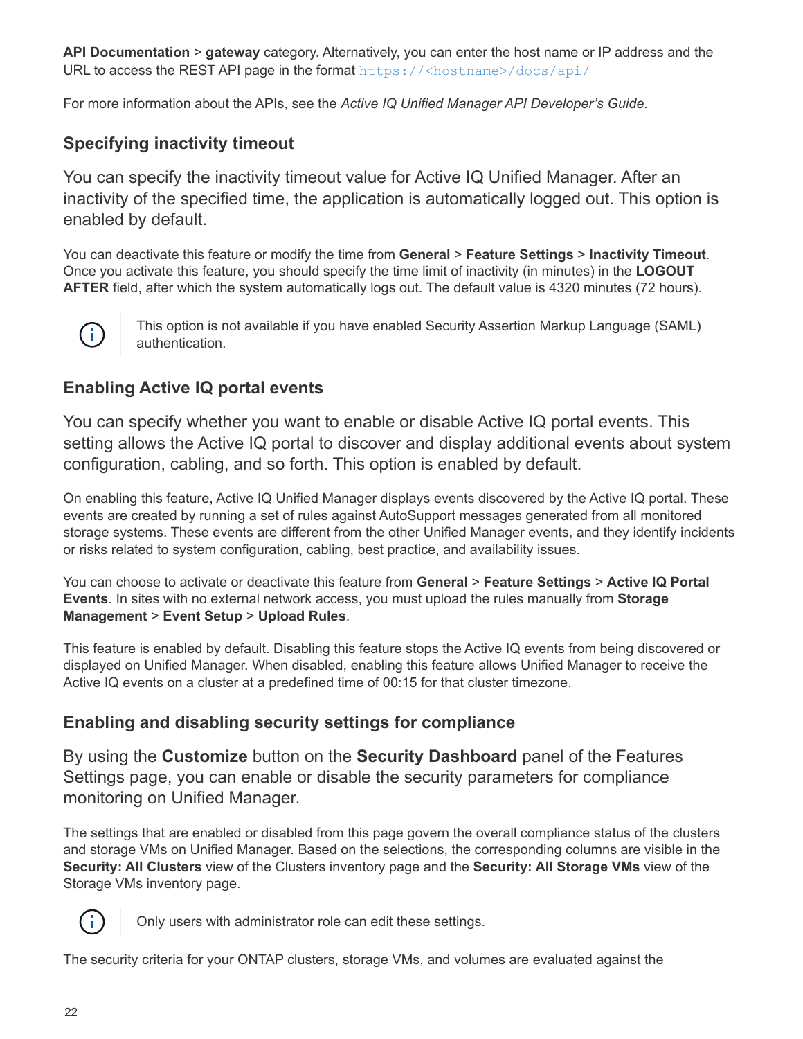**API Documentation** > **gateway** category. Alternatively, you can enter the host name or IP address and the URL to access the REST API page in the format `https://<hostname>/docs/api/`

For more information about the APIs, see the *Active IQ Unified Manager API Developer's Guide*.

### Specifying inactivity timeout

You can specify the inactivity timeout value for Active IQ Unified Manager. After an inactivity of the specified time, the application is automatically logged out. This option is enabled by default.

You can deactivate this feature or modify the time from **General** > **Feature Settings** > **Inactivity Timeout**. Once you activate this feature, you should specify the time limit of inactivity (in minutes) in the **LOGOUT AFTER** field, after which the system automatically logs out. The default value is 4320 minutes (72 hours).

> This option is not available if you have enabled Security Assertion Markup Language (SAML) authentication.

### Enabling Active IQ portal events

You can specify whether you want to enable or disable Active IQ portal events. This setting allows the Active IQ portal to discover and display additional events about system configuration, cabling, and so forth. This option is enabled by default.

On enabling this feature, Active IQ Unified Manager displays events discovered by the Active IQ portal. These events are created by running a set of rules against AutoSupport messages generated from all monitored storage systems. These events are different from the other Unified Manager events, and they identify incidents or risks related to system configuration, cabling, best practice, and availability issues.

You can choose to activate or deactivate this feature from **General** > **Feature Settings** > **Active IQ Portal Events**. In sites with no external network access, you must upload the rules manually from **Storage Management** > **Event Setup** > **Upload Rules**.

This feature is enabled by default. Disabling this feature stops the Active IQ events from being discovered or displayed on Unified Manager. When disabled, enabling this feature allows Unified Manager to receive the Active IQ events on a cluster at a predefined time of 00:15 for that cluster timezone.

### Enabling and disabling security settings for compliance

By using the **Customize** button on the **Security Dashboard** panel of the Features Settings page, you can enable or disable the security parameters for compliance monitoring on Unified Manager.

The settings that are enabled or disabled from this page govern the overall compliance status of the clusters and storage VMs on Unified Manager. Based on the selections, the corresponding columns are visible in the **Security: All Clusters** view of the Clusters inventory page and the **Security: All Storage VMs** view of the Storage VMs inventory page.

> Only users with administrator role can edit these settings.

The security criteria for your ONTAP clusters, storage VMs, and volumes are evaluated against the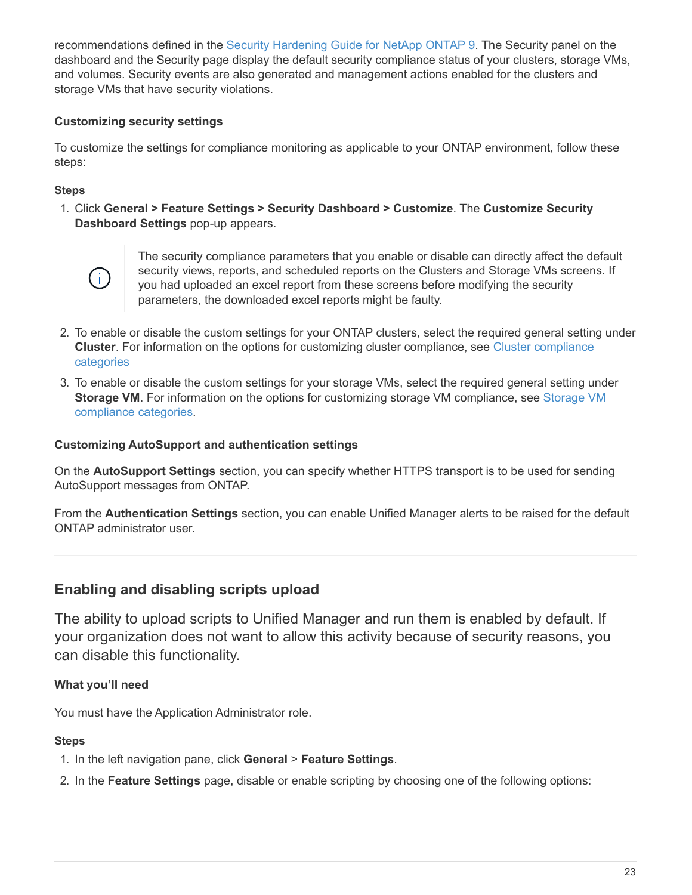recommendations defined in the Security Hardening Guide for NetApp ONTAP 9. The Security panel on the dashboard and the Security page display the default security compliance status of your clusters, storage VMs, and volumes. Security events are also generated and management actions enabled for the clusters and storage VMs that have security violations.

#### Customizing security settings

To customize the settings for compliance monitoring as applicable to your ONTAP environment, follow these steps:

#### Steps

1. Click **General > Feature Settings > Security Dashboard > Customize**. The **Customize Security Dashboard Settings** pop-up appears.

   > The security compliance parameters that you enable or disable can directly affect the default security views, reports, and scheduled reports on the Clusters and Storage VMs screens. If you had uploaded an excel report from these screens before modifying the security parameters, the downloaded excel reports might be faulty.

2. To enable or disable the custom settings for your ONTAP clusters, select the required general setting under **Cluster**. For information on the options for customizing cluster compliance, see Cluster compliance categories
3. To enable or disable the custom settings for your storage VMs, select the required general setting under **Storage VM**. For information on the options for customizing storage VM compliance, see Storage VM compliance categories.

#### Customizing AutoSupport and authentication settings

On the **AutoSupport Settings** section, you can specify whether HTTPS transport is to be used for sending AutoSupport messages from ONTAP.

From the **Authentication Settings** section, you can enable Unified Manager alerts to be raised for the default ONTAP administrator user.

## Enabling and disabling scripts upload

The ability to upload scripts to Unified Manager and run them is enabled by default. If your organization does not want to allow this activity because of security reasons, you can disable this functionality.

#### What you'll need

You must have the Application Administrator role.

#### Steps

1. In the left navigation pane, click **General** > **Feature Settings**.
2. In the **Feature Settings** page, disable or enable scripting by choosing one of the following options: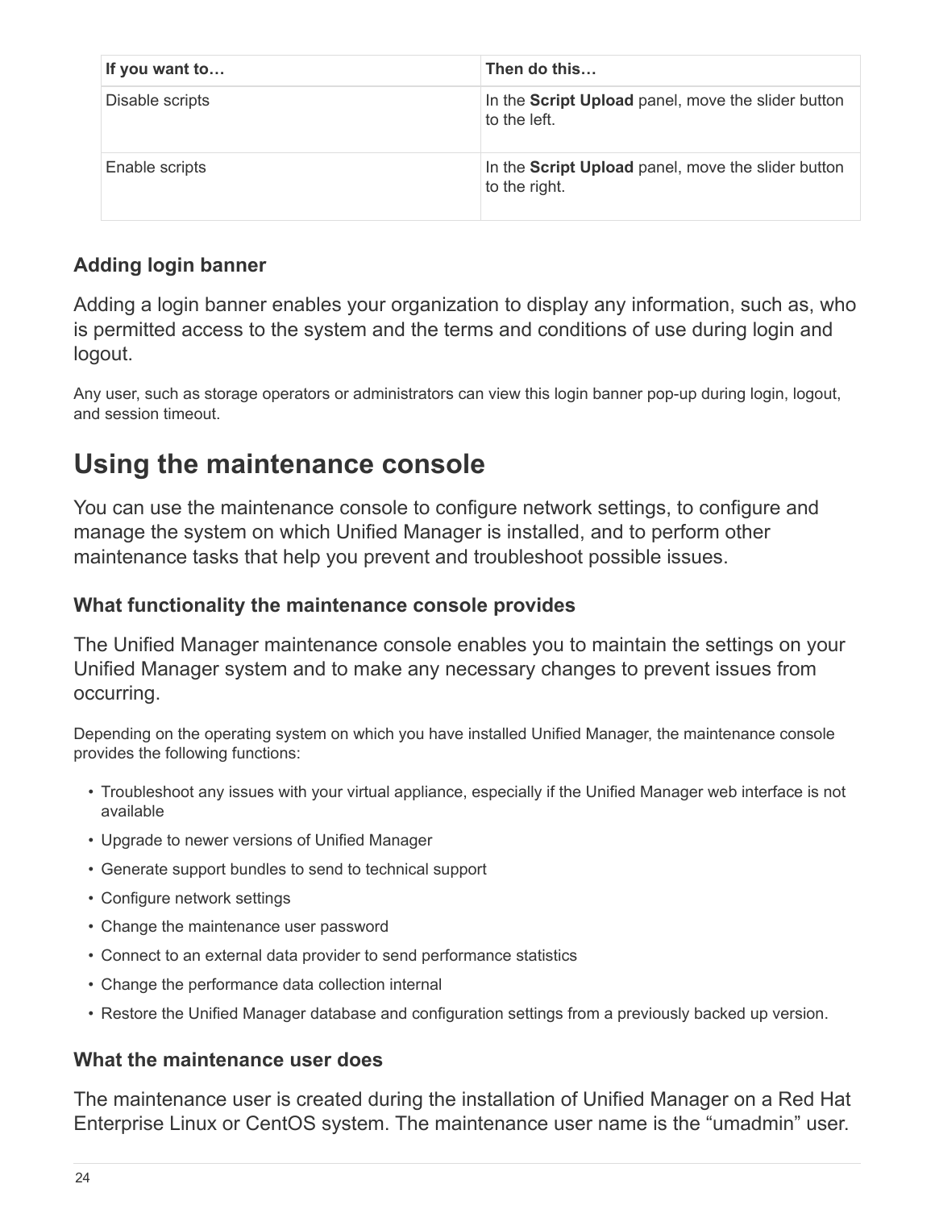| If you want to… | Then do this… |
| --- | --- |
| Disable scripts | In the **Script Upload** panel, move the slider button to the left. |
| Enable scripts | In the **Script Upload** panel, move the slider button to the right. |

### Adding login banner

Adding a login banner enables your organization to display any information, such as, who is permitted access to the system and the terms and conditions of use during login and logout.

Any user, such as storage operators or administrators can view this login banner pop-up during login, logout, and session timeout.

# Using the maintenance console

You can use the maintenance console to configure network settings, to configure and manage the system on which Unified Manager is installed, and to perform other maintenance tasks that help you prevent and troubleshoot possible issues.

### What functionality the maintenance console provides

The Unified Manager maintenance console enables you to maintain the settings on your Unified Manager system and to make any necessary changes to prevent issues from occurring.

Depending on the operating system on which you have installed Unified Manager, the maintenance console provides the following functions:

- Troubleshoot any issues with your virtual appliance, especially if the Unified Manager web interface is not available
- Upgrade to newer versions of Unified Manager
- Generate support bundles to send to technical support
- Configure network settings
- Change the maintenance user password
- Connect to an external data provider to send performance statistics
- Change the performance data collection internal
- Restore the Unified Manager database and configuration settings from a previously backed up version.

### What the maintenance user does

The maintenance user is created during the installation of Unified Manager on a Red Hat Enterprise Linux or CentOS system. The maintenance user name is the “umadmin” user.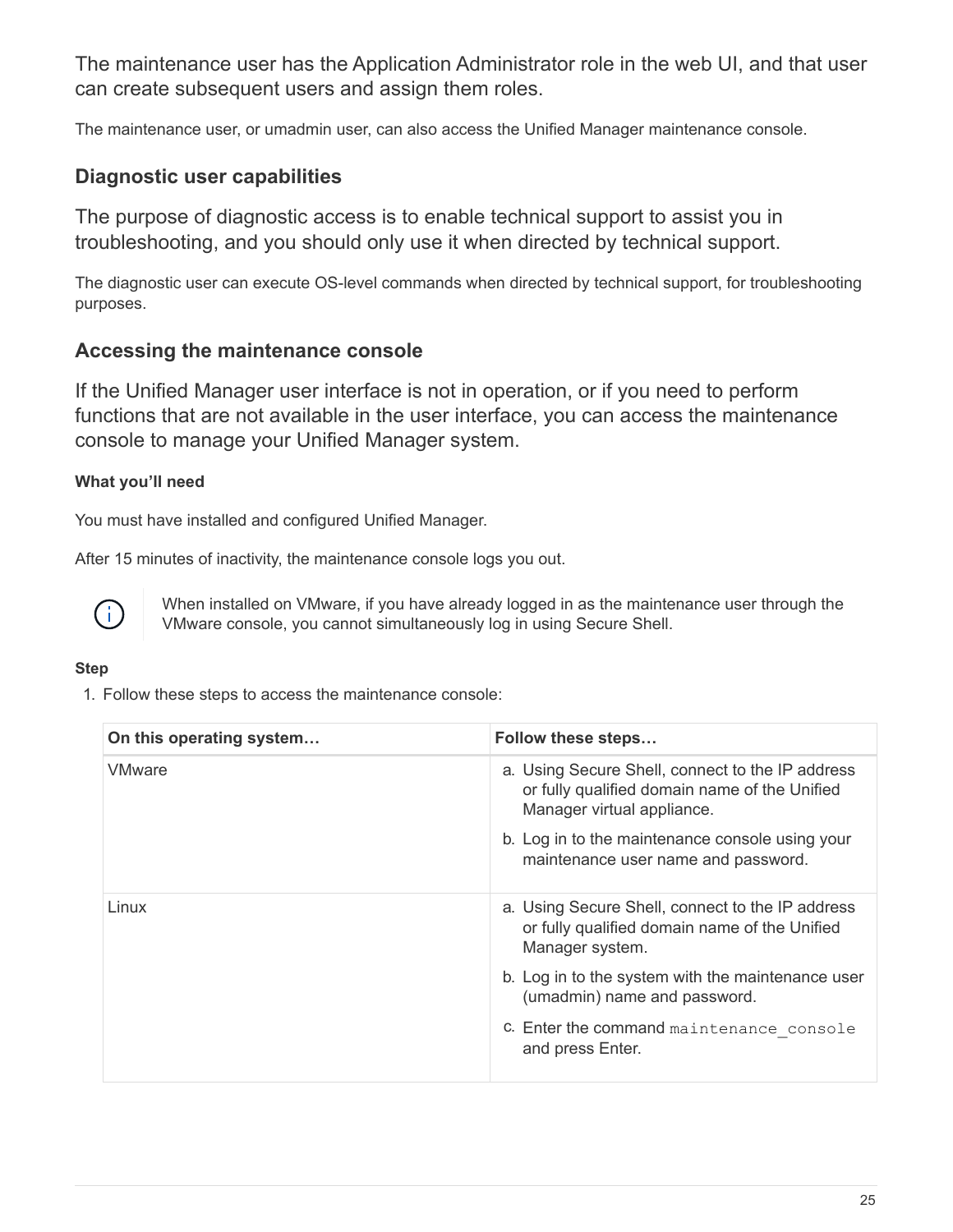The maintenance user has the Application Administrator role in the web UI, and that user can create subsequent users and assign them roles.

The maintenance user, or umadmin user, can also access the Unified Manager maintenance console.

### Diagnostic user capabilities

The purpose of diagnostic access is to enable technical support to assist you in troubleshooting, and you should only use it when directed by technical support.

The diagnostic user can execute OS-level commands when directed by technical support, for troubleshooting purposes.

### Accessing the maintenance console

If the Unified Manager user interface is not in operation, or if you need to perform functions that are not available in the user interface, you can access the maintenance console to manage your Unified Manager system.

**What you'll need**

You must have installed and configured Unified Manager.

After 15 minutes of inactivity, the maintenance console logs you out.

> When installed on VMware, if you have already logged in as the maintenance user through the VMware console, you cannot simultaneously log in using Secure Shell.

**Step**

1. Follow these steps to access the maintenance console:

| On this operating system… | Follow these steps… |
| --- | --- |
| VMware | a. Using Secure Shell, connect to the IP address or fully qualified domain name of the Unified Manager virtual appliance.<br>b. Log in to the maintenance console using your maintenance user name and password. |
| Linux | a. Using Secure Shell, connect to the IP address or fully qualified domain name of the Unified Manager system.<br>b. Log in to the system with the maintenance user (umadmin) name and password.<br>c. Enter the command `maintenance_console` and press Enter. |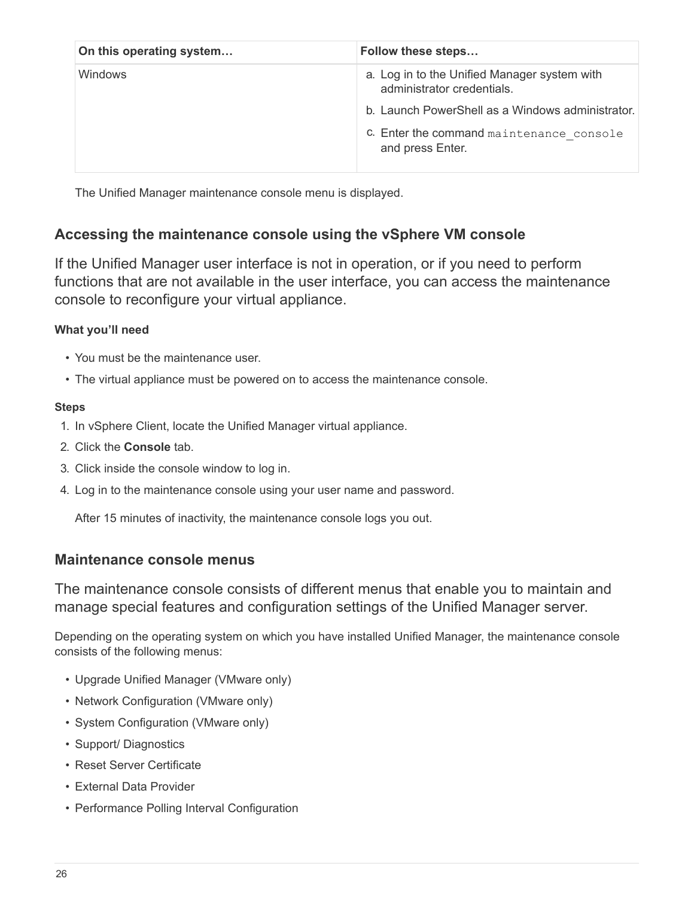| On this operating system… | Follow these steps… |
| --- | --- |
| Windows | a. Log in to the Unified Manager system with administrator credentials.<br>b. Launch PowerShell as a Windows administrator.<br>c. Enter the command `maintenance_console` and press Enter. |

The Unified Manager maintenance console menu is displayed.

## Accessing the maintenance console using the vSphere VM console

If the Unified Manager user interface is not in operation, or if you need to perform functions that are not available in the user interface, you can access the maintenance console to reconfigure your virtual appliance.

#### What you'll need

- You must be the maintenance user.
- The virtual appliance must be powered on to access the maintenance console.

#### Steps

1. In vSphere Client, locate the Unified Manager virtual appliance.
2. Click the **Console** tab.
3. Click inside the console window to log in.
4. Log in to the maintenance console using your user name and password.

   After 15 minutes of inactivity, the maintenance console logs you out.

## Maintenance console menus

The maintenance console consists of different menus that enable you to maintain and manage special features and configuration settings of the Unified Manager server.

Depending on the operating system on which you have installed Unified Manager, the maintenance console consists of the following menus:

- Upgrade Unified Manager (VMware only)
- Network Configuration (VMware only)
- System Configuration (VMware only)
- Support/ Diagnostics
- Reset Server Certificate
- External Data Provider
- Performance Polling Interval Configuration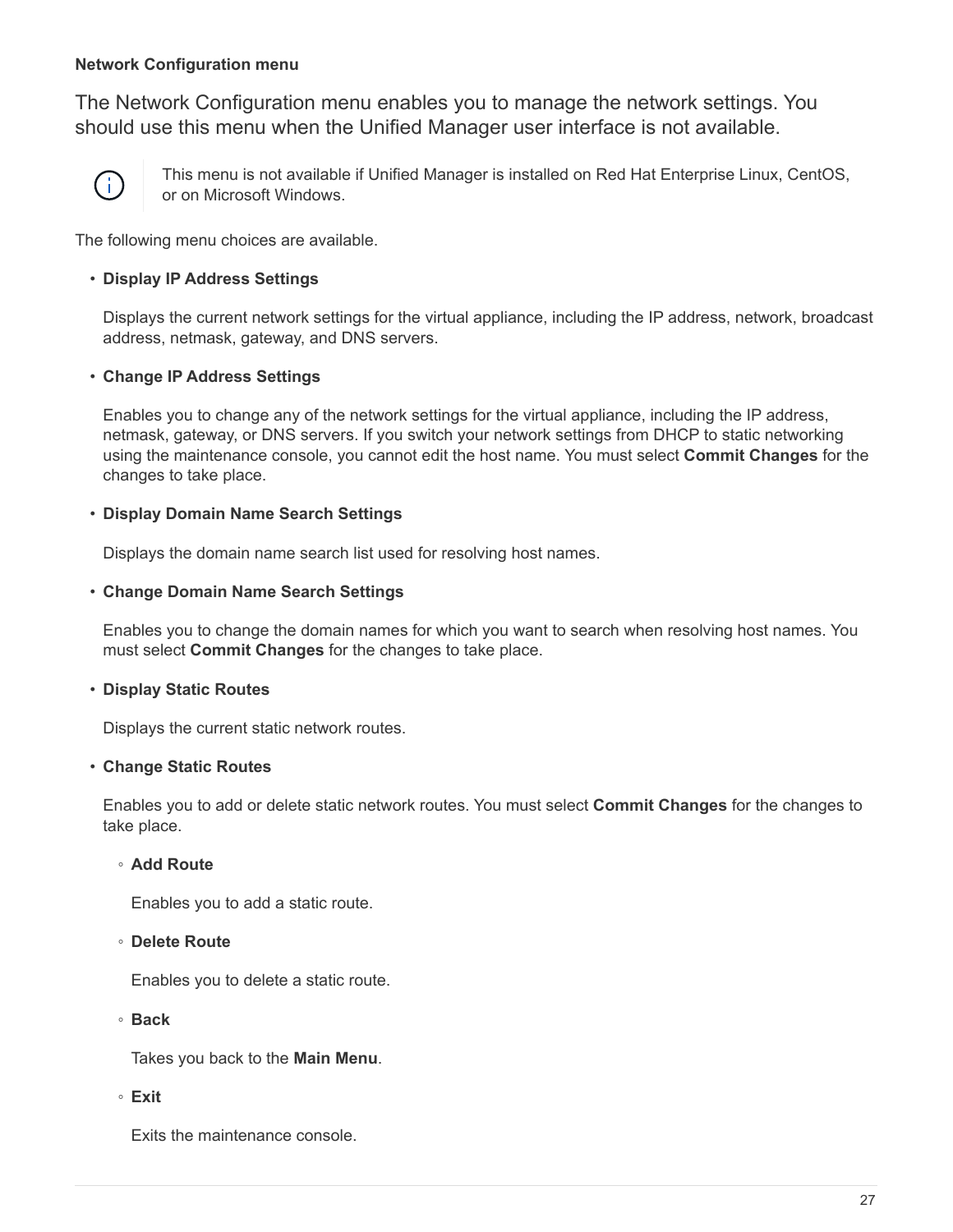#### Network Configuration menu

The Network Configuration menu enables you to manage the network settings. You should use this menu when the Unified Manager user interface is not available.

> This menu is not available if Unified Manager is installed on Red Hat Enterprise Linux, CentOS, or on Microsoft Windows.

The following menu choices are available.

- **Display IP Address Settings**

  Displays the current network settings for the virtual appliance, including the IP address, network, broadcast address, netmask, gateway, and DNS servers.

- **Change IP Address Settings**

  Enables you to change any of the network settings for the virtual appliance, including the IP address, netmask, gateway, or DNS servers. If you switch your network settings from DHCP to static networking using the maintenance console, you cannot edit the host name. You must select **Commit Changes** for the changes to take place.

- **Display Domain Name Search Settings**

  Displays the domain name search list used for resolving host names.

- **Change Domain Name Search Settings**

  Enables you to change the domain names for which you want to search when resolving host names. You must select **Commit Changes** for the changes to take place.

- **Display Static Routes**

  Displays the current static network routes.

- **Change Static Routes**

  Enables you to add or delete static network routes. You must select **Commit Changes** for the changes to take place.

  - **Add Route**

    Enables you to add a static route.

  - **Delete Route**

    Enables you to delete a static route.

  - **Back**

    Takes you back to the **Main Menu**.

  - **Exit**

    Exits the maintenance console.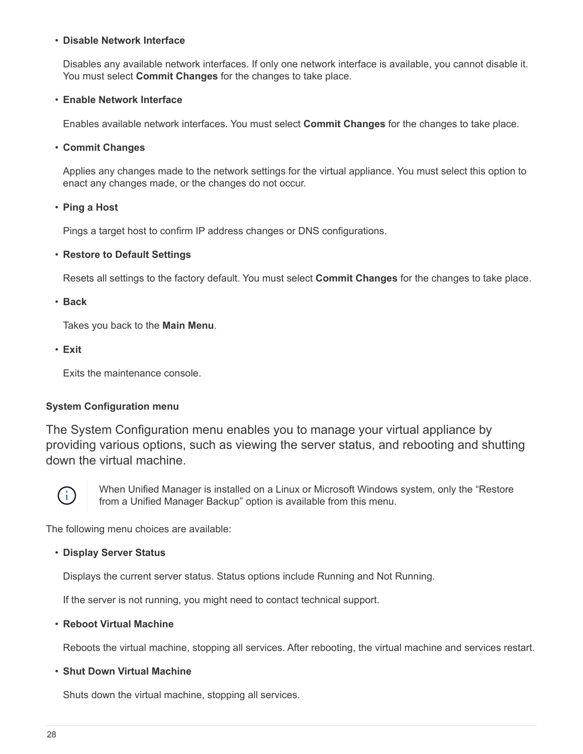- **Disable Network Interface**

  Disables any available network interfaces. If only one network interface is available, you cannot disable it. You must select **Commit Changes** for the changes to take place.

- **Enable Network Interface**

  Enables available network interfaces. You must select **Commit Changes** for the changes to take place.

- **Commit Changes**

  Applies any changes made to the network settings for the virtual appliance. You must select this option to enact any changes made, or the changes do not occur.

- **Ping a Host**

  Pings a target host to confirm IP address changes or DNS configurations.

- **Restore to Default Settings**

  Resets all settings to the factory default. You must select **Commit Changes** for the changes to take place.

- **Back**

  Takes you back to the **Main Menu**.

- **Exit**

  Exits the maintenance console.

#### System Configuration menu

The System Configuration menu enables you to manage your virtual appliance by providing various options, such as viewing the server status, and rebooting and shutting down the virtual machine.

> When Unified Manager is installed on a Linux or Microsoft Windows system, only the “Restore from a Unified Manager Backup” option is available from this menu.

The following menu choices are available:

- **Display Server Status**

  Displays the current server status. Status options include Running and Not Running.

  If the server is not running, you might need to contact technical support.

- **Reboot Virtual Machine**

  Reboots the virtual machine, stopping all services. After rebooting, the virtual machine and services restart.

- **Shut Down Virtual Machine**

  Shuts down the virtual machine, stopping all services.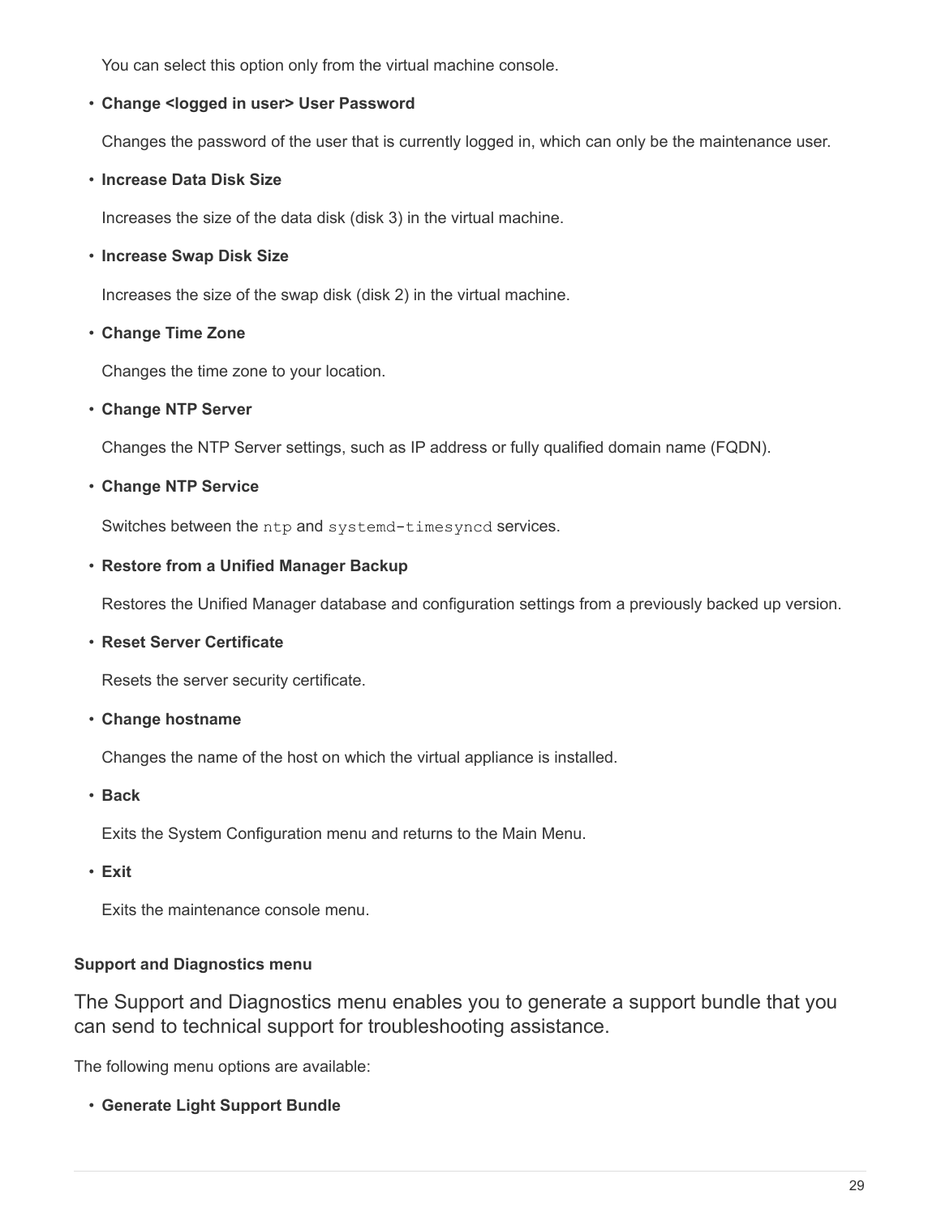You can select this option only from the virtual machine console.

- **Change <logged in user> User Password**

  Changes the password of the user that is currently logged in, which can only be the maintenance user.

- **Increase Data Disk Size**

  Increases the size of the data disk (disk 3) in the virtual machine.

- **Increase Swap Disk Size**

  Increases the size of the swap disk (disk 2) in the virtual machine.

- **Change Time Zone**

  Changes the time zone to your location.

- **Change NTP Server**

  Changes the NTP Server settings, such as IP address or fully qualified domain name (FQDN).

- **Change NTP Service**

  Switches between the `ntp` and `systemd-timesyncd` services.

- **Restore from a Unified Manager Backup**

  Restores the Unified Manager database and configuration settings from a previously backed up version.

- **Reset Server Certificate**

  Resets the server security certificate.

- **Change hostname**

  Changes the name of the host on which the virtual appliance is installed.

- **Back**

  Exits the System Configuration menu and returns to the Main Menu.

- **Exit**

  Exits the maintenance console menu.

#### Support and Diagnostics menu

The Support and Diagnostics menu enables you to generate a support bundle that you can send to technical support for troubleshooting assistance.

The following menu options are available:

- **Generate Light Support Bundle**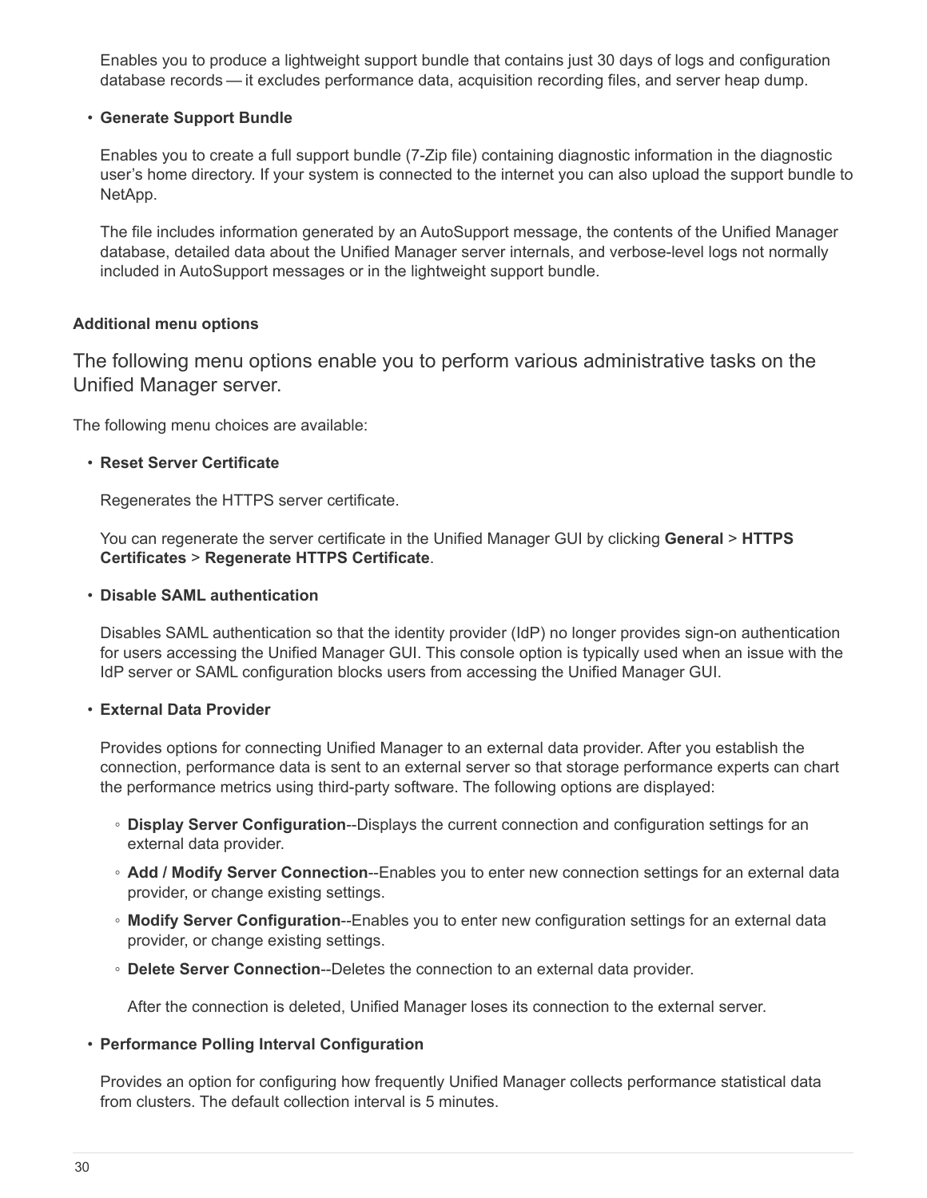Enables you to produce a lightweight support bundle that contains just 30 days of logs and configuration database records — it excludes performance data, acquisition recording files, and server heap dump.

- **Generate Support Bundle**

  Enables you to create a full support bundle (7-Zip file) containing diagnostic information in the diagnostic user's home directory. If your system is connected to the internet you can also upload the support bundle to NetApp.

  The file includes information generated by an AutoSupport message, the contents of the Unified Manager database, detailed data about the Unified Manager server internals, and verbose-level logs not normally included in AutoSupport messages or in the lightweight support bundle.

#### Additional menu options

The following menu options enable you to perform various administrative tasks on the Unified Manager server.

The following menu choices are available:

- **Reset Server Certificate**

  Regenerates the HTTPS server certificate.

  You can regenerate the server certificate in the Unified Manager GUI by clicking **General** > **HTTPS Certificates** > **Regenerate HTTPS Certificate**.

- **Disable SAML authentication**

  Disables SAML authentication so that the identity provider (IdP) no longer provides sign-on authentication for users accessing the Unified Manager GUI. This console option is typically used when an issue with the IdP server or SAML configuration blocks users from accessing the Unified Manager GUI.

- **External Data Provider**

  Provides options for connecting Unified Manager to an external data provider. After you establish the connection, performance data is sent to an external server so that storage performance experts can chart the performance metrics using third-party software. The following options are displayed:

  - **Display Server Configuration**--Displays the current connection and configuration settings for an external data provider.
  - **Add / Modify Server Connection**--Enables you to enter new connection settings for an external data provider, or change existing settings.
  - **Modify Server Configuration**--Enables you to enter new configuration settings for an external data provider, or change existing settings.
  - **Delete Server Connection**--Deletes the connection to an external data provider.

    After the connection is deleted, Unified Manager loses its connection to the external server.

- **Performance Polling Interval Configuration**

  Provides an option for configuring how frequently Unified Manager collects performance statistical data from clusters. The default collection interval is 5 minutes.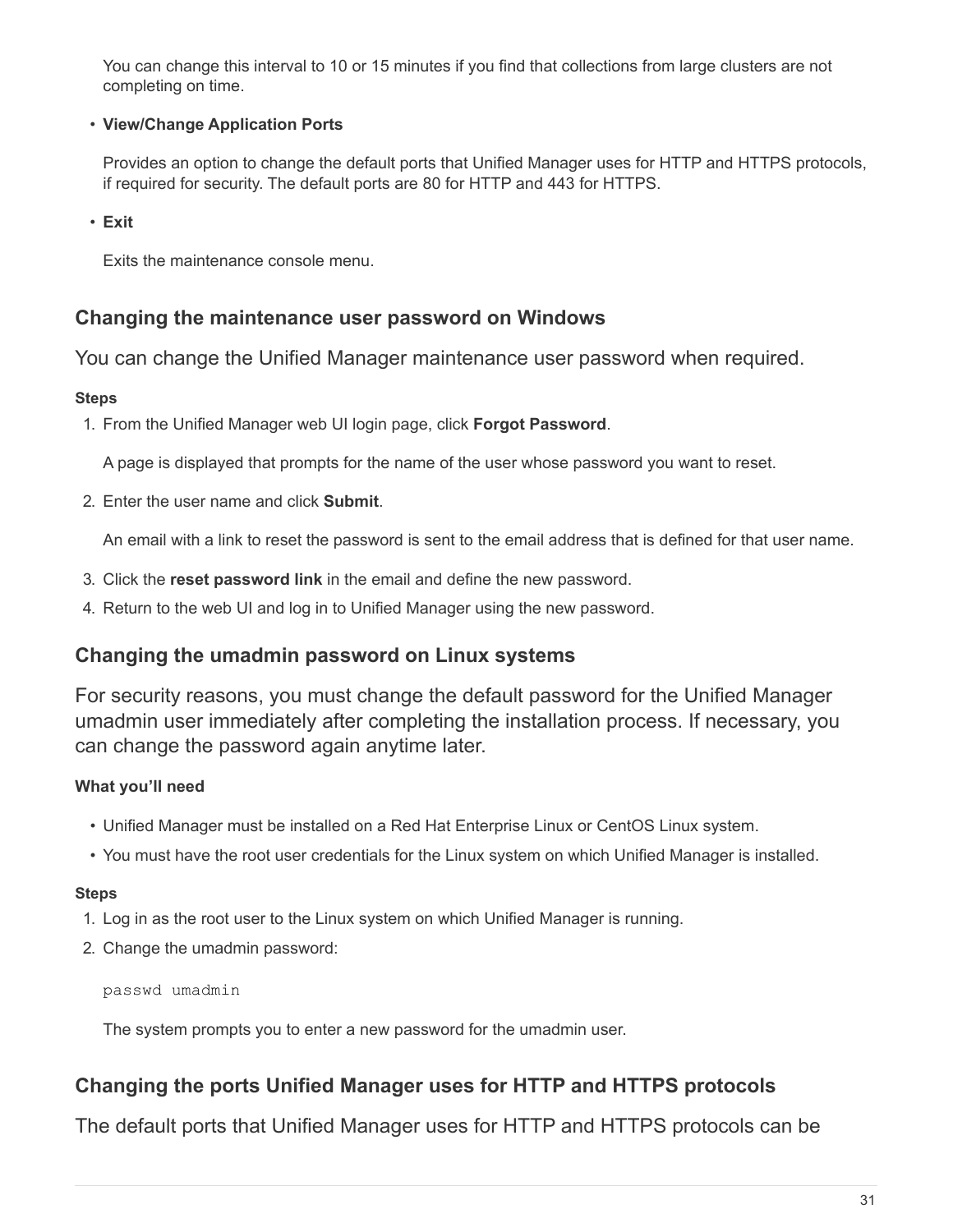You can change this interval to 10 or 15 minutes if you find that collections from large clusters are not completing on time.

- **View/Change Application Ports**

  Provides an option to change the default ports that Unified Manager uses for HTTP and HTTPS protocols, if required for security. The default ports are 80 for HTTP and 443 for HTTPS.

- **Exit**

  Exits the maintenance console menu.

## Changing the maintenance user password on Windows

You can change the Unified Manager maintenance user password when required.

#### Steps

1. From the Unified Manager web UI login page, click **Forgot Password**.

   A page is displayed that prompts for the name of the user whose password you want to reset.

2. Enter the user name and click **Submit**.

   An email with a link to reset the password is sent to the email address that is defined for that user name.

3. Click the **reset password link** in the email and define the new password.
4. Return to the web UI and log in to Unified Manager using the new password.

## Changing the umadmin password on Linux systems

For security reasons, you must change the default password for the Unified Manager umadmin user immediately after completing the installation process. If necessary, you can change the password again anytime later.

#### What you'll need

- Unified Manager must be installed on a Red Hat Enterprise Linux or CentOS Linux system.
- You must have the root user credentials for the Linux system on which Unified Manager is installed.

#### Steps

1. Log in as the root user to the Linux system on which Unified Manager is running.
2. Change the umadmin password:

   ```
   passwd umadmin
   ```

   The system prompts you to enter a new password for the umadmin user.

## Changing the ports Unified Manager uses for HTTP and HTTPS protocols

The default ports that Unified Manager uses for HTTP and HTTPS protocols can be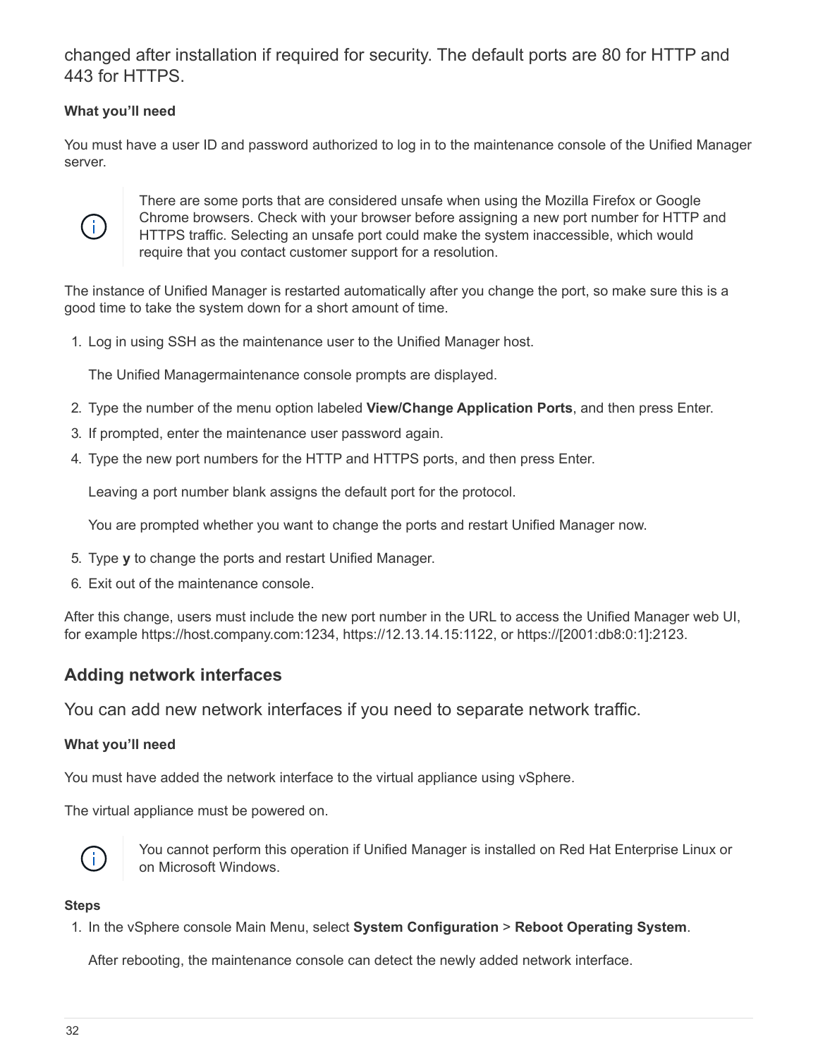changed after installation if required for security. The default ports are 80 for HTTP and 443 for HTTPS.

**What you'll need**

You must have a user ID and password authorized to log in to the maintenance console of the Unified Manager server.

> There are some ports that are considered unsafe when using the Mozilla Firefox or Google Chrome browsers. Check with your browser before assigning a new port number for HTTP and HTTPS traffic. Selecting an unsafe port could make the system inaccessible, which would require that you contact customer support for a resolution.

The instance of Unified Manager is restarted automatically after you change the port, so make sure this is a good time to take the system down for a short amount of time.

1. Log in using SSH as the maintenance user to the Unified Manager host.

   The Unified Managermaintenance console prompts are displayed.

2. Type the number of the menu option labeled **View/Change Application Ports**, and then press Enter.
3. If prompted, enter the maintenance user password again.
4. Type the new port numbers for the HTTP and HTTPS ports, and then press Enter.

   Leaving a port number blank assigns the default port for the protocol.

   You are prompted whether you want to change the ports and restart Unified Manager now.

5. Type **y** to change the ports and restart Unified Manager.
6. Exit out of the maintenance console.

After this change, users must include the new port number in the URL to access the Unified Manager web UI, for example https://host.company.com:1234, https://12.13.14.15:1122, or https://[2001:db8:0:1]:2123.

## Adding network interfaces

You can add new network interfaces if you need to separate network traffic.

**What you'll need**

You must have added the network interface to the virtual appliance using vSphere.

The virtual appliance must be powered on.

> You cannot perform this operation if Unified Manager is installed on Red Hat Enterprise Linux or on Microsoft Windows.

**Steps**

1. In the vSphere console Main Menu, select **System Configuration** > **Reboot Operating System**.

   After rebooting, the maintenance console can detect the newly added network interface.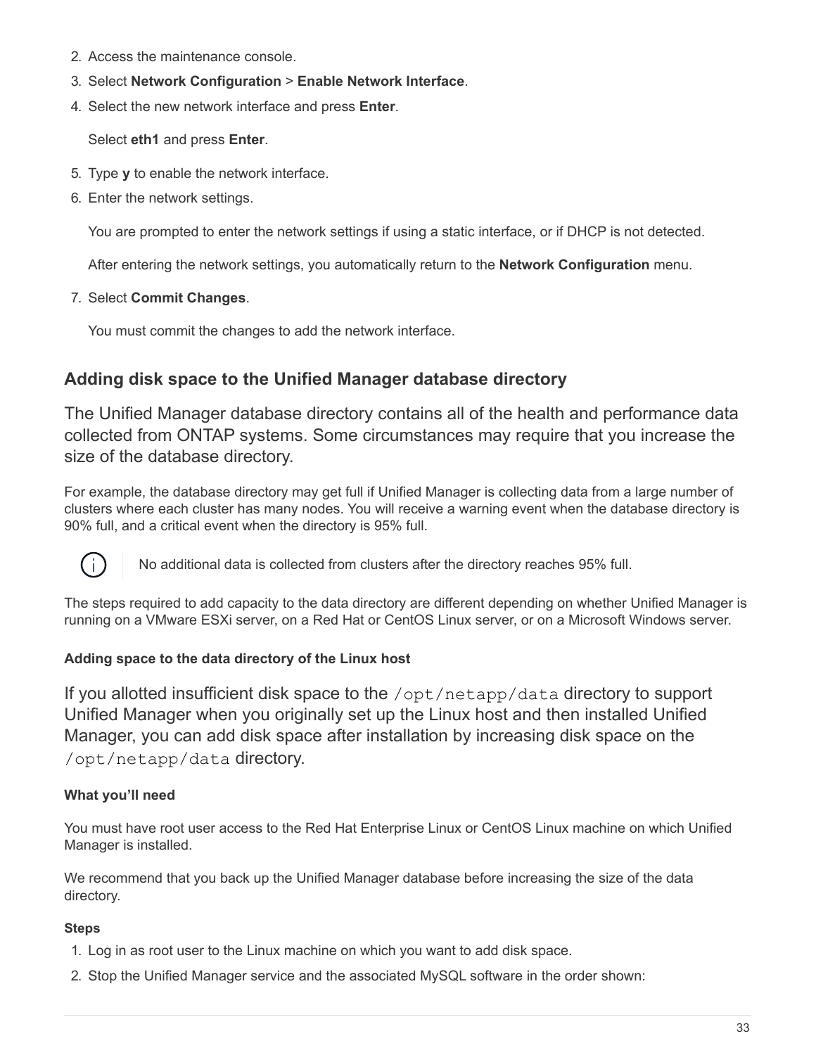2. Access the maintenance console.
3. Select **Network Configuration** > **Enable Network Interface**.
4. Select the new network interface and press **Enter**.

   Select **eth1** and press **Enter**.
5. Type **y** to enable the network interface.
6. Enter the network settings.

   You are prompted to enter the network settings if using a static interface, or if DHCP is not detected.

   After entering the network settings, you automatically return to the **Network Configuration** menu.
7. Select **Commit Changes**.

   You must commit the changes to add the network interface.

## Adding disk space to the Unified Manager database directory

The Unified Manager database directory contains all of the health and performance data collected from ONTAP systems. Some circumstances may require that you increase the size of the database directory.

For example, the database directory may get full if Unified Manager is collecting data from a large number of clusters where each cluster has many nodes. You will receive a warning event when the database directory is 90% full, and a critical event when the directory is 95% full.

> No additional data is collected from clusters after the directory reaches 95% full.

The steps required to add capacity to the data directory are different depending on whether Unified Manager is running on a VMware ESXi server, on a Red Hat or CentOS Linux server, or on a Microsoft Windows server.

### Adding space to the data directory of the Linux host

If you allotted insufficient disk space to the `/opt/netapp/data` directory to support Unified Manager when you originally set up the Linux host and then installed Unified Manager, you can add disk space after installation by increasing disk space on the `/opt/netapp/data` directory.

#### What you'll need

You must have root user access to the Red Hat Enterprise Linux or CentOS Linux machine on which Unified Manager is installed.

We recommend that you back up the Unified Manager database before increasing the size of the data directory.

#### Steps

1. Log in as root user to the Linux machine on which you want to add disk space.
2. Stop the Unified Manager service and the associated MySQL software in the order shown: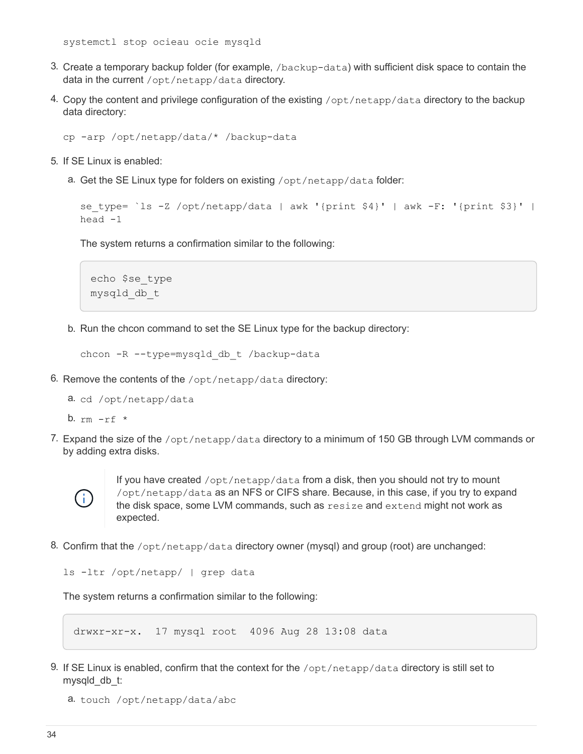```
systemctl stop ocieau ocie mysqld
```

3. Create a temporary backup folder (for example, `/backup-data`) with sufficient disk space to contain the data in the current `/opt/netapp/data` directory.
4. Copy the content and privilege configuration of the existing `/opt/netapp/data` directory to the backup data directory:

   ```
   cp -arp /opt/netapp/data/* /backup-data
   ```

5. If SE Linux is enabled:
   a. Get the SE Linux type for folders on existing `/opt/netapp/data` folder:

      ```
      se_type= `ls -Z /opt/netapp/data | awk '{print $4}' | awk -F: '{print $3}' |
      head -1
      ```

      The system returns a confirmation similar to the following:

      ```
      echo $se_type
      mysqld_db_t
      ```

   b. Run the chcon command to set the SE Linux type for the backup directory:

      ```
      chcon -R --type=mysqld_db_t /backup-data
      ```

6. Remove the contents of the `/opt/netapp/data` directory:
   a. `cd /opt/netapp/data`
   b. `rm -rf *`
7. Expand the size of the `/opt/netapp/data` directory to a minimum of 150 GB through LVM commands or by adding extra disks.

   > If you have created `/opt/netapp/data` from a disk, then you should not try to mount `/opt/netapp/data` as an NFS or CIFS share. Because, in this case, if you try to expand the disk space, some LVM commands, such as `resize` and `extend` might not work as expected.

8. Confirm that the `/opt/netapp/data` directory owner (mysql) and group (root) are unchanged:

   ```
   ls -ltr /opt/netapp/ | grep data
   ```

   The system returns a confirmation similar to the following:

   ```
   drwxr-xr-x.  17 mysql root  4096 Aug 28 13:08 data
   ```

9. If SE Linux is enabled, confirm that the context for the `/opt/netapp/data` directory is still set to mysqld_db_t:
   a. `touch /opt/netapp/data/abc`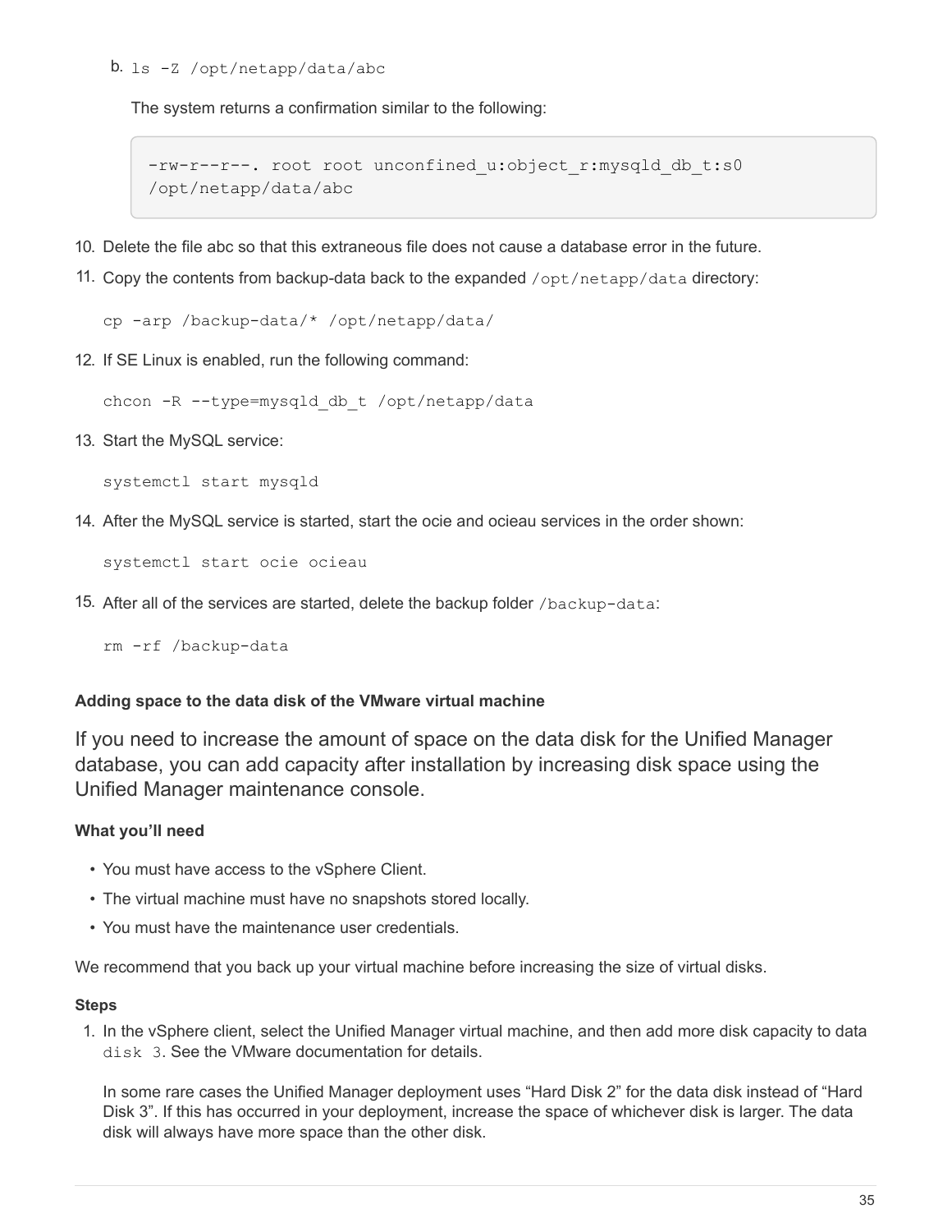b. `ls -Z /opt/netapp/data/abc`

The system returns a confirmation similar to the following:

```
-rw-r--r--. root root unconfined_u:object_r:mysqld_db_t:s0
/opt/netapp/data/abc
```

10. Delete the file abc so that this extraneous file does not cause a database error in the future.
11. Copy the contents from backup-data back to the expanded `/opt/netapp/data` directory:

    ```
    cp -arp /backup-data/* /opt/netapp/data/
    ```

12. If SE Linux is enabled, run the following command:

    ```
    chcon -R --type=mysqld_db_t /opt/netapp/data
    ```

13. Start the MySQL service:

    ```
    systemctl start mysqld
    ```

14. After the MySQL service is started, start the ocie and ocieau services in the order shown:

    ```
    systemctl start ocie ocieau
    ```

15. After all of the services are started, delete the backup folder `/backup-data`:

    ```
    rm -rf /backup-data
    ```

#### Adding space to the data disk of the VMware virtual machine

If you need to increase the amount of space on the data disk for the Unified Manager database, you can add capacity after installation by increasing disk space using the Unified Manager maintenance console.

**What you'll need**

- You must have access to the vSphere Client.
- The virtual machine must have no snapshots stored locally.
- You must have the maintenance user credentials.

We recommend that you back up your virtual machine before increasing the size of virtual disks.

**Steps**

1. In the vSphere client, select the Unified Manager virtual machine, and then add more disk capacity to data `disk 3`. See the VMware documentation for details.

   In some rare cases the Unified Manager deployment uses "Hard Disk 2" for the data disk instead of "Hard Disk 3". If this has occurred in your deployment, increase the space of whichever disk is larger. The data disk will always have more space than the other disk.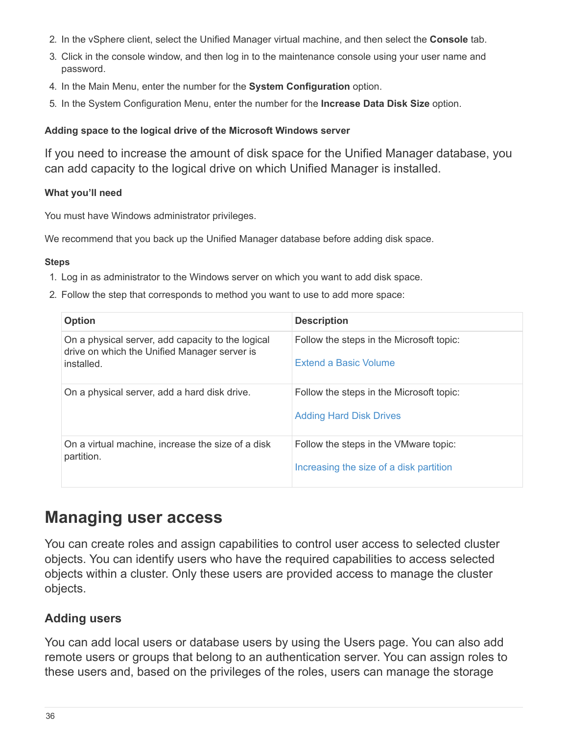2. In the vSphere client, select the Unified Manager virtual machine, and then select the **Console** tab.
3. Click in the console window, and then log in to the maintenance console using your user name and password.
4. In the Main Menu, enter the number for the **System Configuration** option.
5. In the System Configuration Menu, enter the number for the **Increase Data Disk Size** option.

#### Adding space to the logical drive of the Microsoft Windows server

If you need to increase the amount of disk space for the Unified Manager database, you can add capacity to the logical drive on which Unified Manager is installed.

#### What you'll need

You must have Windows administrator privileges.

We recommend that you back up the Unified Manager database before adding disk space.

#### Steps

1. Log in as administrator to the Windows server on which you want to add disk space.
2. Follow the step that corresponds to method you want to use to add more space:

| Option | Description |
| --- | --- |
| On a physical server, add capacity to the logical drive on which the Unified Manager server is installed. | Follow the steps in the Microsoft topic: Extend a Basic Volume |
| On a physical server, add a hard disk drive. | Follow the steps in the Microsoft topic: Adding Hard Disk Drives |
| On a virtual machine, increase the size of a disk partition. | Follow the steps in the VMware topic: Increasing the size of a disk partition |

## Managing user access

You can create roles and assign capabilities to control user access to selected cluster objects. You can identify users who have the required capabilities to access selected objects within a cluster. Only these users are provided access to manage the cluster objects.

### Adding users

You can add local users or database users by using the Users page. You can also add remote users or groups that belong to an authentication server. You can assign roles to these users and, based on the privileges of the roles, users can manage the storage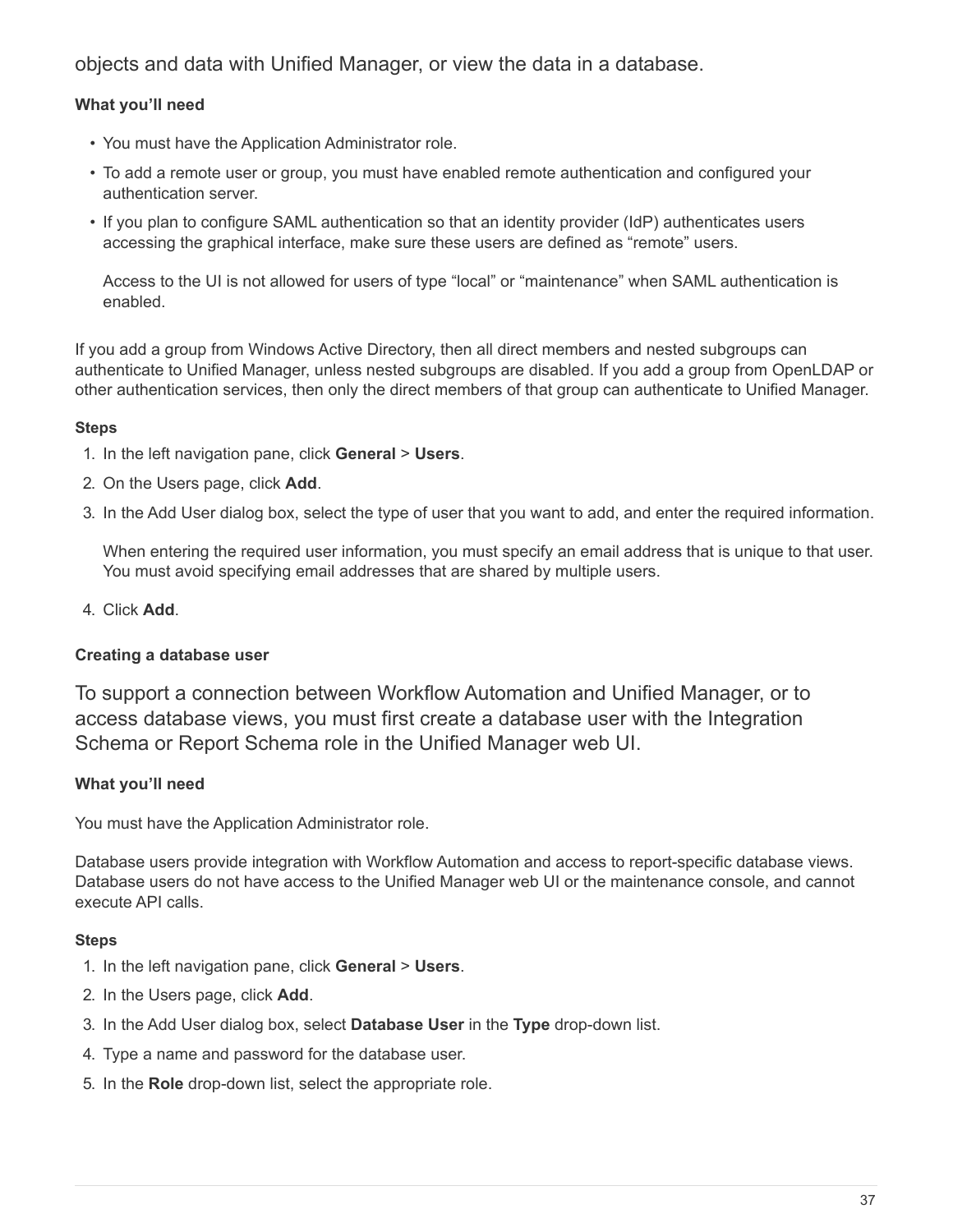objects and data with Unified Manager, or view the data in a database.

#### What you'll need

- You must have the Application Administrator role.
- To add a remote user or group, you must have enabled remote authentication and configured your authentication server.
- If you plan to configure SAML authentication so that an identity provider (IdP) authenticates users accessing the graphical interface, make sure these users are defined as “remote” users.

  Access to the UI is not allowed for users of type “local” or “maintenance” when SAML authentication is enabled.

If you add a group from Windows Active Directory, then all direct members and nested subgroups can authenticate to Unified Manager, unless nested subgroups are disabled. If you add a group from OpenLDAP or other authentication services, then only the direct members of that group can authenticate to Unified Manager.

#### Steps

1. In the left navigation pane, click **General** > **Users**.
2. On the Users page, click **Add**.
3. In the Add User dialog box, select the type of user that you want to add, and enter the required information.

   When entering the required user information, you must specify an email address that is unique to that user. You must avoid specifying email addresses that are shared by multiple users.

4. Click **Add**.

#### Creating a database user

To support a connection between Workflow Automation and Unified Manager, or to access database views, you must first create a database user with the Integration Schema or Report Schema role in the Unified Manager web UI.

#### What you'll need

You must have the Application Administrator role.

Database users provide integration with Workflow Automation and access to report-specific database views. Database users do not have access to the Unified Manager web UI or the maintenance console, and cannot execute API calls.

#### Steps

1. In the left navigation pane, click **General** > **Users**.
2. In the Users page, click **Add**.
3. In the Add User dialog box, select **Database User** in the **Type** drop-down list.
4. Type a name and password for the database user.
5. In the **Role** drop-down list, select the appropriate role.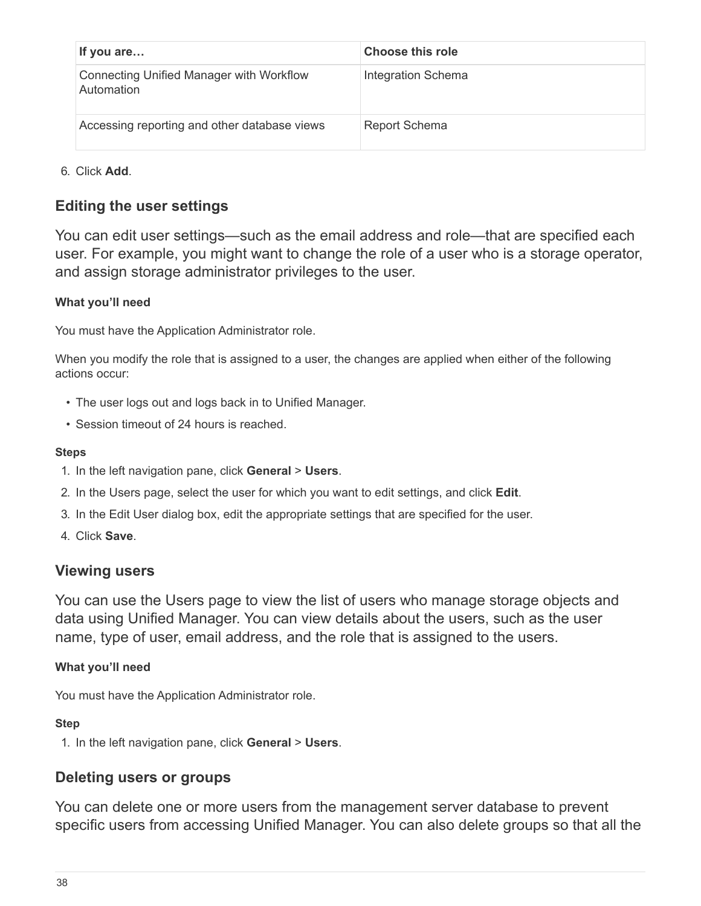| If you are… | Choose this role |
| --- | --- |
| Connecting Unified Manager with Workflow Automation | Integration Schema |
| Accessing reporting and other database views | Report Schema |

6. Click **Add**.

## Editing the user settings

You can edit user settings—such as the email address and role—that are specified each user. For example, you might want to change the role of a user who is a storage operator, and assign storage administrator privileges to the user.

#### What you'll need

You must have the Application Administrator role.

When you modify the role that is assigned to a user, the changes are applied when either of the following actions occur:

- The user logs out and logs back in to Unified Manager.
- Session timeout of 24 hours is reached.

#### Steps

1. In the left navigation pane, click **General** > **Users**.
2. In the Users page, select the user for which you want to edit settings, and click **Edit**.
3. In the Edit User dialog box, edit the appropriate settings that are specified for the user.
4. Click **Save**.

## Viewing users

You can use the Users page to view the list of users who manage storage objects and data using Unified Manager. You can view details about the users, such as the user name, type of user, email address, and the role that is assigned to the users.

#### What you'll need

You must have the Application Administrator role.

#### Step

1. In the left navigation pane, click **General** > **Users**.

## Deleting users or groups

You can delete one or more users from the management server database to prevent specific users from accessing Unified Manager. You can also delete groups so that all the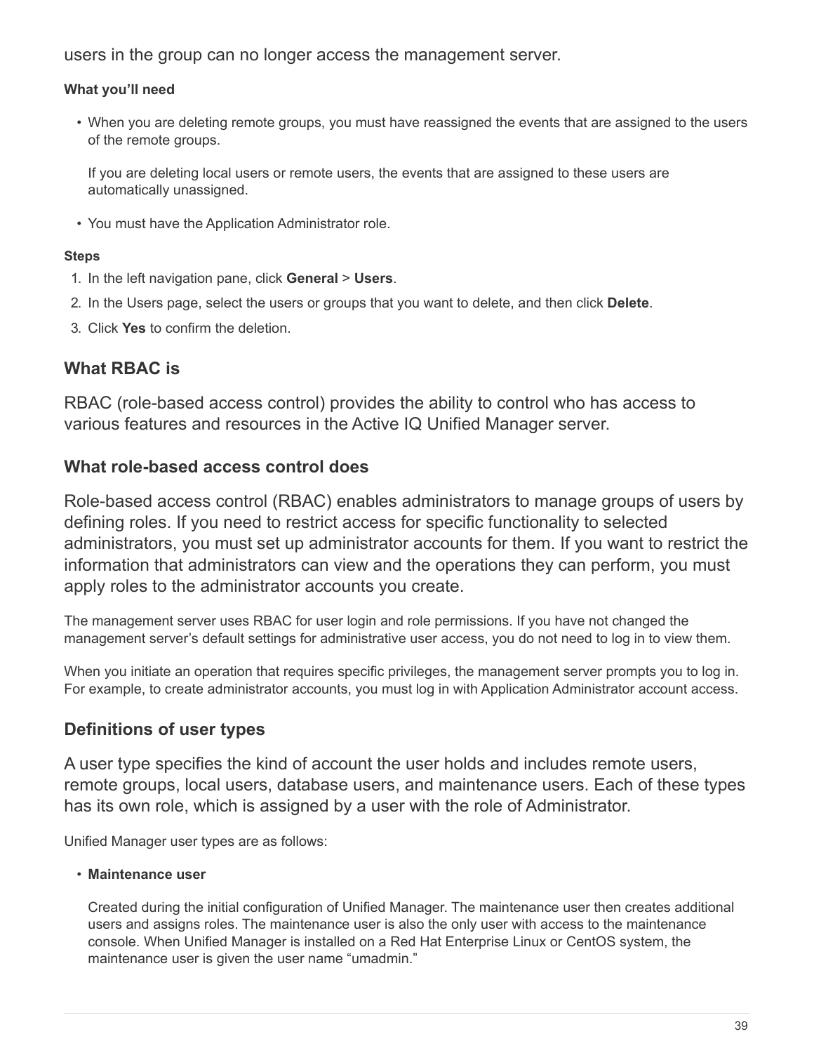users in the group can no longer access the management server.

**What you'll need**

- When you are deleting remote groups, you must have reassigned the events that are assigned to the users of the remote groups.

  If you are deleting local users or remote users, the events that are assigned to these users are automatically unassigned.

- You must have the Application Administrator role.

**Steps**

1. In the left navigation pane, click **General** > **Users**.
2. In the Users page, select the users or groups that you want to delete, and then click **Delete**.
3. Click **Yes** to confirm the deletion.

## What RBAC is

RBAC (role-based access control) provides the ability to control who has access to various features and resources in the Active IQ Unified Manager server.

## What role-based access control does

Role-based access control (RBAC) enables administrators to manage groups of users by defining roles. If you need to restrict access for specific functionality to selected administrators, you must set up administrator accounts for them. If you want to restrict the information that administrators can view and the operations they can perform, you must apply roles to the administrator accounts you create.

The management server uses RBAC for user login and role permissions. If you have not changed the management server's default settings for administrative user access, you do not need to log in to view them.

When you initiate an operation that requires specific privileges, the management server prompts you to log in. For example, to create administrator accounts, you must log in with Application Administrator account access.

## Definitions of user types

A user type specifies the kind of account the user holds and includes remote users, remote groups, local users, database users, and maintenance users. Each of these types has its own role, which is assigned by a user with the role of Administrator.

Unified Manager user types are as follows:

- **Maintenance user**

  Created during the initial configuration of Unified Manager. The maintenance user then creates additional users and assigns roles. The maintenance user is also the only user with access to the maintenance console. When Unified Manager is installed on a Red Hat Enterprise Linux or CentOS system, the maintenance user is given the user name "umadmin."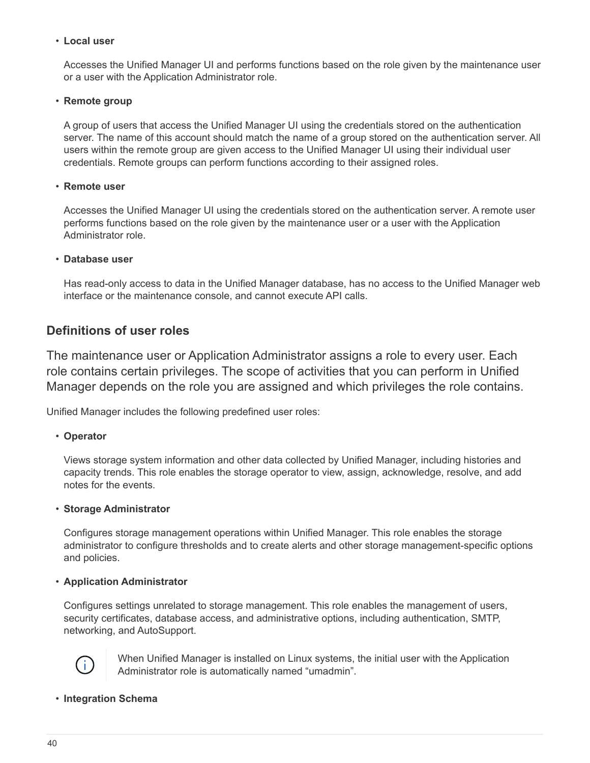- **Local user**

  Accesses the Unified Manager UI and performs functions based on the role given by the maintenance user or a user with the Application Administrator role.

- **Remote group**

  A group of users that access the Unified Manager UI using the credentials stored on the authentication server. The name of this account should match the name of a group stored on the authentication server. All users within the remote group are given access to the Unified Manager UI using their individual user credentials. Remote groups can perform functions according to their assigned roles.

- **Remote user**

  Accesses the Unified Manager UI using the credentials stored on the authentication server. A remote user performs functions based on the role given by the maintenance user or a user with the Application Administrator role.

- **Database user**

  Has read-only access to data in the Unified Manager database, has no access to the Unified Manager web interface or the maintenance console, and cannot execute API calls.

## Definitions of user roles

The maintenance user or Application Administrator assigns a role to every user. Each role contains certain privileges. The scope of activities that you can perform in Unified Manager depends on the role you are assigned and which privileges the role contains.

Unified Manager includes the following predefined user roles:

- **Operator**

  Views storage system information and other data collected by Unified Manager, including histories and capacity trends. This role enables the storage operator to view, assign, acknowledge, resolve, and add notes for the events.

- **Storage Administrator**

  Configures storage management operations within Unified Manager. This role enables the storage administrator to configure thresholds and to create alerts and other storage management-specific options and policies.

- **Application Administrator**

  Configures settings unrelated to storage management. This role enables the management of users, security certificates, database access, and administrative options, including authentication, SMTP, networking, and AutoSupport.

  > When Unified Manager is installed on Linux systems, the initial user with the Application Administrator role is automatically named “umadmin”.

- **Integration Schema**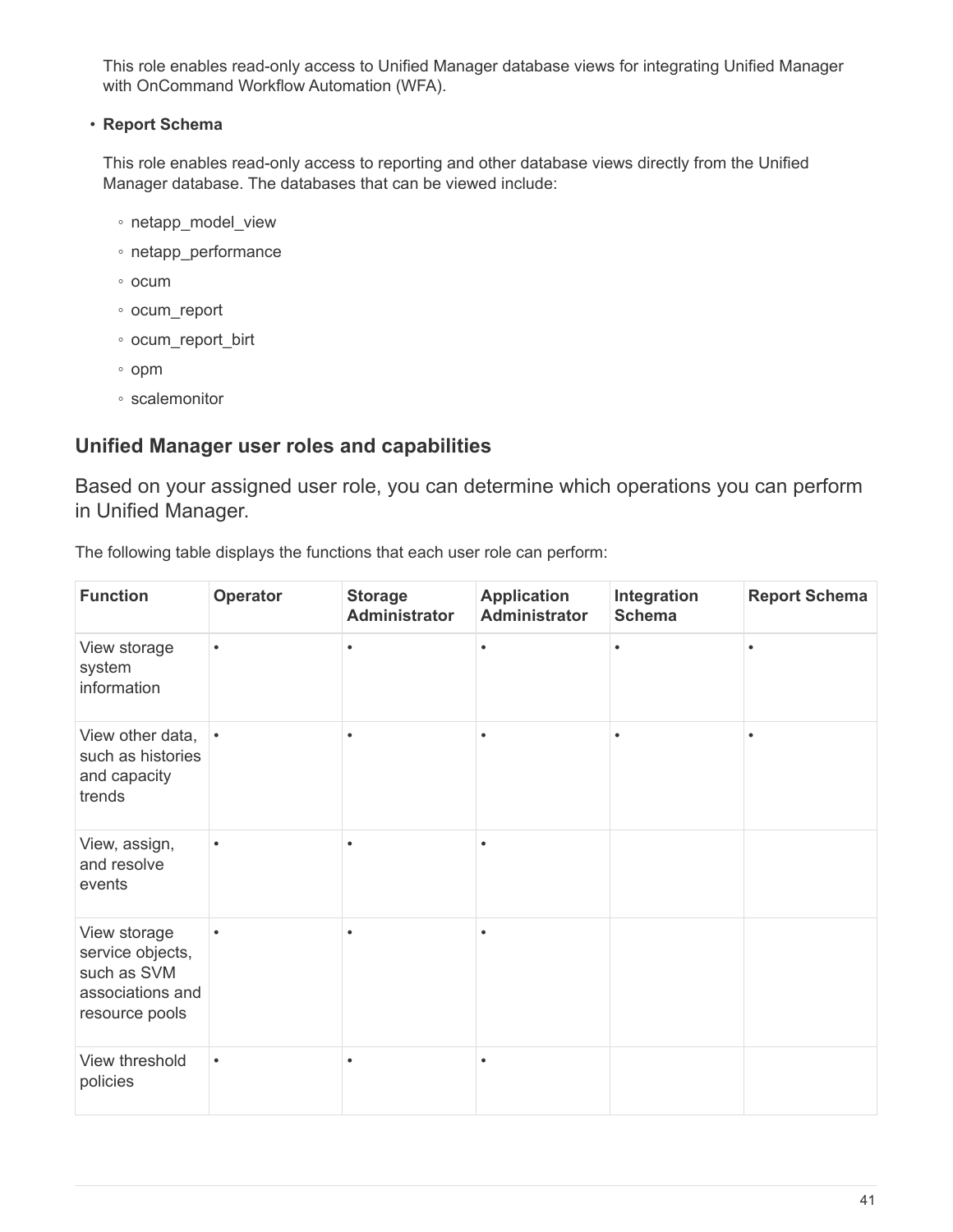This role enables read-only access to Unified Manager database views for integrating Unified Manager with OnCommand Workflow Automation (WFA).

- **Report Schema**

  This role enables read-only access to reporting and other database views directly from the Unified Manager database. The databases that can be viewed include:

  - netapp_model_view
  - netapp_performance
  - ocum
  - ocum_report
  - ocum_report_birt
  - opm
  - scalemonitor

## Unified Manager user roles and capabilities

Based on your assigned user role, you can determine which operations you can perform in Unified Manager.

The following table displays the functions that each user role can perform:

| Function | Operator | Storage Administrator | Application Administrator | Integration Schema | Report Schema |
| --- | --- | --- | --- | --- | --- |
| View storage system information | • | • | • | • | • |
| View other data, such as histories and capacity trends | • | • | • | • | • |
| View, assign, and resolve events | • | • | • | | |
| View storage service objects, such as SVM associations and resource pools | • | • | • | | |
| View threshold policies | • | • | • | | |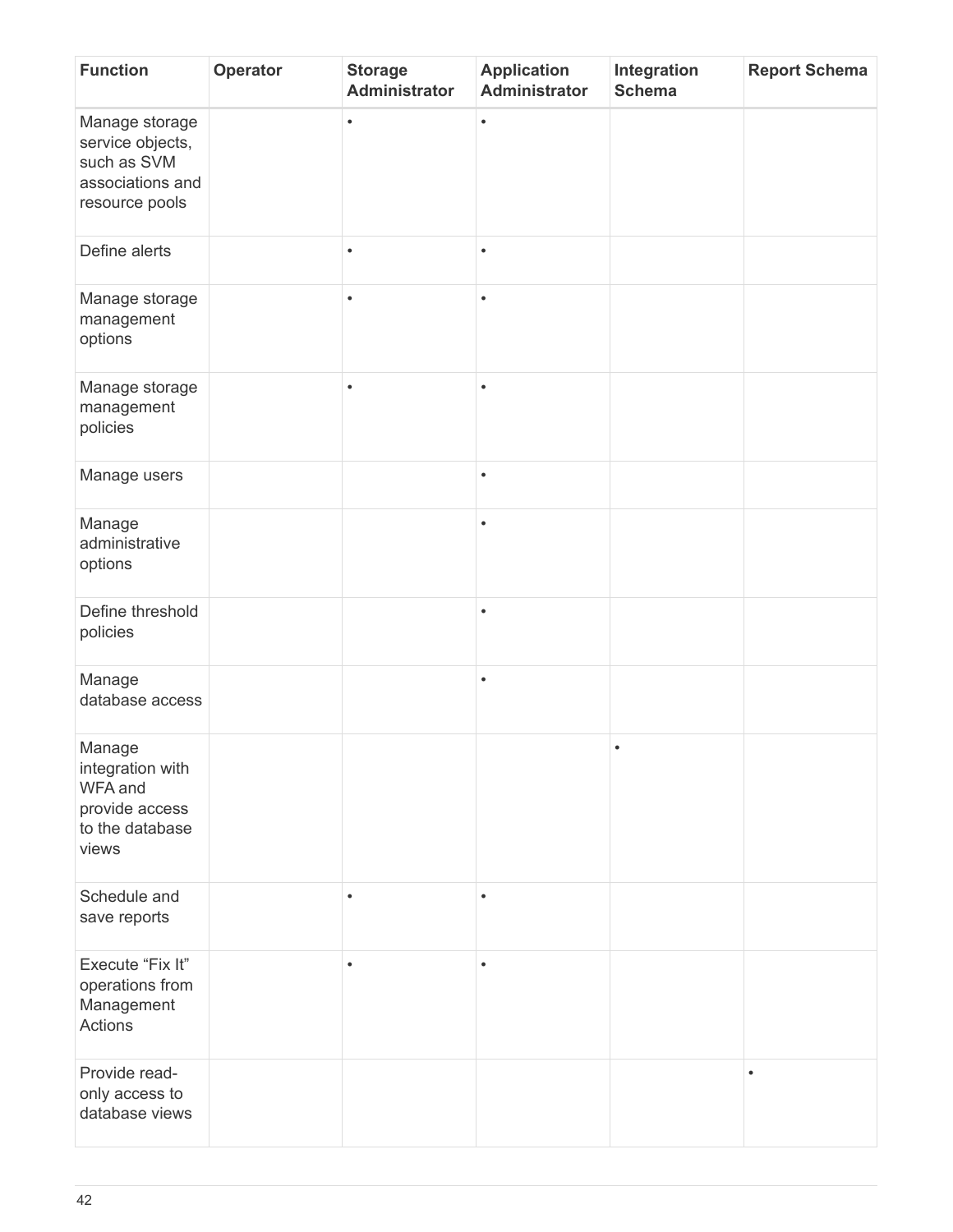| Function | Operator | Storage Administrator | Application Administrator | Integration Schema | Report Schema |
| --- | --- | --- | --- | --- | --- |
| Manage storage service objects, such as SVM associations and resource pools | | • | • | | |
| Define alerts | | • | • | | |
| Manage storage management options | | • | • | | |
| Manage storage management policies | | • | • | | |
| Manage users | | | • | | |
| Manage administrative options | | | • | | |
| Define threshold policies | | | • | | |
| Manage database access | | | • | | |
| Manage integration with WFA and provide access to the database views | | | | • | |
| Schedule and save reports | | • | • | | |
| Execute "Fix It" operations from Management Actions | | • | • | | |
| Provide read-only access to database views | | | | | • |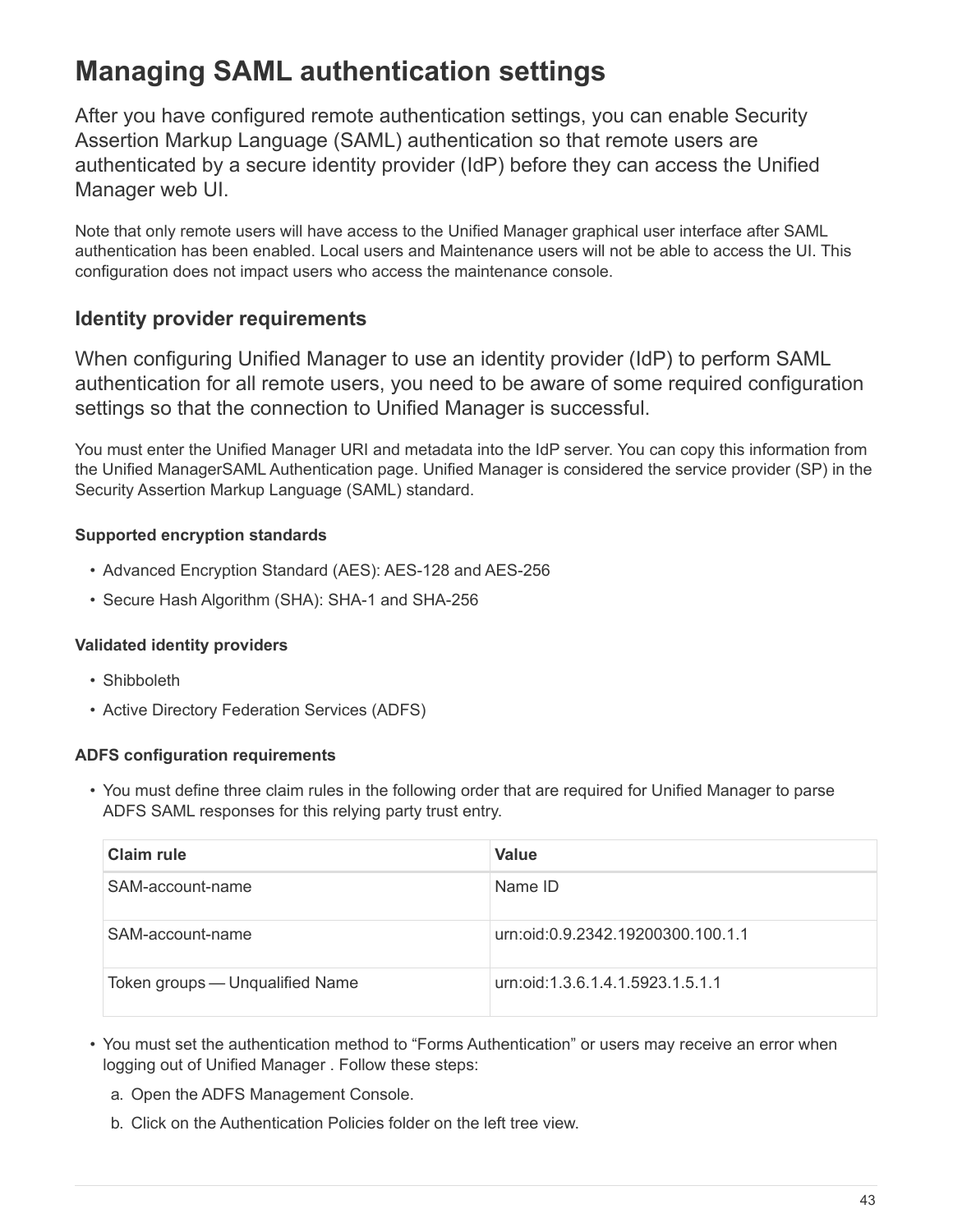# Managing SAML authentication settings

After you have configured remote authentication settings, you can enable Security Assertion Markup Language (SAML) authentication so that remote users are authenticated by a secure identity provider (IdP) before they can access the Unified Manager web UI.

Note that only remote users will have access to the Unified Manager graphical user interface after SAML authentication has been enabled. Local users and Maintenance users will not be able to access the UI. This configuration does not impact users who access the maintenance console.

## Identity provider requirements

When configuring Unified Manager to use an identity provider (IdP) to perform SAML authentication for all remote users, you need to be aware of some required configuration settings so that the connection to Unified Manager is successful.

You must enter the Unified Manager URI and metadata into the IdP server. You can copy this information from the Unified ManagerSAML Authentication page. Unified Manager is considered the service provider (SP) in the Security Assertion Markup Language (SAML) standard.

#### Supported encryption standards

- Advanced Encryption Standard (AES): AES-128 and AES-256
- Secure Hash Algorithm (SHA): SHA-1 and SHA-256

#### Validated identity providers

- Shibboleth
- Active Directory Federation Services (ADFS)

#### ADFS configuration requirements

- You must define three claim rules in the following order that are required for Unified Manager to parse ADFS SAML responses for this relying party trust entry.

| Claim rule | Value |
|---|---|
| SAM-account-name | Name ID |
| SAM-account-name | urn:oid:0.9.2342.19200300.100.1.1 |
| Token groups — Unqualified Name | urn:oid:1.3.6.1.4.1.5923.1.5.1.1 |

- You must set the authentication method to “Forms Authentication” or users may receive an error when logging out of Unified Manager . Follow these steps:
  a. Open the ADFS Management Console.
  b. Click on the Authentication Policies folder on the left tree view.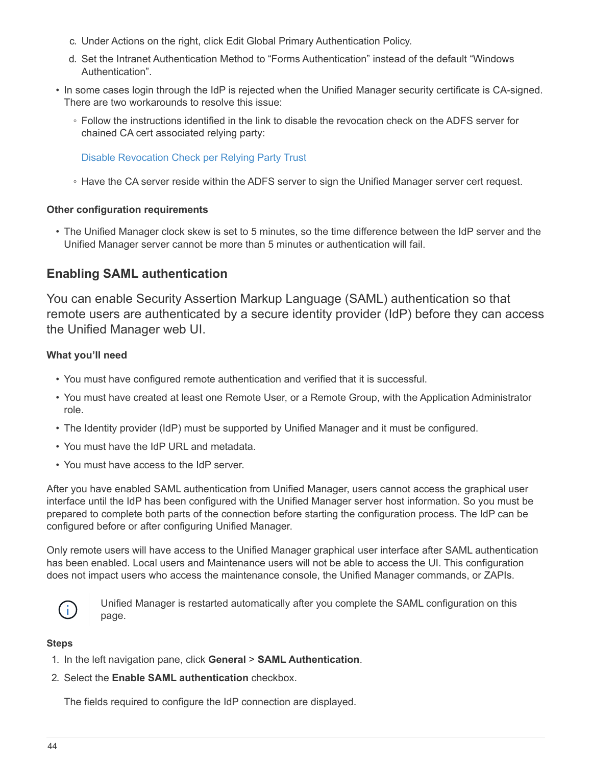c. Under Actions on the right, click Edit Global Primary Authentication Policy.

d. Set the Intranet Authentication Method to “Forms Authentication” instead of the default “Windows Authentication”.

- In some cases login through the IdP is rejected when the Unified Manager security certificate is CA-signed. There are two workarounds to resolve this issue:
  - Follow the instructions identified in the link to disable the revocation check on the ADFS server for chained CA cert associated relying party:

    Disable Revocation Check per Relying Party Trust

  - Have the CA server reside within the ADFS server to sign the Unified Manager server cert request.

#### Other configuration requirements

- The Unified Manager clock skew is set to 5 minutes, so the time difference between the IdP server and the Unified Manager server cannot be more than 5 minutes or authentication will fail.

## Enabling SAML authentication

You can enable Security Assertion Markup Language (SAML) authentication so that remote users are authenticated by a secure identity provider (IdP) before they can access the Unified Manager web UI.

#### What you’ll need

- You must have configured remote authentication and verified that it is successful.
- You must have created at least one Remote User, or a Remote Group, with the Application Administrator role.
- The Identity provider (IdP) must be supported by Unified Manager and it must be configured.
- You must have the IdP URL and metadata.
- You must have access to the IdP server.

After you have enabled SAML authentication from Unified Manager, users cannot access the graphical user interface until the IdP has been configured with the Unified Manager server host information. So you must be prepared to complete both parts of the connection before starting the configuration process. The IdP can be configured before or after configuring Unified Manager.

Only remote users will have access to the Unified Manager graphical user interface after SAML authentication has been enabled. Local users and Maintenance users will not be able to access the UI. This configuration does not impact users who access the maintenance console, the Unified Manager commands, or ZAPIs.

> Unified Manager is restarted automatically after you complete the SAML configuration on this page.

#### Steps

1. In the left navigation pane, click **General** > **SAML Authentication**.
2. Select the **Enable SAML authentication** checkbox.

   The fields required to configure the IdP connection are displayed.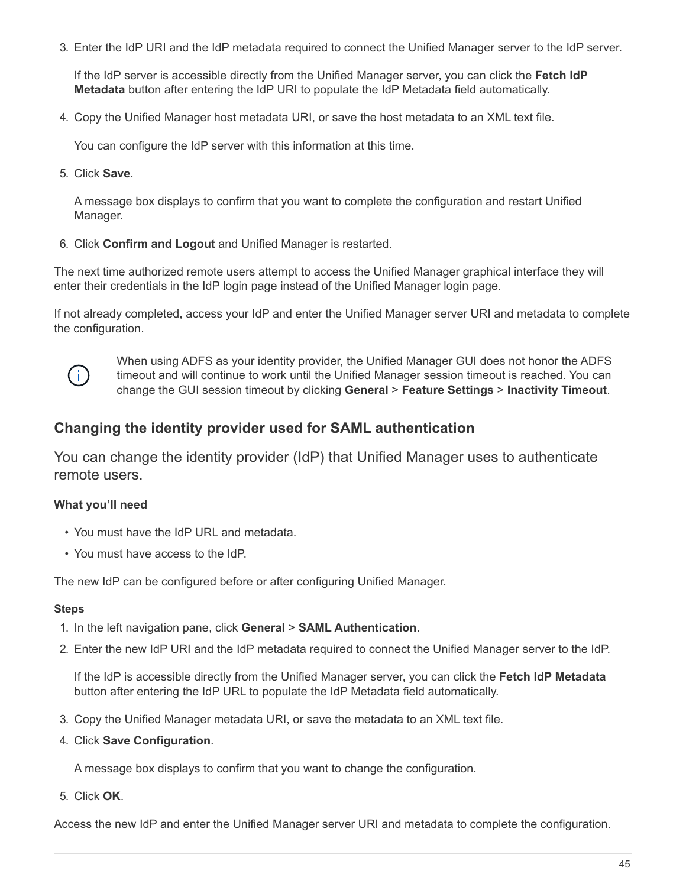3. Enter the IdP URI and the IdP metadata required to connect the Unified Manager server to the IdP server.

   If the IdP server is accessible directly from the Unified Manager server, you can click the **Fetch IdP Metadata** button after entering the IdP URI to populate the IdP Metadata field automatically.

4. Copy the Unified Manager host metadata URI, or save the host metadata to an XML text file.

   You can configure the IdP server with this information at this time.

5. Click **Save**.

   A message box displays to confirm that you want to complete the configuration and restart Unified Manager.

6. Click **Confirm and Logout** and Unified Manager is restarted.

The next time authorized remote users attempt to access the Unified Manager graphical interface they will enter their credentials in the IdP login page instead of the Unified Manager login page.

If not already completed, access your IdP and enter the Unified Manager server URI and metadata to complete the configuration.

> When using ADFS as your identity provider, the Unified Manager GUI does not honor the ADFS timeout and will continue to work until the Unified Manager session timeout is reached. You can change the GUI session timeout by clicking **General** > **Feature Settings** > **Inactivity Timeout**.

## Changing the identity provider used for SAML authentication

You can change the identity provider (IdP) that Unified Manager uses to authenticate remote users.

**What you'll need**

- You must have the IdP URL and metadata.
- You must have access to the IdP.

The new IdP can be configured before or after configuring Unified Manager.

**Steps**

1. In the left navigation pane, click **General** > **SAML Authentication**.
2. Enter the new IdP URI and the IdP metadata required to connect the Unified Manager server to the IdP.

   If the IdP is accessible directly from the Unified Manager server, you can click the **Fetch IdP Metadata** button after entering the IdP URL to populate the IdP Metadata field automatically.

3. Copy the Unified Manager metadata URI, or save the metadata to an XML text file.
4. Click **Save Configuration**.

   A message box displays to confirm that you want to change the configuration.

5. Click **OK**.

Access the new IdP and enter the Unified Manager server URI and metadata to complete the configuration.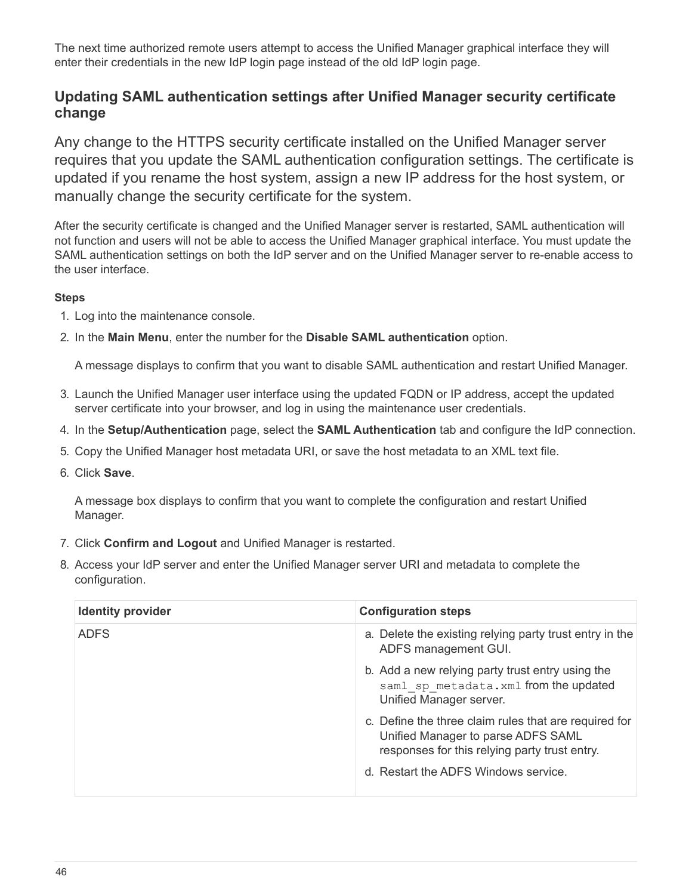The next time authorized remote users attempt to access the Unified Manager graphical interface they will enter their credentials in the new IdP login page instead of the old IdP login page.

### Updating SAML authentication settings after Unified Manager security certificate change

Any change to the HTTPS security certificate installed on the Unified Manager server requires that you update the SAML authentication configuration settings. The certificate is updated if you rename the host system, assign a new IP address for the host system, or manually change the security certificate for the system.

After the security certificate is changed and the Unified Manager server is restarted, SAML authentication will not function and users will not be able to access the Unified Manager graphical interface. You must update the SAML authentication settings on both the IdP server and on the Unified Manager server to re-enable access to the user interface.

**Steps**

1. Log into the maintenance console.
2. In the **Main Menu**, enter the number for the **Disable SAML authentication** option.

   A message displays to confirm that you want to disable SAML authentication and restart Unified Manager.

3. Launch the Unified Manager user interface using the updated FQDN or IP address, accept the updated server certificate into your browser, and log in using the maintenance user credentials.
4. In the **Setup/Authentication** page, select the **SAML Authentication** tab and configure the IdP connection.
5. Copy the Unified Manager host metadata URI, or save the host metadata to an XML text file.
6. Click **Save**.

   A message box displays to confirm that you want to complete the configuration and restart Unified Manager.

7. Click **Confirm and Logout** and Unified Manager is restarted.
8. Access your IdP server and enter the Unified Manager server URI and metadata to complete the configuration.

| Identity provider | Configuration steps |
| --- | --- |
| ADFS | a. Delete the existing relying party trust entry in the ADFS management GUI.<br>b. Add a new relying party trust entry using the `saml_sp_metadata.xml` from the updated Unified Manager server.<br>c. Define the three claim rules that are required for Unified Manager to parse ADFS SAML responses for this relying party trust entry.<br>d. Restart the ADFS Windows service. |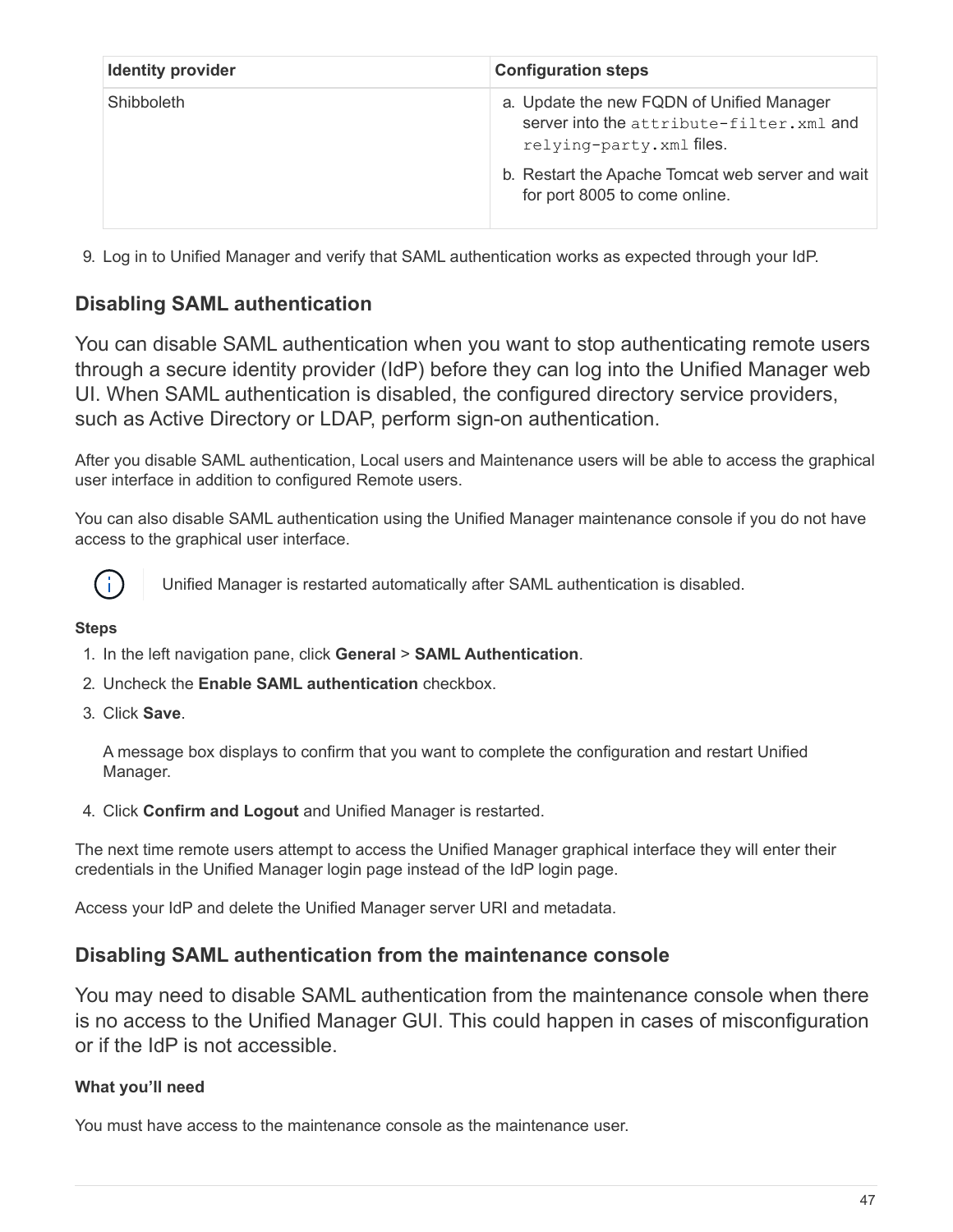| Identity provider | Configuration steps |
| --- | --- |
| Shibboleth | a. Update the new FQDN of Unified Manager server into the `attribute-filter.xml` and `relying-party.xml` files.<br>b. Restart the Apache Tomcat web server and wait for port 8005 to come online. |

9. Log in to Unified Manager and verify that SAML authentication works as expected through your IdP.

## Disabling SAML authentication

You can disable SAML authentication when you want to stop authenticating remote users through a secure identity provider (IdP) before they can log into the Unified Manager web UI. When SAML authentication is disabled, the configured directory service providers, such as Active Directory or LDAP, perform sign-on authentication.

After you disable SAML authentication, Local users and Maintenance users will be able to access the graphical user interface in addition to configured Remote users.

You can also disable SAML authentication using the Unified Manager maintenance console if you do not have access to the graphical user interface.

> Unified Manager is restarted automatically after SAML authentication is disabled.

**Steps**

1. In the left navigation pane, click **General** > **SAML Authentication**.
2. Uncheck the **Enable SAML authentication** checkbox.
3. Click **Save**.

   A message box displays to confirm that you want to complete the configuration and restart Unified Manager.

4. Click **Confirm and Logout** and Unified Manager is restarted.

The next time remote users attempt to access the Unified Manager graphical interface they will enter their credentials in the Unified Manager login page instead of the IdP login page.

Access your IdP and delete the Unified Manager server URI and metadata.

## Disabling SAML authentication from the maintenance console

You may need to disable SAML authentication from the maintenance console when there is no access to the Unified Manager GUI. This could happen in cases of misconfiguration or if the IdP is not accessible.

**What you'll need**

You must have access to the maintenance console as the maintenance user.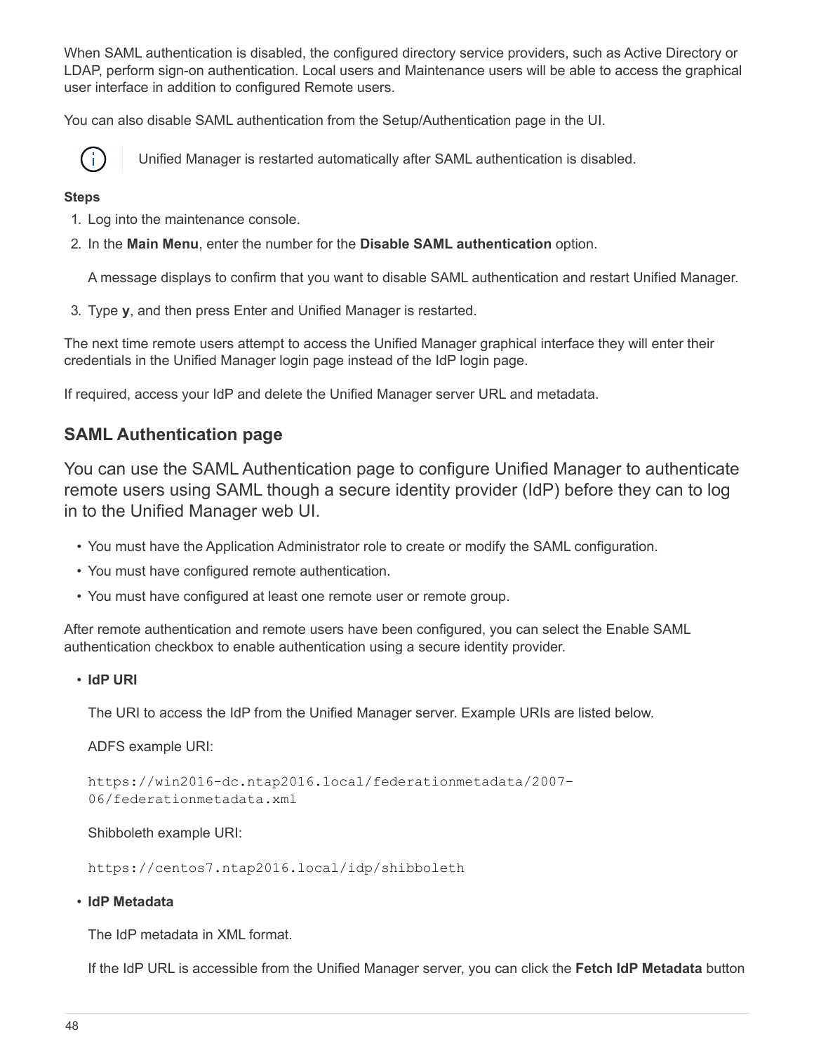When SAML authentication is disabled, the configured directory service providers, such as Active Directory or LDAP, perform sign-on authentication. Local users and Maintenance users will be able to access the graphical user interface in addition to configured Remote users.

You can also disable SAML authentication from the Setup/Authentication page in the UI.

> Unified Manager is restarted automatically after SAML authentication is disabled.

**Steps**

1. Log into the maintenance console.
2. In the **Main Menu**, enter the number for the **Disable SAML authentication** option.

   A message displays to confirm that you want to disable SAML authentication and restart Unified Manager.

3. Type **y**, and then press Enter and Unified Manager is restarted.

The next time remote users attempt to access the Unified Manager graphical interface they will enter their credentials in the Unified Manager login page instead of the IdP login page.

If required, access your IdP and delete the Unified Manager server URL and metadata.

## SAML Authentication page

You can use the SAML Authentication page to configure Unified Manager to authenticate remote users using SAML though a secure identity provider (IdP) before they can to log in to the Unified Manager web UI.

- You must have the Application Administrator role to create or modify the SAML configuration.
- You must have configured remote authentication.
- You must have configured at least one remote user or remote group.

After remote authentication and remote users have been configured, you can select the Enable SAML authentication checkbox to enable authentication using a secure identity provider.

- **IdP URI**

  The URI to access the IdP from the Unified Manager server. Example URIs are listed below.

  ADFS example URI:

  ```
  https://win2016-dc.ntap2016.local/federationmetadata/2007-
  06/federationmetadata.xml
  ```

  Shibboleth example URI:

  ```
  https://centos7.ntap2016.local/idp/shibboleth
  ```

- **IdP Metadata**

  The IdP metadata in XML format.

  If the IdP URL is accessible from the Unified Manager server, you can click the **Fetch IdP Metadata** button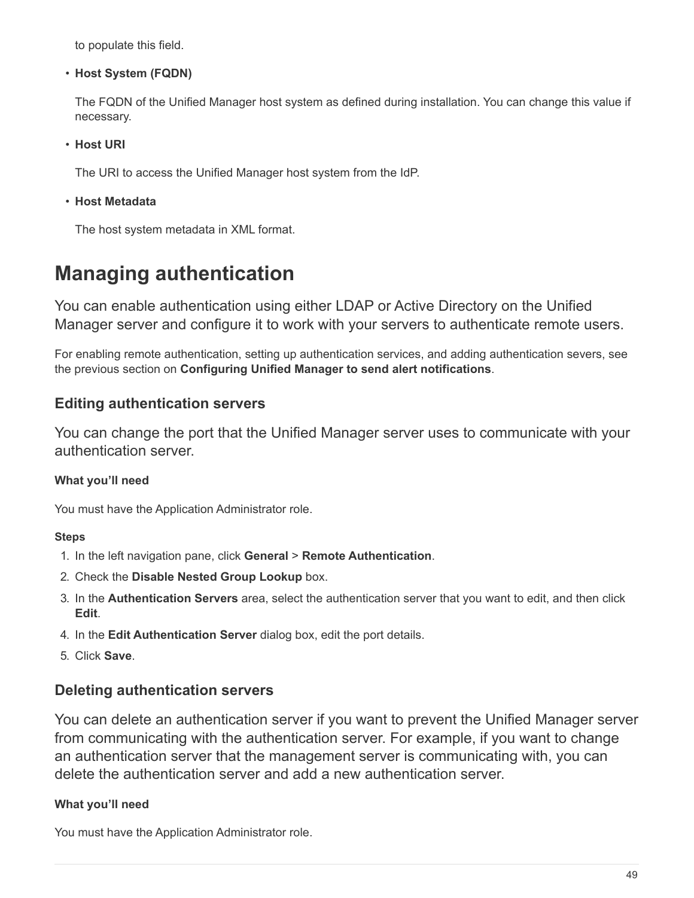to populate this field.

- **Host System (FQDN)**

  The FQDN of the Unified Manager host system as defined during installation. You can change this value if necessary.

- **Host URI**

  The URI to access the Unified Manager host system from the IdP.

- **Host Metadata**

  The host system metadata in XML format.

# Managing authentication

You can enable authentication using either LDAP or Active Directory on the Unified Manager server and configure it to work with your servers to authenticate remote users.

For enabling remote authentication, setting up authentication services, and adding authentication severs, see the previous section on **Configuring Unified Manager to send alert notifications**.

## Editing authentication servers

You can change the port that the Unified Manager server uses to communicate with your authentication server.

#### What you'll need

You must have the Application Administrator role.

#### Steps

1. In the left navigation pane, click **General** > **Remote Authentication**.
2. Check the **Disable Nested Group Lookup** box.
3. In the **Authentication Servers** area, select the authentication server that you want to edit, and then click **Edit**.
4. In the **Edit Authentication Server** dialog box, edit the port details.
5. Click **Save**.

## Deleting authentication servers

You can delete an authentication server if you want to prevent the Unified Manager server from communicating with the authentication server. For example, if you want to change an authentication server that the management server is communicating with, you can delete the authentication server and add a new authentication server.

#### What you'll need

You must have the Application Administrator role.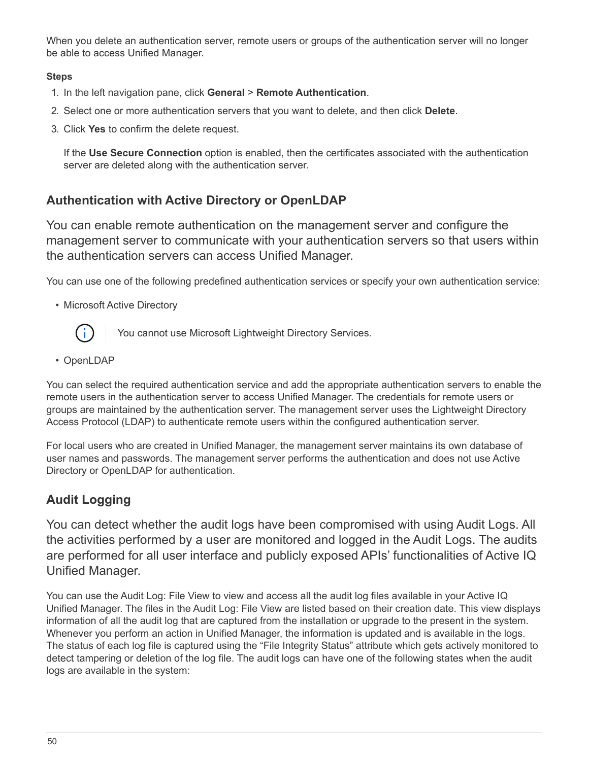When you delete an authentication server, remote users or groups of the authentication server will no longer be able to access Unified Manager.

**Steps**

1. In the left navigation pane, click **General** > **Remote Authentication**.
2. Select one or more authentication servers that you want to delete, and then click **Delete**.
3. Click **Yes** to confirm the delete request.

   If the **Use Secure Connection** option is enabled, then the certificates associated with the authentication server are deleted along with the authentication server.

## Authentication with Active Directory or OpenLDAP

You can enable remote authentication on the management server and configure the management server to communicate with your authentication servers so that users within the authentication servers can access Unified Manager.

You can use one of the following predefined authentication services or specify your own authentication service:

- Microsoft Active Directory

  > You cannot use Microsoft Lightweight Directory Services.

- OpenLDAP

You can select the required authentication service and add the appropriate authentication servers to enable the remote users in the authentication server to access Unified Manager. The credentials for remote users or groups are maintained by the authentication server. The management server uses the Lightweight Directory Access Protocol (LDAP) to authenticate remote users within the configured authentication server.

For local users who are created in Unified Manager, the management server maintains its own database of user names and passwords. The management server performs the authentication and does not use Active Directory or OpenLDAP for authentication.

## Audit Logging

You can detect whether the audit logs have been compromised with using Audit Logs. All the activities performed by a user are monitored and logged in the Audit Logs. The audits are performed for all user interface and publicly exposed APIs' functionalities of Active IQ Unified Manager.

You can use the Audit Log: File View to view and access all the audit log files available in your Active IQ Unified Manager. The files in the Audit Log: File View are listed based on their creation date. This view displays information of all the audit log that are captured from the installation or upgrade to the present in the system. Whenever you perform an action in Unified Manager, the information is updated and is available in the logs. The status of each log file is captured using the "File Integrity Status" attribute which gets actively monitored to detect tampering or deletion of the log file. The audit logs can have one of the following states when the audit logs are available in the system: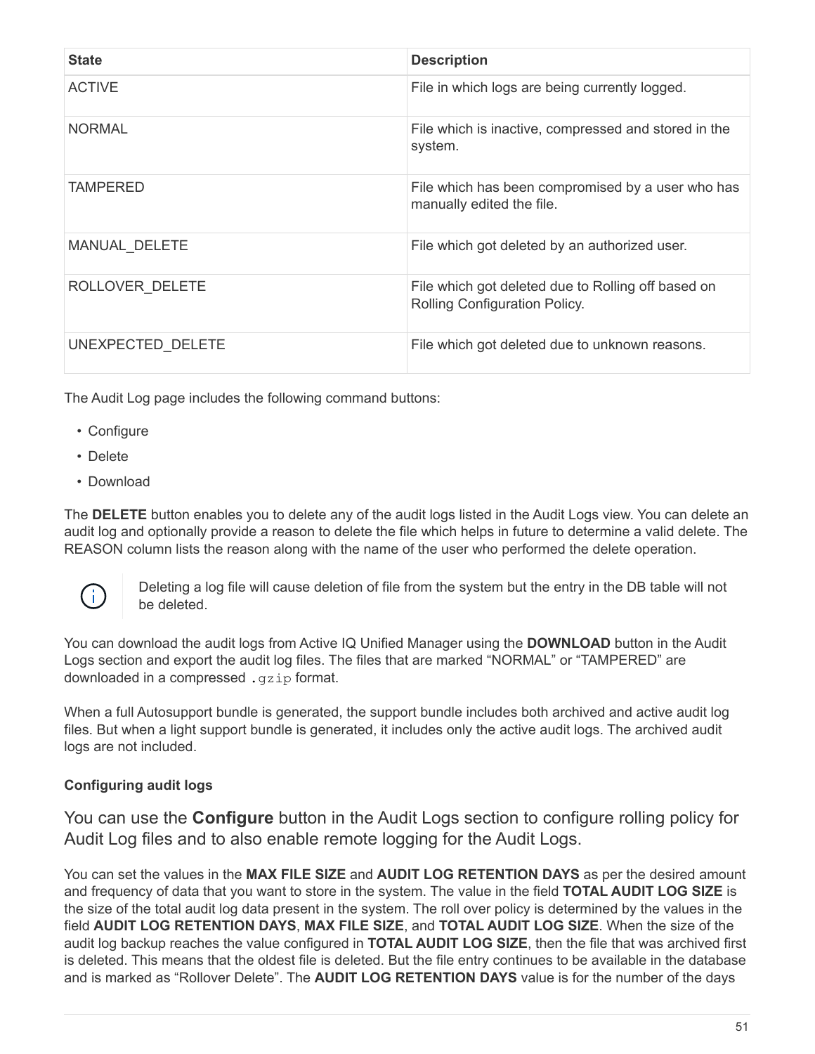| State | Description |
| --- | --- |
| ACTIVE | File in which logs are being currently logged. |
| NORMAL | File which is inactive, compressed and stored in the system. |
| TAMPERED | File which has been compromised by a user who has manually edited the file. |
| MANUAL_DELETE | File which got deleted by an authorized user. |
| ROLLOVER_DELETE | File which got deleted due to Rolling off based on Rolling Configuration Policy. |
| UNEXPECTED_DELETE | File which got deleted due to unknown reasons. |

The Audit Log page includes the following command buttons:

- Configure
- Delete
- Download

The **DELETE** button enables you to delete any of the audit logs listed in the Audit Logs view. You can delete an audit log and optionally provide a reason to delete the file which helps in future to determine a valid delete. The REASON column lists the reason along with the name of the user who performed the delete operation.

> Deleting a log file will cause deletion of file from the system but the entry in the DB table will not be deleted.

You can download the audit logs from Active IQ Unified Manager using the **DOWNLOAD** button in the Audit Logs section and export the audit log files. The files that are marked “NORMAL” or “TAMPERED” are downloaded in a compressed `.gzip` format.

When a full Autosupport bundle is generated, the support bundle includes both archived and active audit log files. But when a light support bundle is generated, it includes only the active audit logs. The archived audit logs are not included.

#### Configuring audit logs

You can use the **Configure** button in the Audit Logs section to configure rolling policy for Audit Log files and to also enable remote logging for the Audit Logs.

You can set the values in the **MAX FILE SIZE** and **AUDIT LOG RETENTION DAYS** as per the desired amount and frequency of data that you want to store in the system. The value in the field **TOTAL AUDIT LOG SIZE** is the size of the total audit log data present in the system. The roll over policy is determined by the values in the field **AUDIT LOG RETENTION DAYS**, **MAX FILE SIZE**, and **TOTAL AUDIT LOG SIZE**. When the size of the audit log backup reaches the value configured in **TOTAL AUDIT LOG SIZE**, then the file that was archived first is deleted. This means that the oldest file is deleted. But the file entry continues to be available in the database and is marked as “Rollover Delete”. The **AUDIT LOG RETENTION DAYS** value is for the number of the days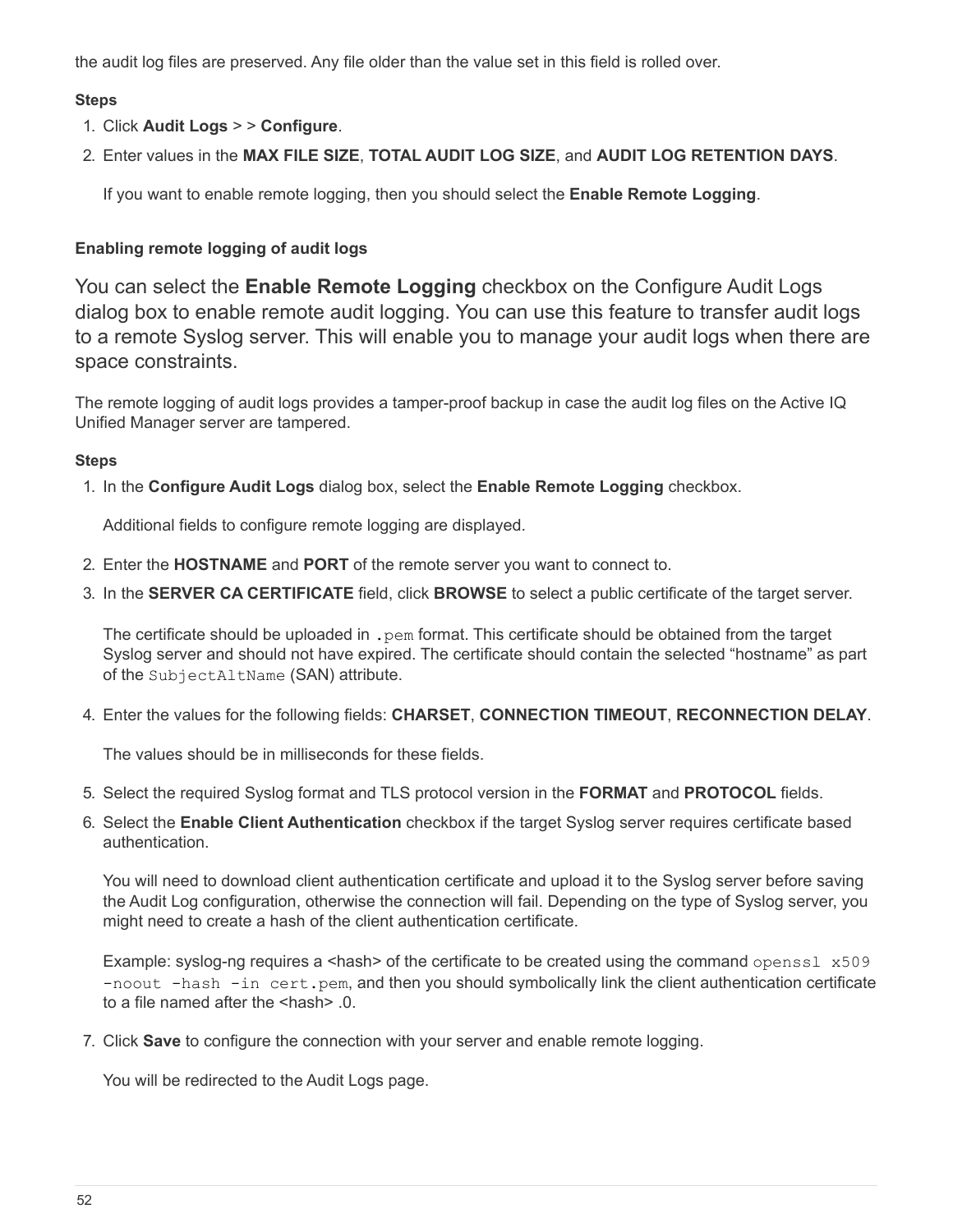the audit log files are preserved. Any file older than the value set in this field is rolled over.

**Steps**

1. Click **Audit Logs** > > **Configure**.
2. Enter values in the **MAX FILE SIZE**, **TOTAL AUDIT LOG SIZE**, and **AUDIT LOG RETENTION DAYS**.

   If you want to enable remote logging, then you should select the **Enable Remote Logging**.

#### Enabling remote logging of audit logs

You can select the **Enable Remote Logging** checkbox on the Configure Audit Logs dialog box to enable remote audit logging. You can use this feature to transfer audit logs to a remote Syslog server. This will enable you to manage your audit logs when there are space constraints.

The remote logging of audit logs provides a tamper-proof backup in case the audit log files on the Active IQ Unified Manager server are tampered.

**Steps**

1. In the **Configure Audit Logs** dialog box, select the **Enable Remote Logging** checkbox.

   Additional fields to configure remote logging are displayed.

2. Enter the **HOSTNAME** and **PORT** of the remote server you want to connect to.
3. In the **SERVER CA CERTIFICATE** field, click **BROWSE** to select a public certificate of the target server.

   The certificate should be uploaded in `.pem` format. This certificate should be obtained from the target Syslog server and should not have expired. The certificate should contain the selected “hostname” as part of the `SubjectAltName` (SAN) attribute.

4. Enter the values for the following fields: **CHARSET**, **CONNECTION TIMEOUT**, **RECONNECTION DELAY**.

   The values should be in milliseconds for these fields.

5. Select the required Syslog format and TLS protocol version in the **FORMAT** and **PROTOCOL** fields.
6. Select the **Enable Client Authentication** checkbox if the target Syslog server requires certificate based authentication.

   You will need to download client authentication certificate and upload it to the Syslog server before saving the Audit Log configuration, otherwise the connection will fail. Depending on the type of Syslog server, you might need to create a hash of the client authentication certificate.

   Example: syslog-ng requires a <hash> of the certificate to be created using the command `openssl x509 -noout -hash -in cert.pem`, and then you should symbolically link the client authentication certificate to a file named after the <hash> .0.

7. Click **Save** to configure the connection with your server and enable remote logging.

   You will be redirected to the Audit Logs page.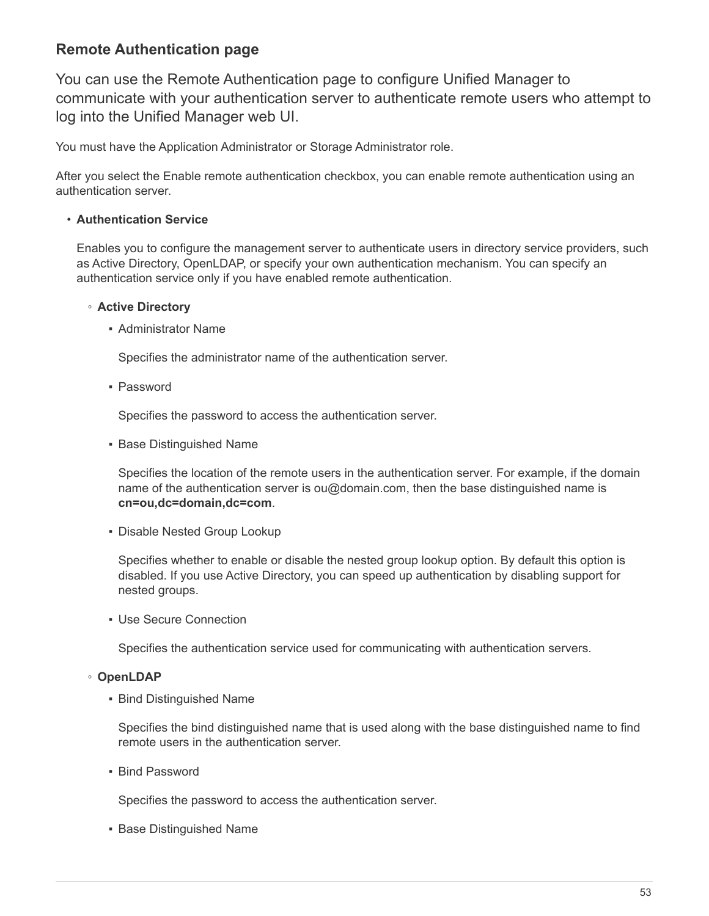## Remote Authentication page

You can use the Remote Authentication page to configure Unified Manager to communicate with your authentication server to authenticate remote users who attempt to log into the Unified Manager web UI.

You must have the Application Administrator or Storage Administrator role.

After you select the Enable remote authentication checkbox, you can enable remote authentication using an authentication server.

- **Authentication Service**

  Enables you to configure the management server to authenticate users in directory service providers, such as Active Directory, OpenLDAP, or specify your own authentication mechanism. You can specify an authentication service only if you have enabled remote authentication.

  - **Active Directory**
    - Administrator Name

      Specifies the administrator name of the authentication server.

    - Password

      Specifies the password to access the authentication server.

    - Base Distinguished Name

      Specifies the location of the remote users in the authentication server. For example, if the domain name of the authentication server is ou@domain.com, then the base distinguished name is **cn=ou,dc=domain,dc=com**.

    - Disable Nested Group Lookup

      Specifies whether to enable or disable the nested group lookup option. By default this option is disabled. If you use Active Directory, you can speed up authentication by disabling support for nested groups.

    - Use Secure Connection

      Specifies the authentication service used for communicating with authentication servers.

  - **OpenLDAP**
    - Bind Distinguished Name

      Specifies the bind distinguished name that is used along with the base distinguished name to find remote users in the authentication server.

    - Bind Password

      Specifies the password to access the authentication server.

    - Base Distinguished Name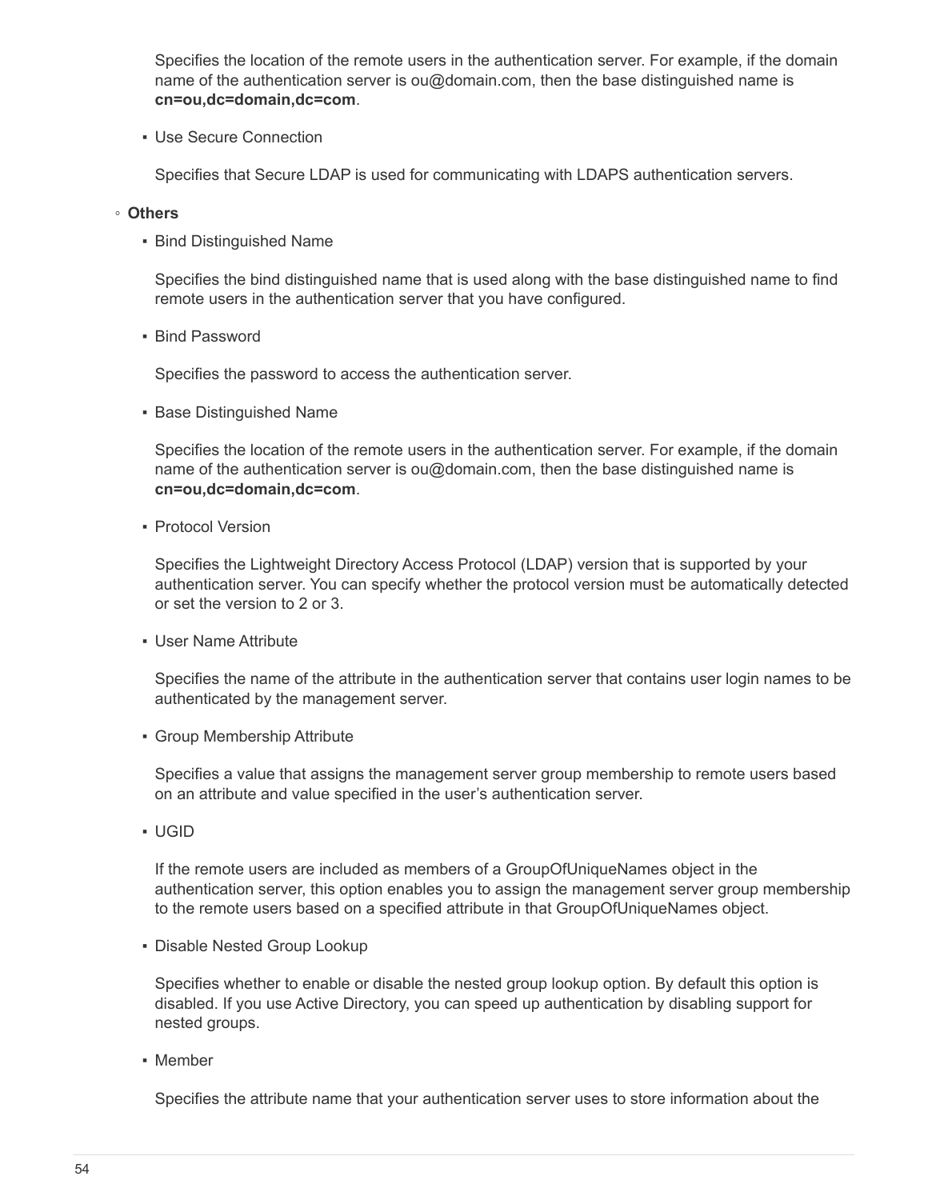Specifies the location of the remote users in the authentication server. For example, if the domain name of the authentication server is ou@domain.com, then the base distinguished name is **cn=ou,dc=domain,dc=com**.

  - Use Secure Connection

    Specifies that Secure LDAP is used for communicating with LDAPS authentication servers.

- **Others**
  - Bind Distinguished Name

    Specifies the bind distinguished name that is used along with the base distinguished name to find remote users in the authentication server that you have configured.

  - Bind Password

    Specifies the password to access the authentication server.

  - Base Distinguished Name

    Specifies the location of the remote users in the authentication server. For example, if the domain name of the authentication server is ou@domain.com, then the base distinguished name is **cn=ou,dc=domain,dc=com**.

  - Protocol Version

    Specifies the Lightweight Directory Access Protocol (LDAP) version that is supported by your authentication server. You can specify whether the protocol version must be automatically detected or set the version to 2 or 3.

  - User Name Attribute

    Specifies the name of the attribute in the authentication server that contains user login names to be authenticated by the management server.

  - Group Membership Attribute

    Specifies a value that assigns the management server group membership to remote users based on an attribute and value specified in the user's authentication server.

  - UGID

    If the remote users are included as members of a GroupOfUniqueNames object in the authentication server, this option enables you to assign the management server group membership to the remote users based on a specified attribute in that GroupOfUniqueNames object.

  - Disable Nested Group Lookup

    Specifies whether to enable or disable the nested group lookup option. By default this option is disabled. If you use Active Directory, you can speed up authentication by disabling support for nested groups.

  - Member

    Specifies the attribute name that your authentication server uses to store information about the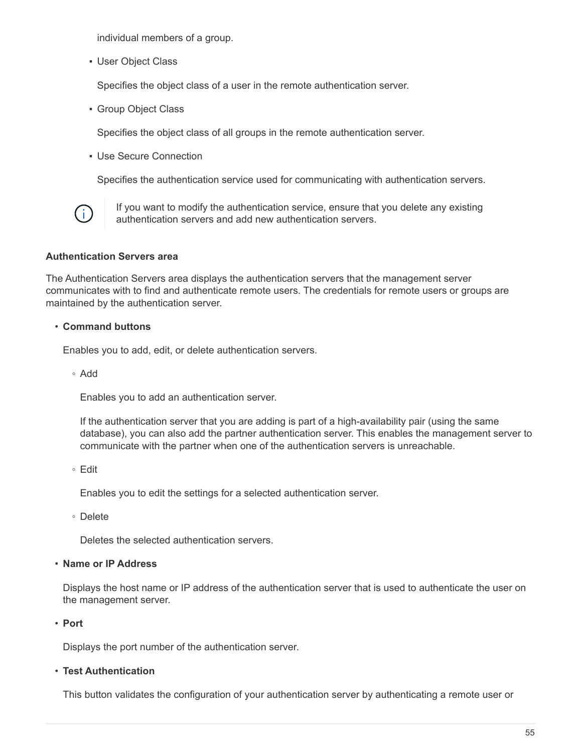individual members of a group.

- User Object Class

  Specifies the object class of a user in the remote authentication server.

- Group Object Class

  Specifies the object class of all groups in the remote authentication server.

- Use Secure Connection

  Specifies the authentication service used for communicating with authentication servers.

> If you want to modify the authentication service, ensure that you delete any existing authentication servers and add new authentication servers.

**Authentication Servers area**

The Authentication Servers area displays the authentication servers that the management server communicates with to find and authenticate remote users. The credentials for remote users or groups are maintained by the authentication server.

- **Command buttons**

  Enables you to add, edit, or delete authentication servers.

  - Add

    Enables you to add an authentication server.

    If the authentication server that you are adding is part of a high-availability pair (using the same database), you can also add the partner authentication server. This enables the management server to communicate with the partner when one of the authentication servers is unreachable.

  - Edit

    Enables you to edit the settings for a selected authentication server.

  - Delete

    Deletes the selected authentication servers.

- **Name or IP Address**

  Displays the host name or IP address of the authentication server that is used to authenticate the user on the management server.

- **Port**

  Displays the port number of the authentication server.

- **Test Authentication**

  This button validates the configuration of your authentication server by authenticating a remote user or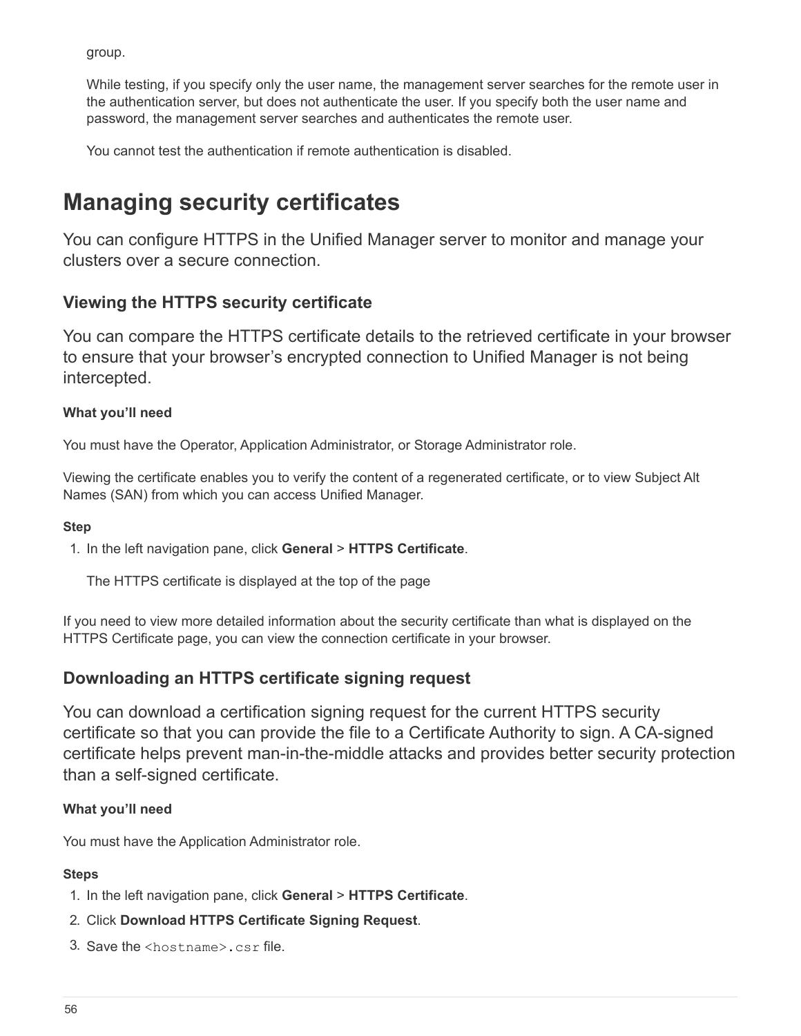group.

While testing, if you specify only the user name, the management server searches for the remote user in the authentication server, but does not authenticate the user. If you specify both the user name and password, the management server searches and authenticates the remote user.

You cannot test the authentication if remote authentication is disabled.

# Managing security certificates

You can configure HTTPS in the Unified Manager server to monitor and manage your clusters over a secure connection.

## Viewing the HTTPS security certificate

You can compare the HTTPS certificate details to the retrieved certificate in your browser to ensure that your browser's encrypted connection to Unified Manager is not being intercepted.

#### What you'll need

You must have the Operator, Application Administrator, or Storage Administrator role.

Viewing the certificate enables you to verify the content of a regenerated certificate, or to view Subject Alt Names (SAN) from which you can access Unified Manager.

#### Step

1. In the left navigation pane, click **General** > **HTTPS Certificate**.

   The HTTPS certificate is displayed at the top of the page

If you need to view more detailed information about the security certificate than what is displayed on the HTTPS Certificate page, you can view the connection certificate in your browser.

## Downloading an HTTPS certificate signing request

You can download a certification signing request for the current HTTPS security certificate so that you can provide the file to a Certificate Authority to sign. A CA-signed certificate helps prevent man-in-the-middle attacks and provides better security protection than a self-signed certificate.

#### What you'll need

You must have the Application Administrator role.

#### Steps

1. In the left navigation pane, click **General** > **HTTPS Certificate**.
2. Click **Download HTTPS Certificate Signing Request**.
3. Save the `<hostname>.csr` file.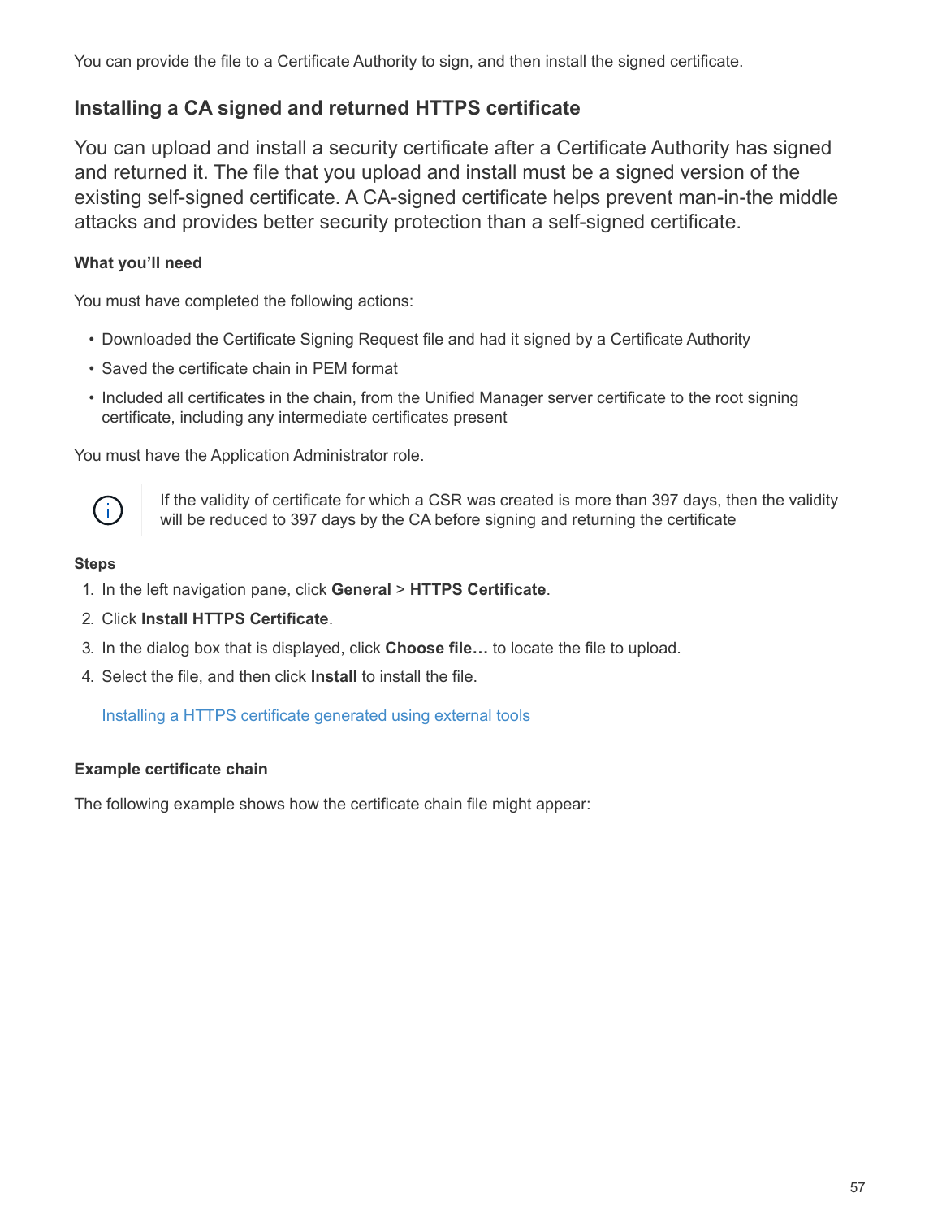You can provide the file to a Certificate Authority to sign, and then install the signed certificate.

## Installing a CA signed and returned HTTPS certificate

You can upload and install a security certificate after a Certificate Authority has signed and returned it. The file that you upload and install must be a signed version of the existing self-signed certificate. A CA-signed certificate helps prevent man-in-the middle attacks and provides better security protection than a self-signed certificate.

#### What you'll need

You must have completed the following actions:

- Downloaded the Certificate Signing Request file and had it signed by a Certificate Authority
- Saved the certificate chain in PEM format
- Included all certificates in the chain, from the Unified Manager server certificate to the root signing certificate, including any intermediate certificates present

You must have the Application Administrator role.

> If the validity of certificate for which a CSR was created is more than 397 days, then the validity will be reduced to 397 days by the CA before signing and returning the certificate

#### Steps

1. In the left navigation pane, click **General** > **HTTPS Certificate**.
2. Click **Install HTTPS Certificate**.
3. In the dialog box that is displayed, click **Choose file…** to locate the file to upload.
4. Select the file, and then click **Install** to install the file.

   Installing a HTTPS certificate generated using external tools

#### Example certificate chain

The following example shows how the certificate chain file might appear: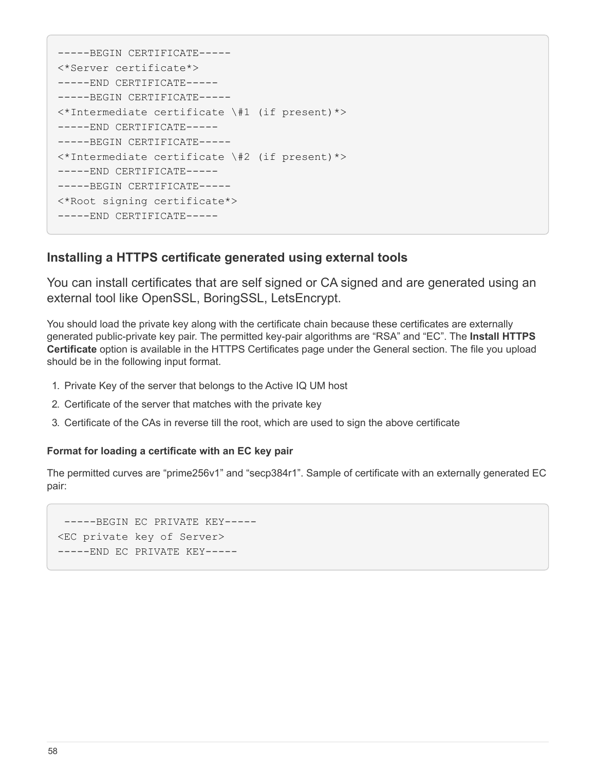```
-----BEGIN CERTIFICATE-----
<*Server certificate*>
-----END CERTIFICATE-----
-----BEGIN CERTIFICATE-----
<*Intermediate certificate \#1 (if present)*>
-----END CERTIFICATE-----
-----BEGIN CERTIFICATE-----
<*Intermediate certificate \#2 (if present)*>
-----END CERTIFICATE-----
-----BEGIN CERTIFICATE-----
<*Root signing certificate*>
-----END CERTIFICATE-----
```

### Installing a HTTPS certificate generated using external tools

You can install certificates that are self signed or CA signed and are generated using an external tool like OpenSSL, BoringSSL, LetsEncrypt.

You should load the private key along with the certificate chain because these certificates are externally generated public-private key pair. The permitted key-pair algorithms are “RSA” and “EC”. The **Install HTTPS Certificate** option is available in the HTTPS Certificates page under the General section. The file you upload should be in the following input format.

1. Private Key of the server that belongs to the Active IQ UM host
2. Certificate of the server that matches with the private key
3. Certificate of the CAs in reverse till the root, which are used to sign the above certificate

#### Format for loading a certificate with an EC key pair

The permitted curves are “prime256v1” and “secp384r1”. Sample of certificate with an externally generated EC pair:

```
 -----BEGIN EC PRIVATE KEY-----
<EC private key of Server>
-----END EC PRIVATE KEY-----
```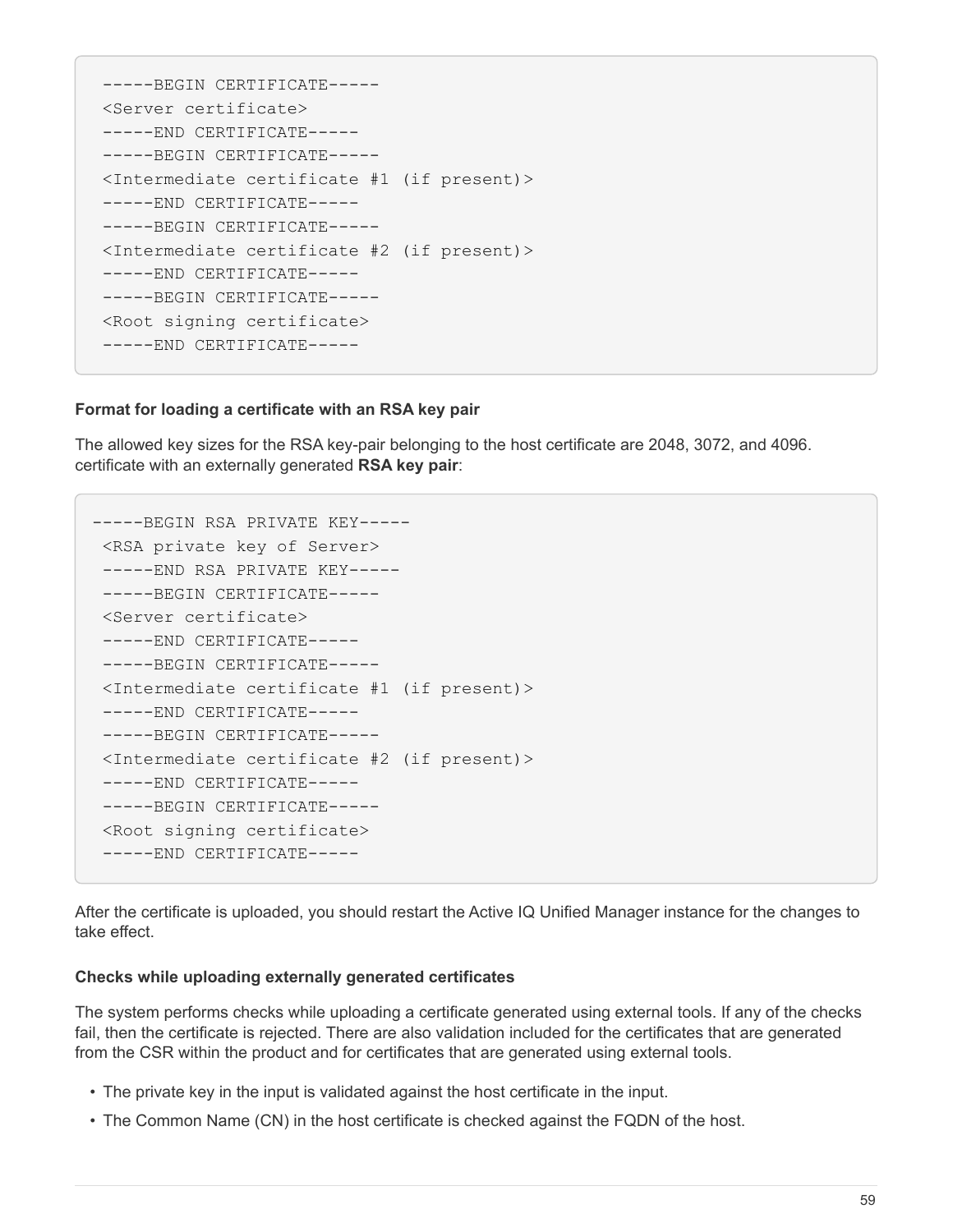```
-----BEGIN CERTIFICATE-----
<Server certificate>
-----END CERTIFICATE-----
-----BEGIN CERTIFICATE-----
<Intermediate certificate #1 (if present)>
-----END CERTIFICATE-----
-----BEGIN CERTIFICATE-----
<Intermediate certificate #2 (if present)>
-----END CERTIFICATE-----
-----BEGIN CERTIFICATE-----
<Root signing certificate>
-----END CERTIFICATE-----
```

#### Format for loading a certificate with an RSA key pair

The allowed key sizes for the RSA key-pair belonging to the host certificate are 2048, 3072, and 4096. certificate with an externally generated **RSA key pair**:

```
-----BEGIN RSA PRIVATE KEY-----
<RSA private key of Server>
-----END RSA PRIVATE KEY-----
-----BEGIN CERTIFICATE-----
<Server certificate>
-----END CERTIFICATE-----
-----BEGIN CERTIFICATE-----
<Intermediate certificate #1 (if present)>
-----END CERTIFICATE-----
-----BEGIN CERTIFICATE-----
<Intermediate certificate #2 (if present)>
-----END CERTIFICATE-----
-----BEGIN CERTIFICATE-----
<Root signing certificate>
-----END CERTIFICATE-----
```

After the certificate is uploaded, you should restart the Active IQ Unified Manager instance for the changes to take effect.

#### Checks while uploading externally generated certificates

The system performs checks while uploading a certificate generated using external tools. If any of the checks fail, then the certificate is rejected. There are also validation included for the certificates that are generated from the CSR within the product and for certificates that are generated using external tools.

- The private key in the input is validated against the host certificate in the input.
- The Common Name (CN) in the host certificate is checked against the FQDN of the host.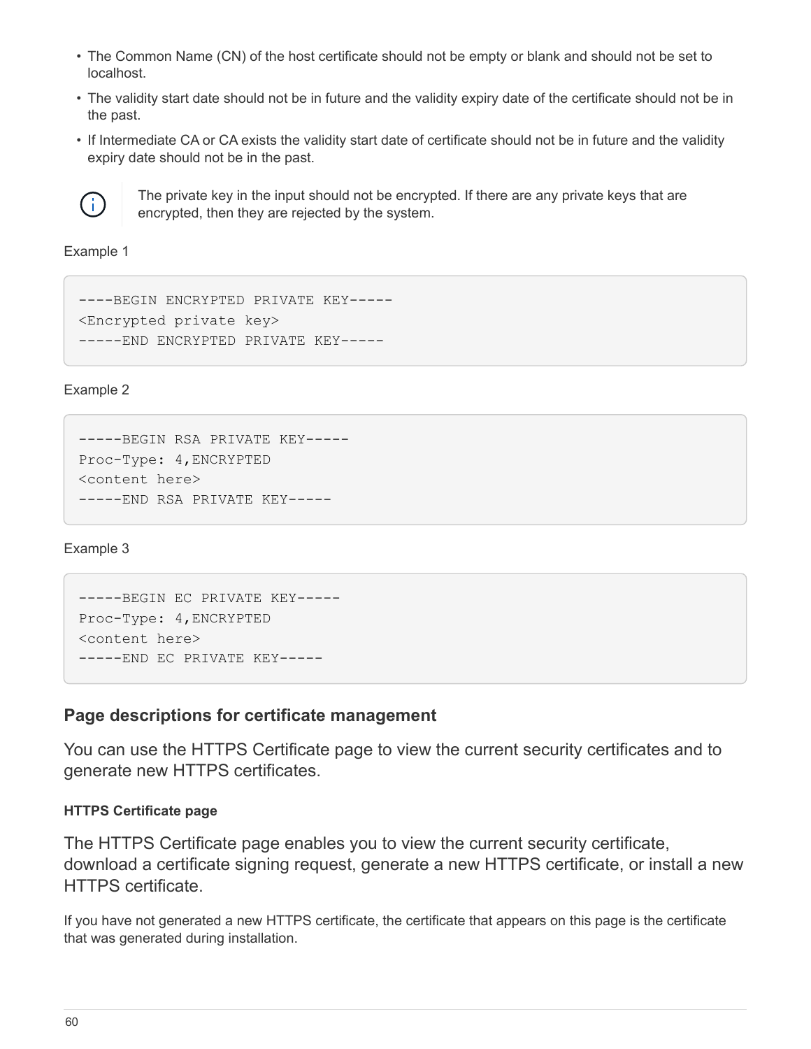- The Common Name (CN) of the host certificate should not be empty or blank and should not be set to localhost.
- The validity start date should not be in future and the validity expiry date of the certificate should not be in the past.
- If Intermediate CA or CA exists the validity start date of certificate should not be in future and the validity expiry date should not be in the past.

> The private key in the input should not be encrypted. If there are any private keys that are encrypted, then they are rejected by the system.

Example 1

```
----BEGIN ENCRYPTED PRIVATE KEY-----
<Encrypted private key>
-----END ENCRYPTED PRIVATE KEY-----
```

Example 2

```
-----BEGIN RSA PRIVATE KEY-----
Proc-Type: 4,ENCRYPTED
<content here>
-----END RSA PRIVATE KEY-----
```

Example 3

```
-----BEGIN EC PRIVATE KEY-----
Proc-Type: 4,ENCRYPTED
<content here>
-----END EC PRIVATE KEY-----
```

## Page descriptions for certificate management

You can use the HTTPS Certificate page to view the current security certificates and to generate new HTTPS certificates.

#### HTTPS Certificate page

The HTTPS Certificate page enables you to view the current security certificate, download a certificate signing request, generate a new HTTPS certificate, or install a new HTTPS certificate.

If you have not generated a new HTTPS certificate, the certificate that appears on this page is the certificate that was generated during installation.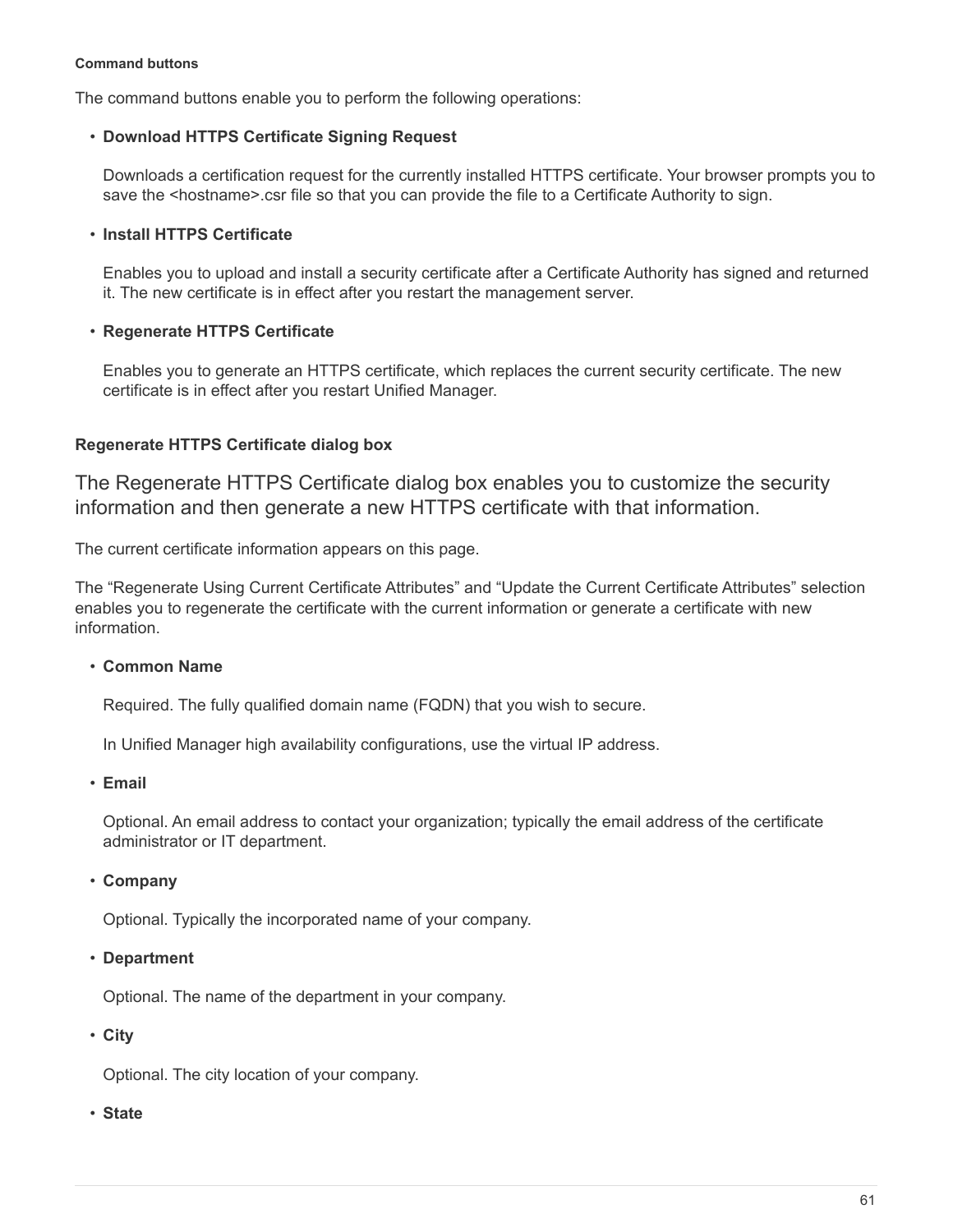#### Command buttons

The command buttons enable you to perform the following operations:

- **Download HTTPS Certificate Signing Request**

  Downloads a certification request for the currently installed HTTPS certificate. Your browser prompts you to save the <hostname>.csr file so that you can provide the file to a Certificate Authority to sign.

- **Install HTTPS Certificate**

  Enables you to upload and install a security certificate after a Certificate Authority has signed and returned it. The new certificate is in effect after you restart the management server.

- **Regenerate HTTPS Certificate**

  Enables you to generate an HTTPS certificate, which replaces the current security certificate. The new certificate is in effect after you restart Unified Manager.

### Regenerate HTTPS Certificate dialog box

The Regenerate HTTPS Certificate dialog box enables you to customize the security information and then generate a new HTTPS certificate with that information.

The current certificate information appears on this page.

The “Regenerate Using Current Certificate Attributes” and “Update the Current Certificate Attributes” selection enables you to regenerate the certificate with the current information or generate a certificate with new information.

- **Common Name**

  Required. The fully qualified domain name (FQDN) that you wish to secure.

  In Unified Manager high availability configurations, use the virtual IP address.

- **Email**

  Optional. An email address to contact your organization; typically the email address of the certificate administrator or IT department.

- **Company**

  Optional. Typically the incorporated name of your company.

- **Department**

  Optional. The name of the department in your company.

- **City**

  Optional. The city location of your company.

- **State**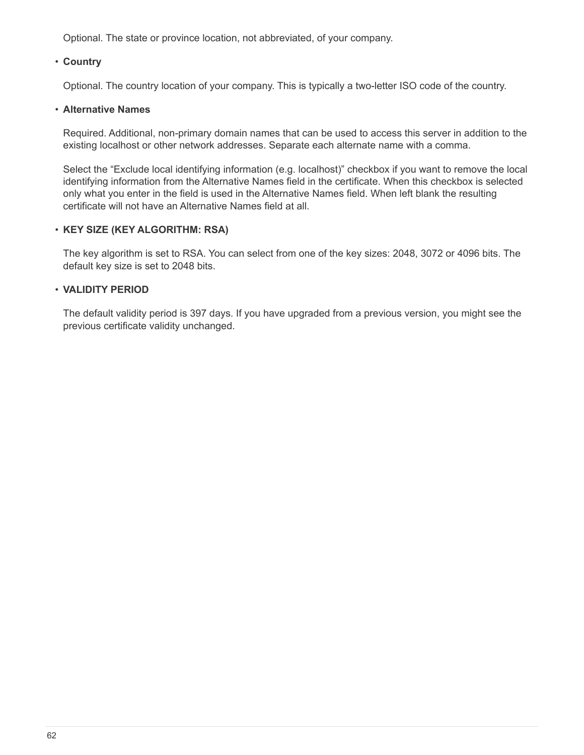Optional. The state or province location, not abbreviated, of your company.

- **Country**

  Optional. The country location of your company. This is typically a two-letter ISO code of the country.

- **Alternative Names**

  Required. Additional, non-primary domain names that can be used to access this server in addition to the existing localhost or other network addresses. Separate each alternate name with a comma.

  Select the “Exclude local identifying information (e.g. localhost)” checkbox if you want to remove the local identifying information from the Alternative Names field in the certificate. When this checkbox is selected only what you enter in the field is used in the Alternative Names field. When left blank the resulting certificate will not have an Alternative Names field at all.

- **KEY SIZE (KEY ALGORITHM: RSA)**

  The key algorithm is set to RSA. You can select from one of the key sizes: 2048, 3072 or 4096 bits. The default key size is set to 2048 bits.

- **VALIDITY PERIOD**

  The default validity period is 397 days. If you have upgraded from a previous version, you might see the previous certificate validity unchanged.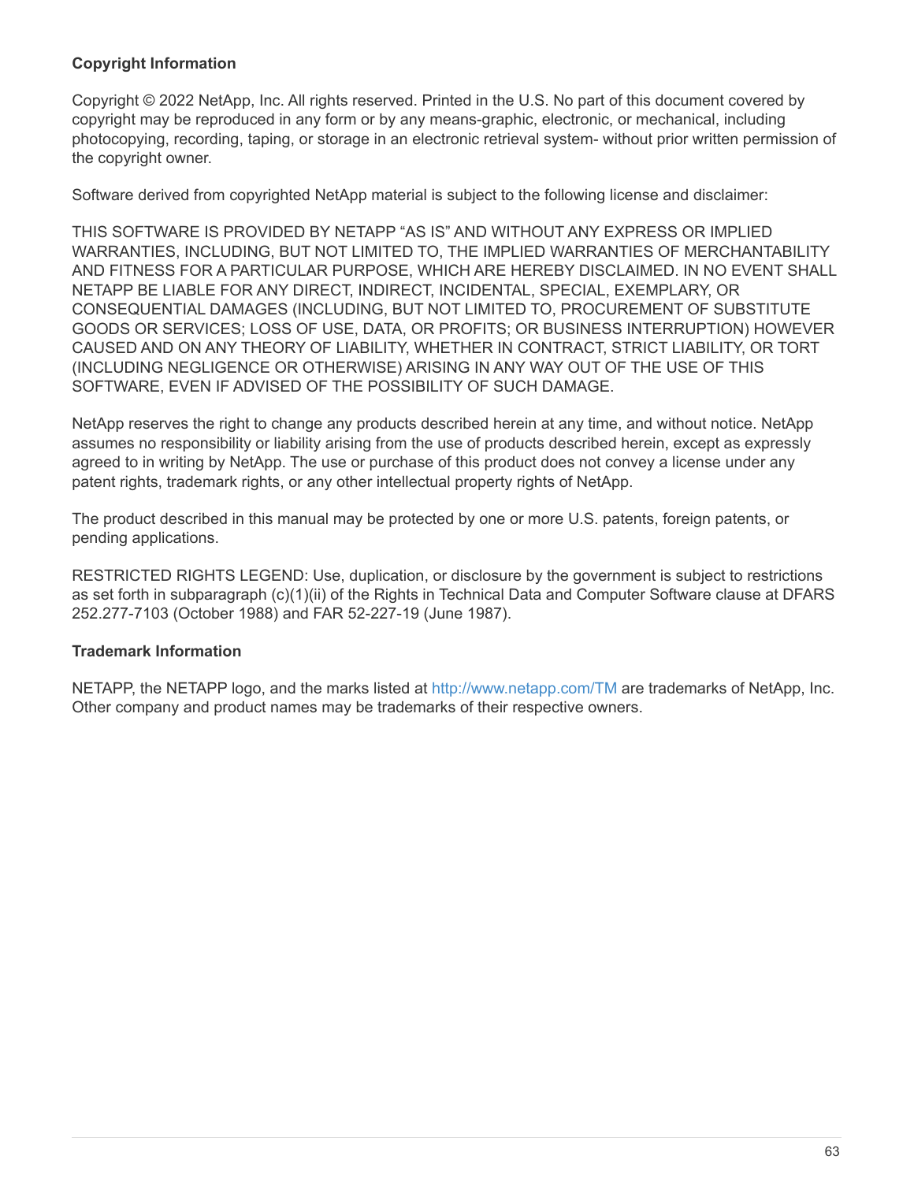### Copyright Information

Copyright © 2022 NetApp, Inc. All rights reserved. Printed in the U.S. No part of this document covered by copyright may be reproduced in any form or by any means-graphic, electronic, or mechanical, including photocopying, recording, taping, or storage in an electronic retrieval system- without prior written permission of the copyright owner.

Software derived from copyrighted NetApp material is subject to the following license and disclaimer:

THIS SOFTWARE IS PROVIDED BY NETAPP "AS IS" AND WITHOUT ANY EXPRESS OR IMPLIED WARRANTIES, INCLUDING, BUT NOT LIMITED TO, THE IMPLIED WARRANTIES OF MERCHANTABILITY AND FITNESS FOR A PARTICULAR PURPOSE, WHICH ARE HEREBY DISCLAIMED. IN NO EVENT SHALL NETAPP BE LIABLE FOR ANY DIRECT, INDIRECT, INCIDENTAL, SPECIAL, EXEMPLARY, OR CONSEQUENTIAL DAMAGES (INCLUDING, BUT NOT LIMITED TO, PROCUREMENT OF SUBSTITUTE GOODS OR SERVICES; LOSS OF USE, DATA, OR PROFITS; OR BUSINESS INTERRUPTION) HOWEVER CAUSED AND ON ANY THEORY OF LIABILITY, WHETHER IN CONTRACT, STRICT LIABILITY, OR TORT (INCLUDING NEGLIGENCE OR OTHERWISE) ARISING IN ANY WAY OUT OF THE USE OF THIS SOFTWARE, EVEN IF ADVISED OF THE POSSIBILITY OF SUCH DAMAGE.

NetApp reserves the right to change any products described herein at any time, and without notice. NetApp assumes no responsibility or liability arising from the use of products described herein, except as expressly agreed to in writing by NetApp. The use or purchase of this product does not convey a license under any patent rights, trademark rights, or any other intellectual property rights of NetApp.

The product described in this manual may be protected by one or more U.S. patents, foreign patents, or pending applications.

RESTRICTED RIGHTS LEGEND: Use, duplication, or disclosure by the government is subject to restrictions as set forth in subparagraph (c)(1)(ii) of the Rights in Technical Data and Computer Software clause at DFARS 252.277-7103 (October 1988) and FAR 52-227-19 (June 1987).

### Trademark Information

NETAPP, the NETAPP logo, and the marks listed at http://www.netapp.com/TM are trademarks of NetApp, Inc. Other company and product names may be trademarks of their respective owners.